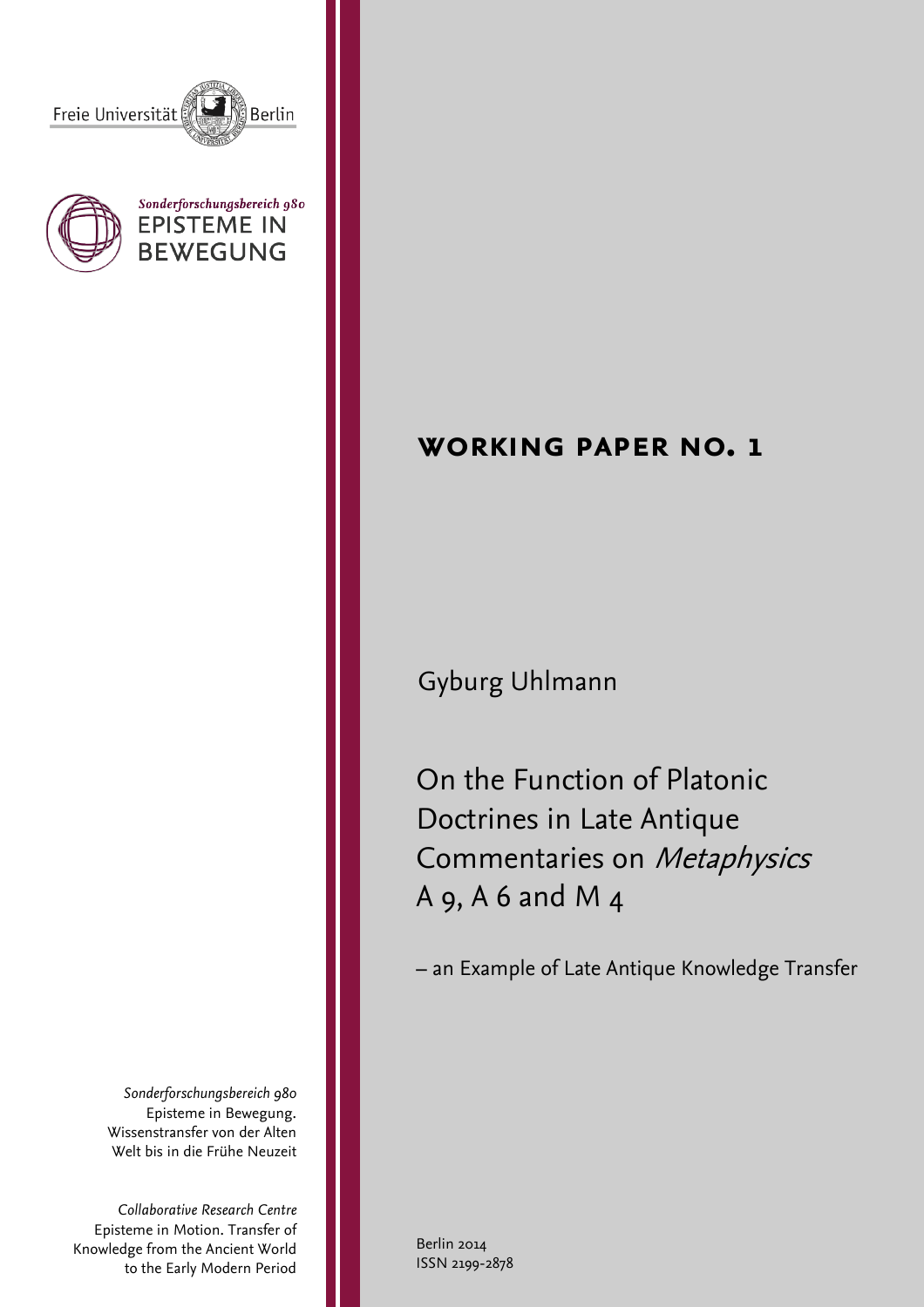Freie Universität Berlin

*Sonderforschungsbereich 980*
EPISTEME IN BEWEGUNG

## WORKING PAPER NO. 1

Gyburg Uhlmann

# On the Function of Platonic Doctrines in Late Antique Commentaries on *Metaphysics* A 9, A 6 and M 4

– an Example of Late Antique Knowledge Transfer

*Sonderforschungsbereich 980*
Episteme in Bewegung.
Wissenstransfer von der Alten Welt bis in die Frühe Neuzeit

*Collaborative Research Centre*
Episteme in Motion. Transfer of Knowledge from the Ancient World to the Early Modern Period

Berlin 2014
ISSN 2199-2878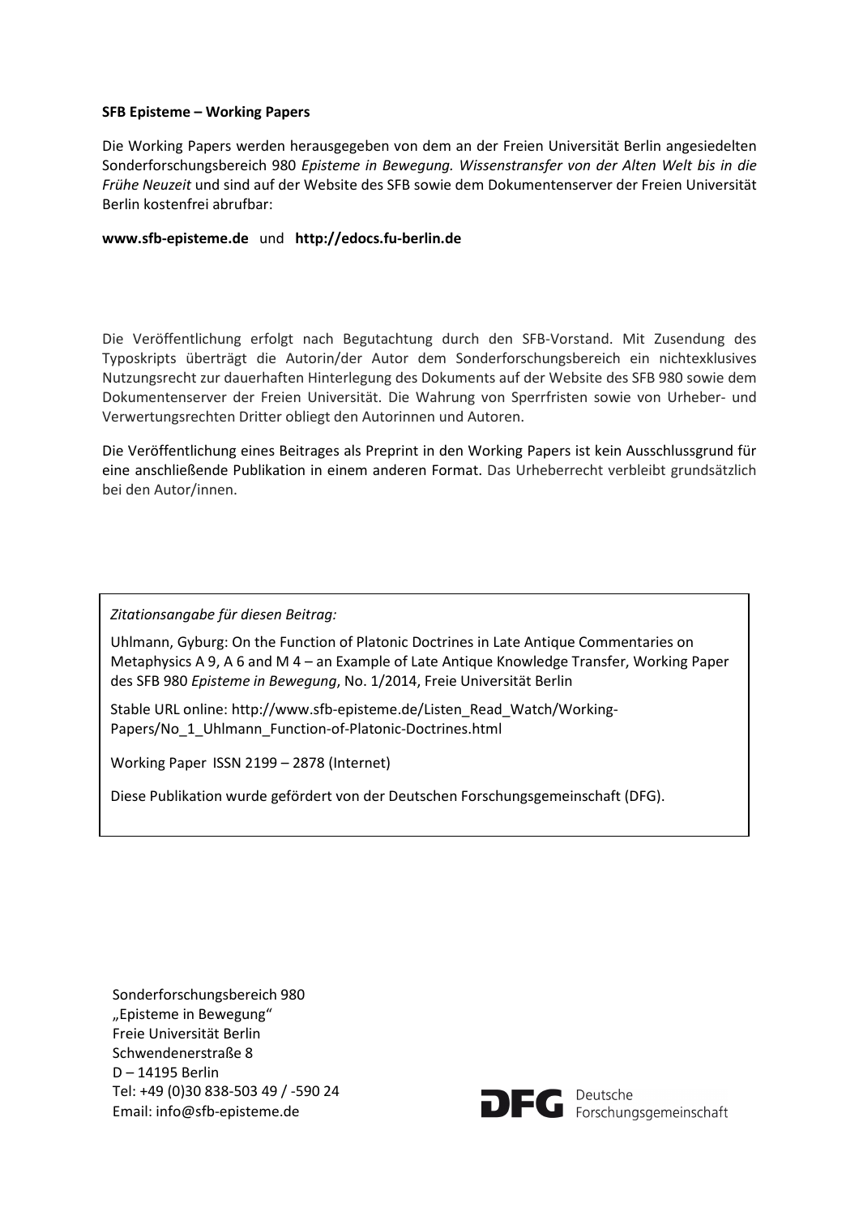**SFB Episteme – Working Papers**

Die Working Papers werden herausgegeben von dem an der Freien Universität Berlin angesiedelten Sonderforschungsbereich 980 *Episteme in Bewegung. Wissenstransfer von der Alten Welt bis in die Frühe Neuzeit* und sind auf der Website des SFB sowie dem Dokumentenserver der Freien Universität Berlin kostenfrei abrufbar:

**www.sfb-episteme.de** und **http://edocs.fu-berlin.de**

Die Veröffentlichung erfolgt nach Begutachtung durch den SFB-Vorstand. Mit Zusendung des Typoskripts überträgt die Autorin/der Autor dem Sonderforschungsbereich ein nichtexklusives Nutzungsrecht zur dauerhaften Hinterlegung des Dokuments auf der Website des SFB 980 sowie dem Dokumentenserver der Freien Universität. Die Wahrung von Sperrfristen sowie von Urheber- und Verwertungsrechten Dritter obliegt den Autorinnen und Autoren.

Die Veröffentlichung eines Beitrages als Preprint in den Working Papers ist kein Ausschlussgrund für eine anschließende Publikation in einem anderen Format. Das Urheberrecht verbleibt grundsätzlich bei den Autor/innen.

*Zitationsangabe für diesen Beitrag:*

Uhlmann, Gyburg: On the Function of Platonic Doctrines in Late Antique Commentaries on Metaphysics A 9, A 6 and M 4 – an Example of Late Antique Knowledge Transfer, Working Paper des SFB 980 *Episteme in Bewegung*, No. 1/2014, Freie Universität Berlin

Stable URL online: http://www.sfb-episteme.de/Listen_Read_Watch/Working-Papers/No_1_Uhlmann_Function-of-Platonic-Doctrines.html

Working Paper ISSN 2199 – 2878 (Internet)

Diese Publikation wurde gefördert von der Deutschen Forschungsgemeinschaft (DFG).

Sonderforschungsbereich 980
„Episteme in Bewegung"
Freie Universität Berlin
Schwendenerstraße 8
D – 14195 Berlin
Tel: +49 (0)30 838-503 49 / -590 24
Email: info@sfb-episteme.de

DFG Deutsche Forschungsgemeinschaft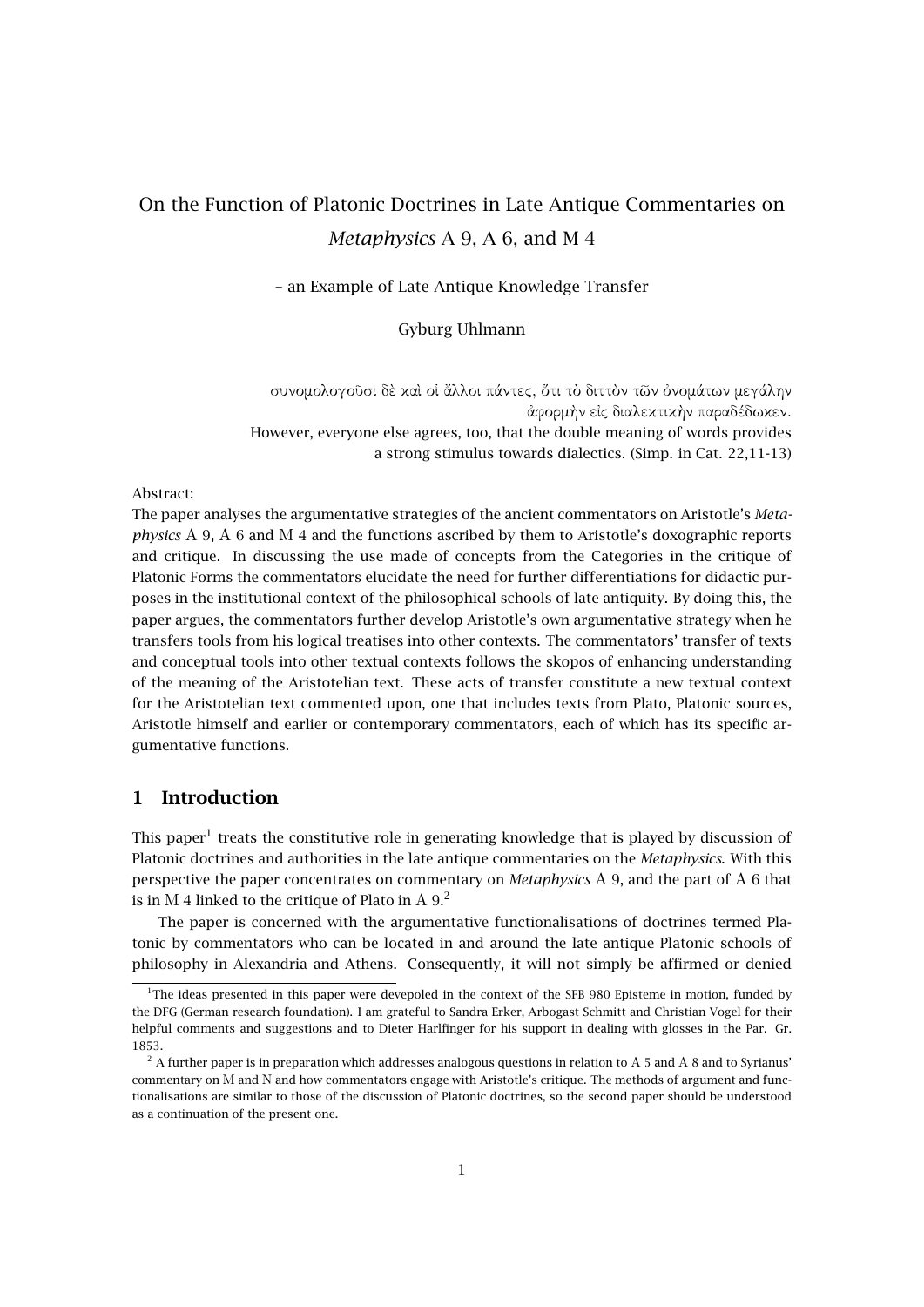# On the Function of Platonic Doctrines in Late Antique Commentaries on *Metaphysics* A 9, A 6, and M 4

– an Example of Late Antique Knowledge Transfer

Gyburg Uhlmann

συνομολογοῦσι δὲ καὶ οἱ ἄλλοι πάντες, ὅτι τὸ διττὸν τῶν ὀνομάτων μεγάλην ἀφορμὴν εἰς διαλεκτικὴν παραδέδωκεν.
However, everyone else agrees, too, that the double meaning of words provides a strong stimulus towards dialectics. (Simp. in Cat. 22,11-13)

Abstract:
The paper analyses the argumentative strategies of the ancient commentators on Aristotle's *Metaphysics* A 9, A 6 and M 4 and the functions ascribed by them to Aristotle's doxographic reports and critique. In discussing the use made of concepts from the Categories in the critique of Platonic Forms the commentators elucidate the need for further differentiations for didactic purposes in the institutional context of the philosophical schools of late antiquity. By doing this, the paper argues, the commentators further develop Aristotle's own argumentative strategy when he transfers tools from his logical treatises into other contexts. The commentators' transfer of texts and conceptual tools into other textual contexts follows the skopos of enhancing understanding of the meaning of the Aristotelian text. These acts of transfer constitute a new textual context for the Aristotelian text commented upon, one that includes texts from Plato, Platonic sources, Aristotle himself and earlier or contemporary commentators, each of which has its specific argumentative functions.

## 1 Introduction

This paper[1] treats the constitutive role in generating knowledge that is played by discussion of Platonic doctrines and authorities in the late antique commentaries on the *Metaphysics*. With this perspective the paper concentrates on commentary on *Metaphysics* A 9, and the part of A 6 that is in M 4 linked to the critique of Plato in A 9.[2]

The paper is concerned with the argumentative functionalisations of doctrines termed Platonic by commentators who can be located in and around the late antique Platonic schools of philosophy in Alexandria and Athens. Consequently, it will not simply be affirmed or denied

[1] The ideas presented in this paper were devepoled in the context of the SFB 980 Episteme in motion, funded by the DFG (German research foundation). I am grateful to Sandra Erker, Arbogast Schmitt and Christian Vogel for their helpful comments and suggestions and to Dieter Harlfinger for his support in dealing with glosses in the Par. Gr. 1853.

[2] A further paper is in preparation which addresses analogous questions in relation to A 5 and A 8 and to Syrianus' commentary on M and N and how commentators engage with Aristotle's critique. The methods of argument and functionalisations are similar to those of the discussion of Platonic doctrines, so the second paper should be understood as a continuation of the present one.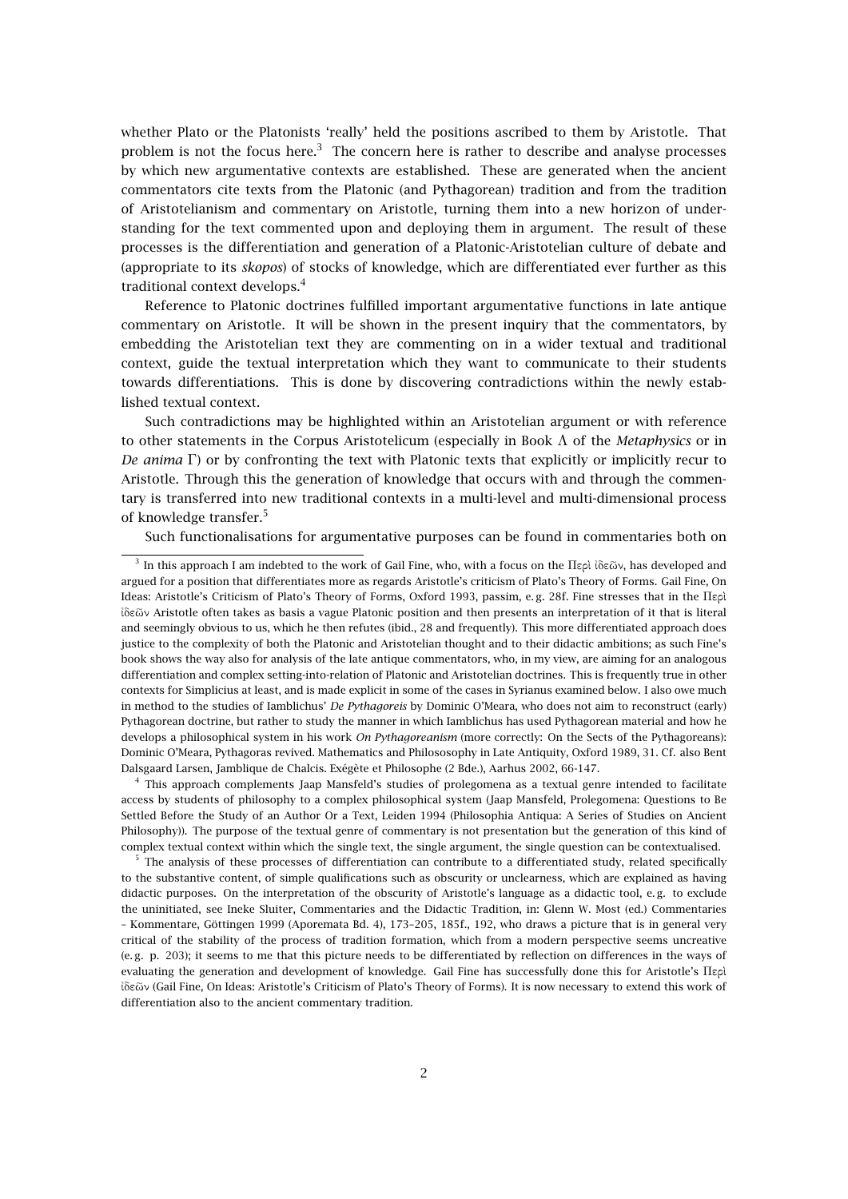whether Plato or the Platonists 'really' held the positions ascribed to them by Aristotle. That problem is not the focus here.[3] The concern here is rather to describe and analyse processes by which new argumentative contexts are established. These are generated when the ancient commentators cite texts from the Platonic (and Pythagorean) tradition and from the tradition of Aristotelianism and commentary on Aristotle, turning them into a new horizon of understanding for the text commented upon and deploying them in argument. The result of these processes is the differentiation and generation of a Platonic-Aristotelian culture of debate and (appropriate to its *skopos*) of stocks of knowledge, which are differentiated ever further as this traditional context develops.[4]

Reference to Platonic doctrines fulfilled important argumentative functions in late antique commentary on Aristotle. It will be shown in the present inquiry that the commentators, by embedding the Aristotelian text they are commenting on in a wider textual and traditional context, guide the textual interpretation which they want to communicate to their students towards differentiations. This is done by discovering contradictions within the newly established textual context.

Such contradictions may be highlighted within an Aristotelian argument or with reference to other statements in the Corpus Aristotelicum (especially in Book Λ of the *Metaphysics* or in *De anima* Γ) or by confronting the text with Platonic texts that explicitly or implicitly recur to Aristotle. Through this the generation of knowledge that occurs with and through the commentary is transferred into new traditional contexts in a multi-level and multi-dimensional process of knowledge transfer.[5]

Such functionalisations for argumentative purposes can be found in commentaries both on

---

[3] In this approach I am indebted to the work of Gail Fine, who, with a focus on the Περὶ ἰδεῶν, has developed and argued for a position that differentiates more as regards Aristotle's criticism of Plato's Theory of Forms. Gail Fine, On Ideas: Aristotle's Criticism of Plato's Theory of Forms, Oxford 1993, passim, e. g. 28f. Fine stresses that in the Περὶ ἰδεῶν Aristotle often takes as basis a vague Platonic position and then presents an interpretation of it that is literal and seemingly obvious to us, which he then refutes (ibid., 28 and frequently). This more differentiated approach does justice to the complexity of both the Platonic and Aristotelian thought and to their didactic ambitions; as such Fine's book shows the way also for analysis of the late antique commentators, who, in my view, are aiming for an analogous differentiation and complex setting-into-relation of Platonic and Aristotelian doctrines. This is frequently true in other contexts for Simplicius at least, and is made explicit in some of the cases in Syrianus examined below. I also owe much in method to the studies of Iamblichus' *De Pythagoreis* by Dominic O'Meara, who does not aim to reconstruct (early) Pythagorean doctrine, but rather to study the manner in which Iamblichus has used Pythagorean material and how he develops a philosophical system in his work *On Pythagoreanism* (more correctly: On the Sects of the Pythagoreans): Dominic O'Meara, Pythagoras revived. Mathematics and Philososophy in Late Antiquity, Oxford 1989, 31. Cf. also Bent Dalsgaard Larsen, Jamblique de Chalcis. Exégète et Philosophe (2 Bde.), Aarhus 2002, 66-147.

[4] This approach complements Jaap Mansfeld's studies of prolegomena as a textual genre intended to facilitate access by students of philosophy to a complex philosophical system (Jaap Mansfeld, Prolegomena: Questions to Be Settled Before the Study of an Author Or a Text, Leiden 1994 (Philosophia Antiqua: A Series of Studies on Ancient Philosophy)). The purpose of the textual genre of commentary is not presentation but the generation of this kind of complex textual context within which the single text, the single argument, the single question can be contextualised.

[5] The analysis of these processes of differentiation can contribute to a differentiated study, related specifically to the substantive content, of simple qualifications such as obscurity or unclearness, which are explained as having didactic purposes. On the interpretation of the obscurity of Aristotle's language as a didactic tool, e. g. to exclude the uninitiated, see Ineke Sluiter, Commentaries and the Didactic Tradition, in: Glenn W. Most (ed.) Commentaries – Kommentare, Göttingen 1999 (Aporemata Bd. 4), 173–205, 185f., 192, who draws a picture that is in general very critical of the stability of the process of tradition formation, which from a modern perspective seems uncreative (e. g. p. 203); it seems to me that this picture needs to be differentiated by reflection on differences in the ways of evaluating the generation and development of knowledge. Gail Fine has successfully done this for Aristotle's Περὶ ἰδεῶν (Gail Fine, On Ideas: Aristotle's Criticism of Plato's Theory of Forms). It is now necessary to extend this work of differentiation also to the ancient commentary tradition.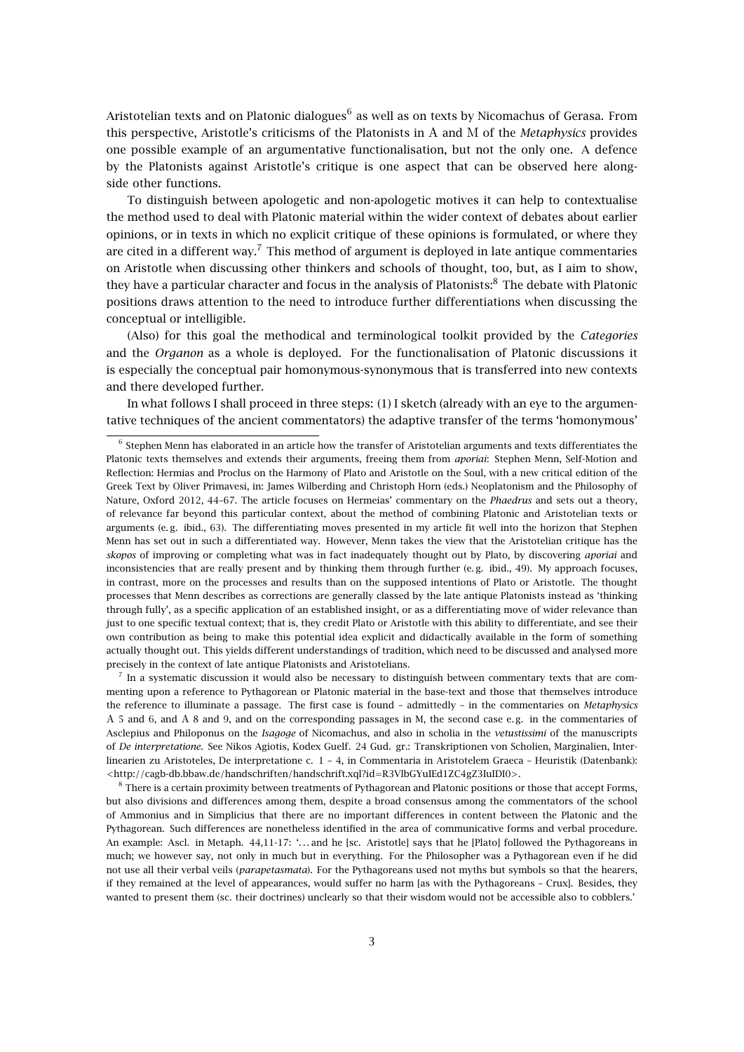Aristotelian texts and on Platonic dialogues[6] as well as on texts by Nicomachus of Gerasa. From this perspective, Aristotle's criticisms of the Platonists in Α and Μ of the *Metaphysics* provides one possible example of an argumentative functionalisation, but not the only one. A defence by the Platonists against Aristotle's critique is one aspect that can be observed here alongside other functions.

To distinguish between apologetic and non-apologetic motives it can help to contextualise the method used to deal with Platonic material within the wider context of debates about earlier opinions, or in texts in which no explicit critique of these opinions is formulated, or where they are cited in a different way.[7] This method of argument is deployed in late antique commentaries on Aristotle when discussing other thinkers and schools of thought, too, but, as I aim to show, they have a particular character and focus in the analysis of Platonists:[8] The debate with Platonic positions draws attention to the need to introduce further differentiations when discussing the conceptual or intelligible.

(Also) for this goal the methodical and terminological toolkit provided by the *Categories* and the *Organon* as a whole is deployed. For the functionalisation of Platonic discussions it is especially the conceptual pair homonymous-synonymous that is transferred into new contexts and there developed further.

In what follows I shall proceed in three steps: (1) I sketch (already with an eye to the argumentative techniques of the ancient commentators) the adaptive transfer of the terms 'homonymous'

---

[6] Stephen Menn has elaborated in an article how the transfer of Aristotelian arguments and texts differentiates the Platonic texts themselves and extends their arguments, freeing them from *aporiai*: Stephen Menn, Self-Motion and Reflection: Hermias and Proclus on the Harmony of Plato and Aristotle on the Soul, with a new critical edition of the Greek Text by Oliver Primavesi, in: James Wilberding and Christoph Horn (eds.) Neoplatonism and the Philosophy of Nature, Oxford 2012, 44–67. The article focuses on Hermeias' commentary on the *Phaedrus* and sets out a theory, of relevance far beyond this particular context, about the method of combining Platonic and Aristotelian texts or arguments (e. g. ibid., 63). The differentiating moves presented in my article fit well into the horizon that Stephen Menn has set out in such a differentiated way. However, Menn takes the view that the Aristotelian critique has the *skopos* of improving or completing what was in fact inadequately thought out by Plato, by discovering *aporiai* and inconsistencies that are really present and by thinking them through further (e. g. ibid., 49). My approach focuses, in contrast, more on the processes and results than on the supposed intentions of Plato or Aristotle. The thought processes that Menn describes as corrections are generally classed by the late antique Platonists instead as 'thinking through fully', as a specific application of an established insight, or as a differentiating move of wider relevance than just to one specific textual context; that is, they credit Plato or Aristotle with this ability to differentiate, and see their own contribution as being to make this potential idea explicit and didactically available in the form of something actually thought out. This yields different understandings of tradition, which need to be discussed and analysed more precisely in the context of late antique Platonists and Aristotelians.

[7] In a systematic discussion it would also be necessary to distinguish between commentary texts that are commenting upon a reference to Pythagorean or Platonic material in the base-text and those that themselves introduce the reference to illuminate a passage. The first case is found – admittedly – in the commentaries on *Metaphysics* Α 5 and 6, and Α 8 and 9, and on the corresponding passages in Μ, the second case e. g. in the commentaries of Asclepius and Philoponus on the *Isagoge* of Nicomachus, and also in scholia in the *vetustissimi* of the manuscripts of *De interpretatione*. See Nikos Agiotis, Kodex Guelf. 24 Gud. gr.: Transkriptionen von Scholien, Marginalien, Interlinearien zu Aristoteles, De interpretatione c. 1 – 4, in Commentaria in Aristotelem Graeca – Heuristik (Datenbank): <http://cagb-db.bbaw.de/handschriften/handschrift.xql?id=R3VlbGYuIEd1ZC4gZ3IuIDI0>.

[8] There is a certain proximity between treatments of Pythagorean and Platonic positions or those that accept Forms, but also divisions and differences among them, despite a broad consensus among the commentators of the school of Ammonius and in Simplicius that there are no important differences in content between the Platonic and the Pythagorean. Such differences are nonetheless identified in the area of communicative forms and verbal procedure. An example: Ascl. in Metaph. 44,11-17: '... and he [sc. Aristotle] says that he [Plato] followed the Pythagoreans in much; we however say, not only in much but in everything. For the Philosopher was a Pythagorean even if he did not use all their verbal veils (*parapetasmata*). For the Pythagoreans used not myths but symbols so that the hearers, if they remained at the level of appearances, would suffer no harm [as with the Pythagoreans – Crux]. Besides, they wanted to present them (sc. their doctrines) unclearly so that their wisdom would not be accessible also to cobblers.'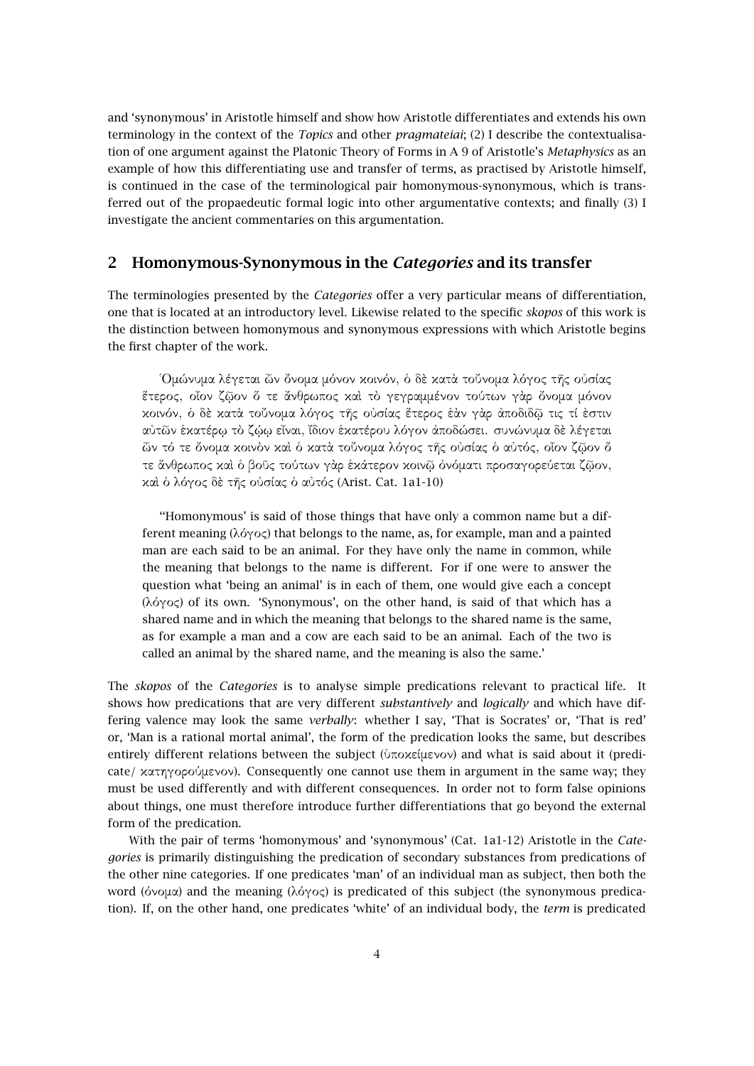and 'synonymous' in Aristotle himself and show how Aristotle differentiates and extends his own terminology in the context of the *Topics* and other *pragmateiai*; (2) I describe the contextualisation of one argument against the Platonic Theory of Forms in A 9 of Aristotle's *Metaphysics* as an example of how this differentiating use and transfer of terms, as practised by Aristotle himself, is continued in the case of the terminological pair homonymous-synonymous, which is transferred out of the propaedeutic formal logic into other argumentative contexts; and finally (3) I investigate the ancient commentaries on this argumentation.

## 2 Homonymous-Synonymous in the *Categories* and its transfer

The terminologies presented by the *Categories* offer a very particular means of differentiation, one that is located at an introductory level. Likewise related to the specific *skopos* of this work is the distinction between homonymous and synonymous expressions with which Aristotle begins the first chapter of the work.

> Ὁμώνυμα λέγεται ὧν ὄνομα μόνον κοινόν, ὁ δὲ κατὰ τοὔνομα λόγος τῆς οὐσίας ἕτερος, οἷον ζῷον ὅ τε ἄνθρωπος καὶ τὸ γεγραμμένον τούτων γὰρ ὄνομα μόνον κοινόν, ὁ δὲ κατὰ τοὔνομα λόγος τῆς οὐσίας ἕτερος ἐὰν γὰρ ἀποδιδῷ τις τί ἐστιν αὐτῶν ἑκατέρῳ τὸ ζῴῳ εἶναι, ἴδιον ἑκατέρου λόγον ἀποδώσει. συνώνυμα δὲ λέγεται ὧν τό τε ὄνομα κοινὸν καὶ ὁ κατὰ τοὔνομα λόγος τῆς οὐσίας ὁ αὐτός, οἷον ζῷον ὅ τε ἄνθρωπος καὶ ὁ βοῦς τούτων γὰρ ἑκάτερον κοινῷ ὀνόματι προσαγορεύεται ζῷον, καὶ ὁ λόγος δὲ τῆς οὐσίας ὁ αὐτός (Arist. Cat. 1a1-10)
>
> ''Homonymous' is said of those things that have only a common name but a different meaning (λόγος) that belongs to the name, as, for example, man and a painted man are each said to be an animal. For they have only the name in common, while the meaning that belongs to the name is different. For if one were to answer the question what 'being an animal' is in each of them, one would give each a concept (λόγος) of its own. 'Synonymous', on the other hand, is said of that which has a shared name and in which the meaning that belongs to the shared name is the same, as for example a man and a cow are each said to be an animal. Each of the two is called an animal by the shared name, and the meaning is also the same.'

The *skopos* of the *Categories* is to analyse simple predications relevant to practical life. It shows how predications that are very different *substantively* and *logically* and which have differing valence may look the same *verbally*: whether I say, 'That is Socrates' or, 'That is red' or, 'Man is a rational mortal animal', the form of the predication looks the same, but describes entirely different relations between the subject (ὑποκείμενον) and what is said about it (predicate/ κατηγορούμενον). Consequently one cannot use them in argument in the same way; they must be used differently and with different consequences. In order not to form false opinions about things, one must therefore introduce further differentiations that go beyond the external form of the predication.

With the pair of terms 'homonymous' and 'synonymous' (Cat. 1a1-12) Aristotle in the *Categories* is primarily distinguishing the predication of secondary substances from predications of the other nine categories. If one predicates 'man' of an individual man as subject, then both the word (ὄνομα) and the meaning (λόγος) is predicated of this subject (the synonymous predication). If, on the other hand, one predicates 'white' of an individual body, the *term* is predicated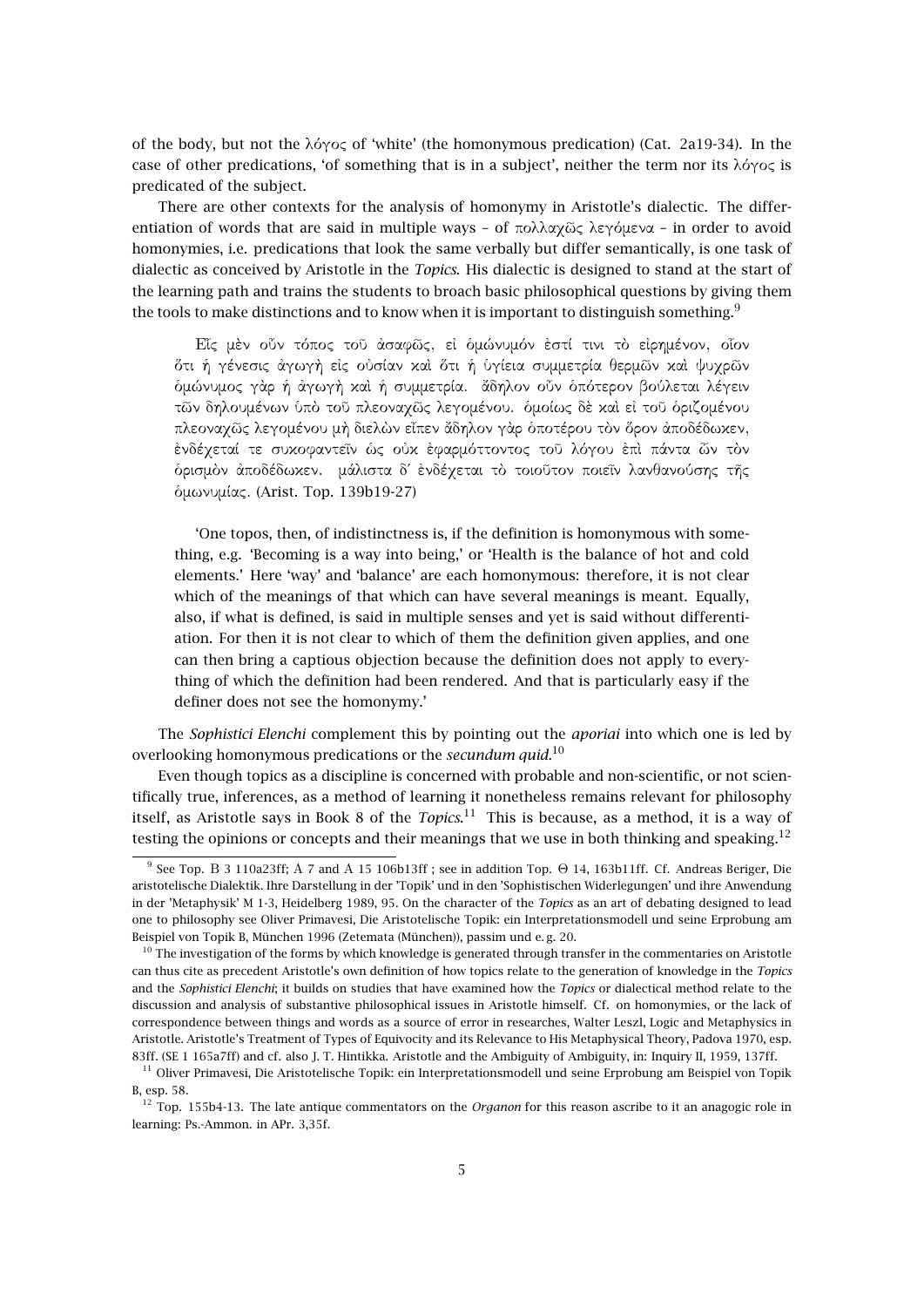of the body, but not the λόγος of 'white' (the homonymous predication) (Cat. 2a19-34). In the case of other predications, 'of something that is in a subject', neither the term nor its λόγος is predicated of the subject.

There are other contexts for the analysis of homonymy in Aristotle's dialectic. The differentiation of words that are said in multiple ways – of πολλαχῶς λεγόμενα – in order to avoid homonymies, i.e. predications that look the same verbally but differ semantically, is one task of dialectic as conceived by Aristotle in the *Topics*. His dialectic is designed to stand at the start of the learning path and trains the students to broach basic philosophical questions by giving them the tools to make distinctions and to know when it is important to distinguish something.[9]

> Εἷς μὲν οὖν τόπος τοῦ ἀσαφῶς, εἰ ὁμώνυμόν ἐστί τινι τὸ εἰρημένον, οἷον ὅτι ἡ γένεσις ἀγωγὴ εἰς οὐσίαν καὶ ὅτι ἡ ὑγίεια συμμετρία θερμῶν καὶ ψυχρῶν ὁμώνυμος γὰρ ἡ ἀγωγὴ καὶ ἡ συμμετρία. ἄδηλον οὖν ὁπότερον βούλεται λέγειν τῶν δηλουμένων ὑπὸ τοῦ πλεοναχῶς λεγομένου. ὁμοίως δὲ καὶ εἰ τοῦ ὁριζομένου πλεοναχῶς λεγομένου μὴ διελὼν εἶπεν ἄδηλον γὰρ ὁποτέρου τὸν ὅρον ἀποδέδωκεν, ἐνδέχεταί τε συκοφαντεῖν ὡς οὐκ ἐφαρμόττοντος τοῦ λόγου ἐπὶ πάντα ὧν τὸν ὁρισμὸν ἀποδέδωκεν. μάλιστα δ' ἐνδέχεται τὸ τοιοῦτον ποιεῖν λανθανούσης τῆς ὁμωνυμίας. (Arist. Top. 139b19-27)

> 'One topos, then, of indistinctness is, if the definition is homonymous with something, e.g. 'Becoming is a way into being,' or 'Health is the balance of hot and cold elements.' Here 'way' and 'balance' are each homonymous: therefore, it is not clear which of the meanings of that which can have several meanings is meant. Equally, also, if what is defined, is said in multiple senses and yet is said without differentiation. For then it is not clear to which of them the definition given applies, and one can then bring a captious objection because the definition does not apply to everything of which the definition had been rendered. And that is particularly easy if the definer does not see the homonymy.'

The *Sophistici Elenchi* complement this by pointing out the *aporiai* into which one is led by overlooking homonymous predications or the *secundum quid*.[10]

Even though topics as a discipline is concerned with probable and non-scientific, or not scientifically true, inferences, as a method of learning it nonetheless remains relevant for philosophy itself, as Aristotle says in Book 8 of the *Topics*.[11] This is because, as a method, it is a way of testing the opinions or concepts and their meanings that we use in both thinking and speaking.[12]

---

[9] See Top. Β 3 110a23ff; Α 7 and Α 15 106b13ff ; see in addition Top. Θ 14, 163b11ff. Cf. Andreas Beriger, Die aristotelische Dialektik. Ihre Darstellung in der 'Topik' und in den 'Sophistischen Widerlegungen' und ihre Anwendung in der 'Metaphysik' M 1-3, Heidelberg 1989, 95. On the character of the *Topics* as an art of debating designed to lead one to philosophy see Oliver Primavesi, Die Aristotelische Topik: ein Interpretationsmodell und seine Erprobung am Beispiel von Topik B, München 1996 (Zetemata (München)), passim und e. g. 20.

[10] The investigation of the forms by which knowledge is generated through transfer in the commentaries on Aristotle can thus cite as precedent Aristotle's own definition of how topics relate to the generation of knowledge in the *Topics* and the *Sophistici Elenchi*; it builds on studies that have examined how the *Topics* or dialectical method relate to the discussion and analysis of substantive philosophical issues in Aristotle himself. Cf. on homonymies, or the lack of correspondence between things and words as a source of error in researches, Walter Leszl, Logic and Metaphysics in Aristotle. Aristotle's Treatment of Types of Equivocity and its Relevance to His Metaphysical Theory, Padova 1970, esp. 83ff. (SE 1 165a7ff) and cf. also J. T. Hintikka. Aristotle and the Ambiguity of Ambiguity, in: Inquiry II, 1959, 137ff.

[11] Oliver Primavesi, Die Aristotelische Topik: ein Interpretationsmodell und seine Erprobung am Beispiel von Topik B, esp. 58.

[12] Top. 155b4-13. The late antique commentators on the *Organon* for this reason ascribe to it an anagogic role in learning: Ps.-Ammon. in APr. 3,35f.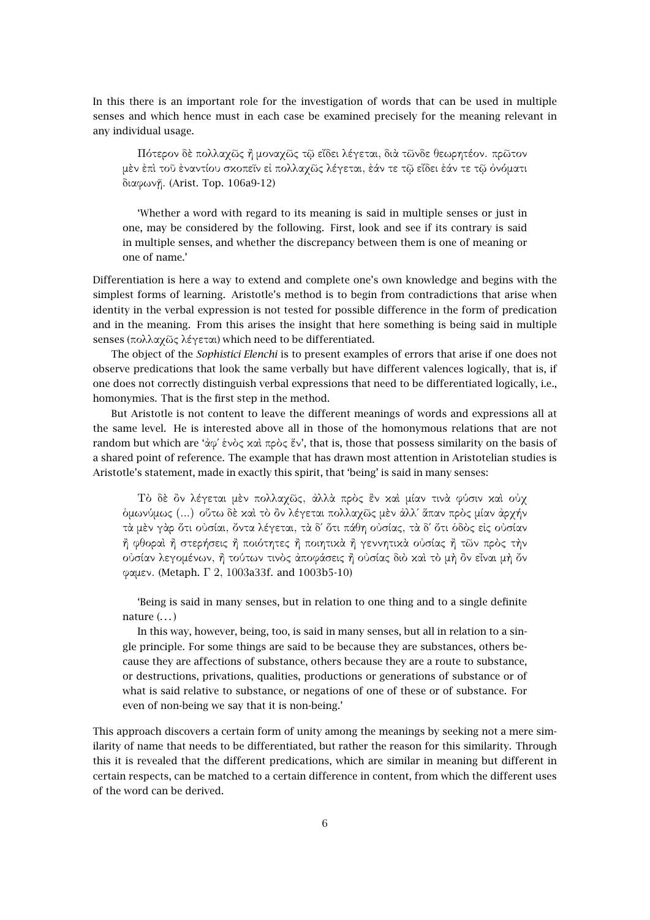In this there is an important role for the investigation of words that can be used in multiple senses and which hence must in each case be examined precisely for the meaning relevant in any individual usage.

> Πότερον δὲ πολλαχῶς ἢ μοναχῶς τῷ εἴδει λέγεται, διὰ τῶνδε θεωρητέον. πρῶτον μὲν ἐπὶ τοῦ ἐναντίου σκοπεῖν εἰ πολλαχῶς λέγεται, ἐάν τε τῷ εἴδει ἐάν τε τῷ ὀνόματι διαφωνῇ. (Arist. Top. 106a9-12)
>
> 'Whether a word with regard to its meaning is said in multiple senses or just in one, may be considered by the following. First, look and see if its contrary is said in multiple senses, and whether the discrepancy between them is one of meaning or one of name.'

Differentiation is here a way to extend and complete one's own knowledge and begins with the simplest forms of learning. Aristotle's method is to begin from contradictions that arise when identity in the verbal expression is not tested for possible difference in the form of predication and in the meaning. From this arises the insight that here something is being said in multiple senses (πολλαχῶς λέγεται) which need to be differentiated.

The object of the *Sophistici Elenchi* is to present examples of errors that arise if one does not observe predications that look the same verbally but have different valences logically, that is, if one does not correctly distinguish verbal expressions that need to be differentiated logically, i.e., homonymies. That is the first step in the method.

But Aristotle is not content to leave the different meanings of words and expressions all at the same level. He is interested above all in those of the homonymous relations that are not random but which are 'ἀφ᾽ ἑνὸς καὶ πρὸς ἕν', that is, those that possess similarity on the basis of a shared point of reference. The example that has drawn most attention in Aristotelian studies is Aristotle's statement, made in exactly this spirit, that 'being' is said in many senses:

> Τὸ δὲ ὂν λέγεται μὲν πολλαχῶς, ἀλλὰ πρὸς ἓν καὶ μίαν τινὰ φύσιν καὶ οὐχ ὁμωνύμως (...) οὕτω δὲ καὶ τὸ ὂν λέγεται πολλαχῶς μὲν ἀλλ᾽ ἅπαν πρὸς μίαν ἀρχήν τὰ μὲν γὰρ ὅτι οὐσίαι, ὄντα λέγεται, τὰ δ᾽ ὅτι πάθη οὐσίας, τὰ δ᾽ ὅτι ὁδὸς εἰς οὐσίαν ἢ φθοραὶ ἢ στερήσεις ἢ ποιότητες ἢ ποιητικὰ ἢ γεννητικὰ οὐσίας ἢ τῶν πρὸς τὴν οὐσίαν λεγομένων, ἢ τούτων τινὸς ἀποφάσεις ἢ οὐσίας διὸ καὶ τὸ μὴ ὂν εἶναι μὴ ὄν φαμεν. (Metaph. Γ 2, 1003a33f. and 1003b5-10)
>
> 'Being is said in many senses, but in relation to one thing and to a single definite nature (...)
>
> In this way, however, being, too, is said in many senses, but all in relation to a single principle. For some things are said to be because they are substances, others because they are affections of substance, others because they are a route to substance, or destructions, privations, qualities, productions or generations of substance or of what is said relative to substance, or negations of one of these or of substance. For even of non-being we say that it is non-being.'

This approach discovers a certain form of unity among the meanings by seeking not a mere similarity of name that needs to be differentiated, but rather the reason for this similarity. Through this it is revealed that the different predications, which are similar in meaning but different in certain respects, can be matched to a certain difference in content, from which the different uses of the word can be derived.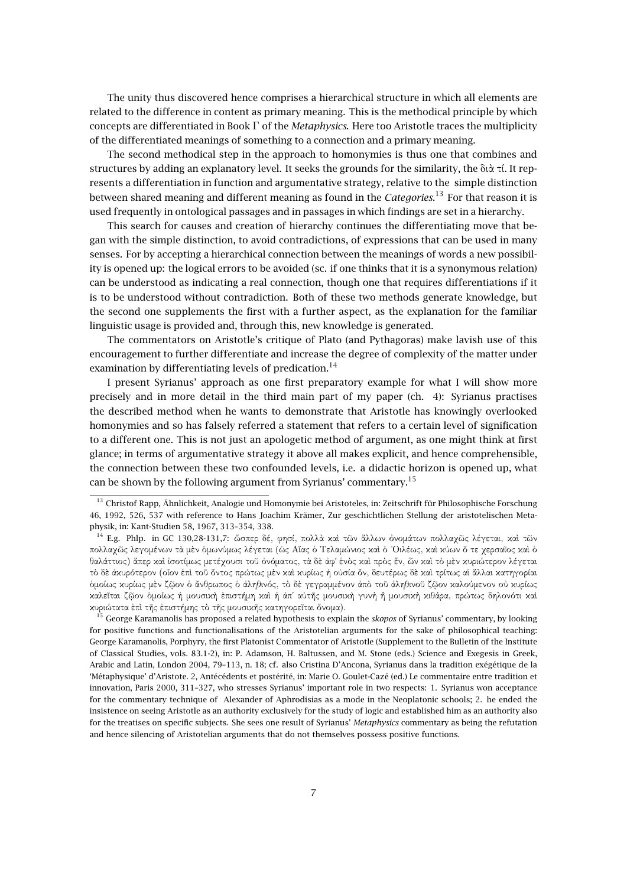The unity thus discovered hence comprises a hierarchical structure in which all elements are related to the difference in content as primary meaning. This is the methodical principle by which concepts are differentiated in Book Γ of the *Metaphysics*. Here too Aristotle traces the multiplicity of the differentiated meanings of something to a connection and a primary meaning.

The second methodical step in the approach to homonymies is thus one that combines and structures by adding an explanatory level. It seeks the grounds for the similarity, the διὰ τί. It represents a differentiation in function and argumentative strategy, relative to the simple distinction between shared meaning and different meaning as found in the *Categories*.[13] For that reason it is used frequently in ontological passages and in passages in which findings are set in a hierarchy.

This search for causes and creation of hierarchy continues the differentiating move that began with the simple distinction, to avoid contradictions, of expressions that can be used in many senses. For by accepting a hierarchical connection between the meanings of words a new possibility is opened up: the logical errors to be avoided (sc. if one thinks that it is a synonymous relation) can be understood as indicating a real connection, though one that requires differentiations if it is to be understood without contradiction. Both of these two methods generate knowledge, but the second one supplements the first with a further aspect, as the explanation for the familiar linguistic usage is provided and, through this, new knowledge is generated.

The commentators on Aristotle's critique of Plato (and Pythagoras) make lavish use of this encouragement to further differentiate and increase the degree of complexity of the matter under examination by differentiating levels of predication.[14]

I present Syrianus' approach as one first preparatory example for what I will show more precisely and in more detail in the third main part of my paper (ch. 4): Syrianus practises the described method when he wants to demonstrate that Aristotle has knowingly overlooked homonymies and so has falsely referred a statement that refers to a certain level of signification to a different one. This is not just an apologetic method of argument, as one might think at first glance; in terms of argumentative strategy it above all makes explicit, and hence comprehensible, the connection between these two confounded levels, i.e. a didactic horizon is opened up, what can be shown by the following argument from Syrianus' commentary.[15]

---

[13] Christof Rapp, Ähnlichkeit, Analogie und Homonymie bei Aristoteles, in: Zeitschrift für Philosophische Forschung 46, 1992, 526, 537 with reference to Hans Joachim Krämer, Zur geschichtlichen Stellung der aristotelischen Metaphysik, in: Kant-Studien 58, 1967, 313–354, 338.

[14] E.g. Phlp. in GC 130,28-131,7: ὥσπερ δέ, φησί, πολλὰ καὶ τῶν ἄλλων ὀνομάτων πολλαχῶς λέγεται, καὶ τῶν πολλαχῶς λεγομένων τὰ μὲν ὁμωνύμως λέγεται (ὡς Αἴας ὁ Τελαμώνιος καὶ ὁ Ὀιλέως, καὶ κύων ὅ τε χερσαῖος καὶ ὁ θαλάττιος) ἅπερ καὶ ἰσοτίμως μετέχουσι τοῦ ὀνόματος, τὰ δὲ ἀφ' ἑνὸς καὶ πρὸς ἕν, ὧν καὶ τὸ μὲν κυριώτερον λέγεται τὸ δὲ ἀκυρότερον (οἷον ἐπὶ τοῦ ὄντος πρώτως μὲν καὶ κυρίως ἡ οὐσία ὄν, δευτέρως δὲ καὶ τρίτως αἱ ἄλλαι κατηγορίαι ὁμοίως κυρίως μὲν ζῷον ὁ ἄνθρωπος ὁ ἀληθινός, τὸ δὲ γεγραμμένον ἀπὸ τοῦ ἀληθινοῦ ζῷον καλούμενον οὐ κυρίως καλεῖται ζῷον ὁμοίως ἡ μουσικὴ ἐπιστήμη καὶ ἡ ἀπ' αὐτῆς μουσικὴ γυνὴ ἢ μουσικὴ κιθάρα, πρώτως δηλονότι καὶ κυριώτατα ἐπὶ τῆς ἐπιστήμης τὸ τῆς μουσικῆς κατηγορεῖται ὄνομα).

[15] George Karamanolis has proposed a related hypothesis to explain the *skopos* of Syrianus' commentary, by looking for positive functions and functionalisations of the Aristotelian arguments for the sake of philosophical teaching: George Karamanolis, Porphyry, the first Platonist Commentator of Aristotle (Supplement to the Bulletin of the Institute of Classical Studies, vols. 83.1-2), in: P. Adamson, H. Baltussen, and M. Stone (eds.) Science and Exegesis in Greek, Arabic and Latin, London 2004, 79–113, n. 18; cf. also Cristina D'Ancona, Syrianus dans la tradition exégétique de la 'Métaphysique' d'Aristote. 2, Antécédents et postérité, in: Marie O. Goulet-Cazé (ed.) Le commentaire entre tradition et innovation, Paris 2000, 311–327, who stresses Syrianus' important role in two respects: 1. Syrianus won acceptance for the commentary technique of Alexander of Aphrodisias as a mode in the Neoplatonic schools; 2. he ended the insistence on seeing Aristotle as an authority exclusively for the study of logic and established him as an authority also for the treatises on specific subjects. She sees one result of Syrianus' *Metaphysics* commentary as being the refutation and hence silencing of Aristotelian arguments that do not themselves possess positive functions.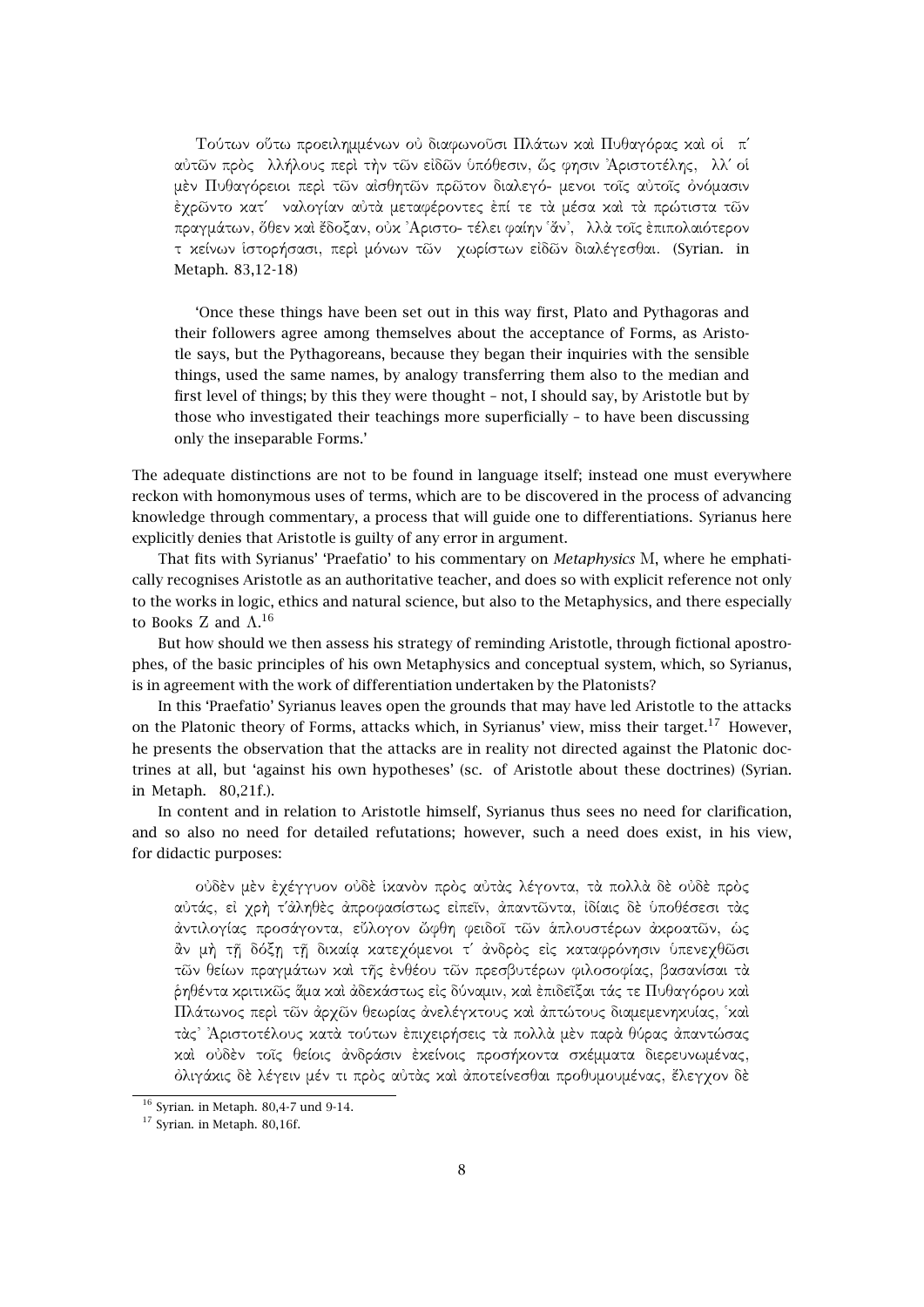Τούτων οὕτω προειλημμένων οὐ διαφωνοῦσι Πλάτων καὶ Πυθαγόρας καὶ οἱ π' αὐτῶν πρὸς λλήλους περὶ τὴν τῶν εἰδῶν ὑπόθεσιν, ὥς φησιν Ἀριστοτέλης, λλ' οἱ μὲν Πυθαγόρειοι περὶ τῶν αἰσθητῶν πρῶτον διαλεγό- μενοι τοῖς αὐτοῖς ὀνόμασιν ἐχρῶντο κατ' ναλογίαν αὐτὰ μεταφέροντες ἐπί τε τὰ μέσα καὶ τὰ πρώτιστα τῶν πραγμάτων, ὅθεν καὶ ἔδοξαν, οὐκ Ἀριστο- τέλει φαίην ἄν, λλὰ τοῖς ἐπιπολαιότερον τ κείνων ἱστορήσασι, περὶ μόνων τῶν χωρίστων εἰδῶν διαλέγεσθαι. (Syrian. in Metaph. 83,12-18)

'Once these things have been set out in this way first, Plato and Pythagoras and their followers agree among themselves about the acceptance of Forms, as Aristotle says, but the Pythagoreans, because they began their inquiries with the sensible things, used the same names, by analogy transferring them also to the median and first level of things; by this they were thought – not, I should say, by Aristotle but by those who investigated their teachings more superficially – to have been discussing only the inseparable Forms.'

The adequate distinctions are not to be found in language itself; instead one must everywhere reckon with homonymous uses of terms, which are to be discovered in the process of advancing knowledge through commentary, a process that will guide one to differentiations. Syrianus here explicitly denies that Aristotle is guilty of any error in argument.

That fits with Syrianus' 'Praefatio' to his commentary on *Metaphysics* M, where he emphatically recognises Aristotle as an authoritative teacher, and does so with explicit reference not only to the works in logic, ethics and natural science, but also to the Metaphysics, and there especially to Books Z and Λ.[16]

But how should we then assess his strategy of reminding Aristotle, through fictional apostrophes, of the basic principles of his own Metaphysics and conceptual system, which, so Syrianus, is in agreement with the work of differentiation undertaken by the Platonists?

In this 'Praefatio' Syrianus leaves open the grounds that may have led Aristotle to the attacks on the Platonic theory of Forms, attacks which, in Syrianus' view, miss their target.[17] However, he presents the observation that the attacks are in reality not directed against the Platonic doctrines at all, but 'against his own hypotheses' (sc. of Aristotle about these doctrines) (Syrian. in Metaph. 80,21f.).

In content and in relation to Aristotle himself, Syrianus thus sees no need for clarification, and so also no need for detailed refutations; however, such a need does exist, in his view, for didactic purposes:

οὐδὲν μὲν ἐχέγγυον οὐδὲ ἱκανὸν πρὸς αὐτὰς λέγοντα, τὰ πολλὰ δὲ οὐδὲ πρὸς αὐτάς, εἰ χρὴ τἀληθὲς ἀπροφασίστως εἰπεῖν, ἀπαντῶντα, ἰδίαις δὲ ὑποθέσεσι τὰς ἀντιλογίας προσάγοντα, εὔλογον ὤφθη φειδοῖ τῶν ἁπλουστέρων ἀκροατῶν, ὡς ἂν μὴ τῇ δόξῃ τῇ δικαίᾳ κατεχόμενοι τ' ἀνδρὸς εἰς καταφρόνησιν ὑπενεχθῶσι τῶν θείων πραγμάτων καὶ τῆς ἐνθέου τῶν πρεσβυτέρων φιλοσοφίας, βασανίσαι τὰ ῥηθέντα κριτικῶς ἅμα καὶ ἀδεκάστως εἰς δύναμιν, καὶ ἐπιδεῖξαι τάς τε Πυθαγόρου καὶ Πλάτωνος περὶ τῶν ἀρχῶν θεωρίας ἀνελέγκτους καὶ ἀπτώτους διαμεμενηκυίας, ⸢καὶ τὰς⸣ Ἀριστοτέλους κατὰ τούτων ἐπιχειρήσεις τὰ πολλὰ μὲν παρὰ θύρας ἀπαντώσας καὶ οὐδὲν τοῖς θείοις ἀνδράσιν ἐκείνοις προσήκοντα σκέμματα διερευνωμένας, ὀλιγάκις δὲ λέγειν μέν τι πρὸς αὐτὰς καὶ ἀποτείνεσθαι προθυμουμένας, ἔλεγχον δὲ

[16] Syrian. in Metaph. 80,4-7 und 9-14.

[17] Syrian. in Metaph. 80,16f.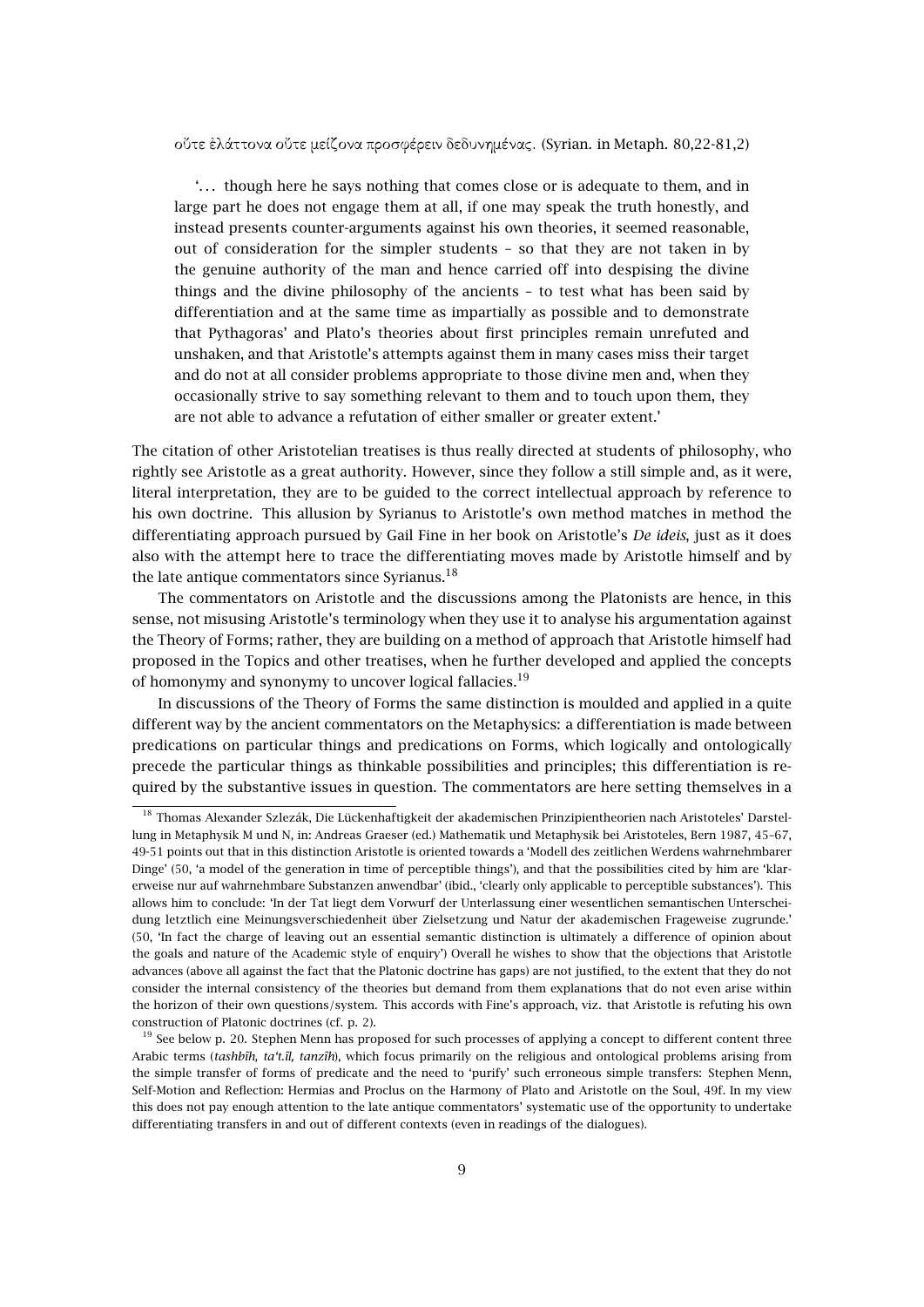οὔτε ἐλάττονα οὔτε μείζονα προσφέρειν δεδυνημένας. (Syrian. in Metaph. 80,22-81,2)

'... though here he says nothing that comes close or is adequate to them, and in large part he does not engage them at all, if one may speak the truth honestly, and instead presents counter-arguments against his own theories, it seemed reasonable, out of consideration for the simpler students – so that they are not taken in by the genuine authority of the man and hence carried off into despising the divine things and the divine philosophy of the ancients – to test what has been said by differentiation and at the same time as impartially as possible and to demonstrate that Pythagoras' and Plato's theories about first principles remain unrefuted and unshaken, and that Aristotle's attempts against them in many cases miss their target and do not at all consider problems appropriate to those divine men and, when they occasionally strive to say something relevant to them and to touch upon them, they are not able to advance a refutation of either smaller or greater extent.'

The citation of other Aristotelian treatises is thus really directed at students of philosophy, who rightly see Aristotle as a great authority. However, since they follow a still simple and, as it were, literal interpretation, they are to be guided to the correct intellectual approach by reference to his own doctrine. This allusion by Syrianus to Aristotle's own method matches in method the differentiating approach pursued by Gail Fine in her book on Aristotle's *De ideis*, just as it does also with the attempt here to trace the differentiating moves made by Aristotle himself and by the late antique commentators since Syrianus.[18]

The commentators on Aristotle and the discussions among the Platonists are hence, in this sense, not misusing Aristotle's terminology when they use it to analyse his argumentation against the Theory of Forms; rather, they are building on a method of approach that Aristotle himself had proposed in the Topics and other treatises, when he further developed and applied the concepts of homonymy and synonymy to uncover logical fallacies.[19]

In discussions of the Theory of Forms the same distinction is moulded and applied in a quite different way by the ancient commentators on the Metaphysics: a differentiation is made between predications on particular things and predications on Forms, which logically and ontologically precede the particular things as thinkable possibilities and principles; this differentiation is required by the substantive issues in question. The commentators are here setting themselves in a

[18] Thomas Alexander Szlezák, Die Lückenhaftigkeit der akademischen Prinzipientheorien nach Aristoteles' Darstellung in Metaphysik M und N, in: Andreas Graeser (ed.) Mathematik und Metaphysik bei Aristoteles, Bern 1987, 45–67, 49-51 points out that in this distinction Aristotle is oriented towards a 'Modell des zeitlichen Werdens wahrnehmbarer Dinge' (50, 'a model of the generation in time of perceptible things'), and that the possibilities cited by him are 'klarerweise nur auf wahrnehmbare Substanzen anwendbar' (ibid., 'clearly only applicable to perceptible substances'). This allows him to conclude: 'In der Tat liegt dem Vorwurf der Unterlassung einer wesentlichen semantischen Unterscheidung letztlich eine Meinungsverschiedenheit über Zielsetzung und Natur der akademischen Frageweise zugrunde.' (50, 'In fact the charge of leaving out an essential semantic distinction is ultimately a difference of opinion about the goals and nature of the Academic style of enquiry') Overall he wishes to show that the objections that Aristotle advances (above all against the fact that the Platonic doctrine has gaps) are not justified, to the extent that they do not consider the internal consistency of the theories but demand from them explanations that do not even arise within the horizon of their own questions/system. This accords with Fine's approach, viz. that Aristotle is refuting his own construction of Platonic doctrines (cf. p. 2).

[19] See below p. 20. Stephen Menn has proposed for such processes of applying a concept to different content three Arabic terms (*tashbīh, ta'ṭīl, tanzīh*), which focus primarily on the religious and ontological problems arising from the simple transfer of forms of predicate and the need to 'purify' such erroneous simple transfers: Stephen Menn, Self-Motion and Reflection: Hermias and Proclus on the Harmony of Plato and Aristotle on the Soul, 49f. In my view this does not pay enough attention to the late antique commentators' systematic use of the opportunity to undertake differentiating transfers in and out of different contexts (even in readings of the dialogues).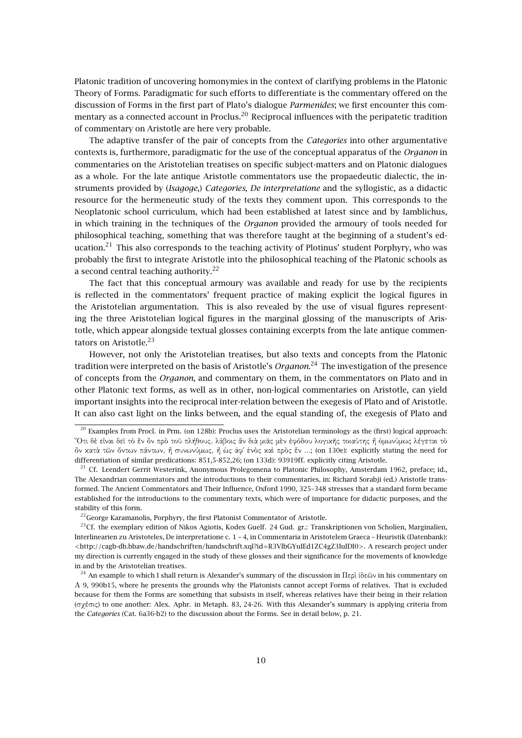Platonic tradition of uncovering homonymies in the context of clarifying problems in the Platonic Theory of Forms. Paradigmatic for such efforts to differentiate is the commentary offered on the discussion of Forms in the first part of Plato's dialogue *Parmenides*; we first encounter this commentary as a connected account in Proclus.[20] Reciprocal influences with the peripatetic tradition of commentary on Aristotle are here very probable.

The adaptive transfer of the pair of concepts from the *Categories* into other argumentative contexts is, furthermore, paradigmatic for the use of the conceptual apparatus of the *Organon* in commentaries on the Aristotelian treatises on specific subject-matters and on Platonic dialogues as a whole. For the late antique Aristotle commentators use the propaedeutic dialectic, the instruments provided by (*Isagoge*,) *Categories*, *De interpretatione* and the syllogistic, as a didactic resource for the hermeneutic study of the texts they comment upon. This corresponds to the Neoplatonic school curriculum, which had been established at latest since and by Iamblichus, in which training in the techniques of the *Organon* provided the armoury of tools needed for philosophical teaching, something that was therefore taught at the beginning of a student's education.[21] This also corresponds to the teaching activity of Plotinus' student Porphyry, who was probably the first to integrate Aristotle into the philosophical teaching of the Platonic schools as a second central teaching authority.[22]

The fact that this conceptual armoury was available and ready for use by the recipients is reflected in the commentators' frequent practice of making explicit the logical figures in the Aristotelian argumentation. This is also revealed by the use of visual figures representing the three Aristotelian logical figures in the marginal glossing of the manuscripts of Aristotle, which appear alongside textual glosses containing excerpts from the late antique commentators on Aristotle.[23]

However, not only the Aristotelian treatises, but also texts and concepts from the Platonic tradition were interpreted on the basis of Aristotle's *Organon*.[24] The investigation of the presence of concepts from the *Organon*, and commentary on them, in the commentators on Plato and in other Platonic text forms, as well as in other, non-logical commentaries on Aristotle, can yield important insights into the reciprocal inter-relation between the exegesis of Plato and of Aristotle. It can also cast light on the links between, and the equal standing of, the exegesis of Plato and

---

[20] Examples from Procl. in Prm. (on 128b): Proclus uses the Aristotelian terminology as the (first) logical approach: Ὅτι δὲ εἶναι δεῖ τὸ ἓν ὂν πρὸ τοῦ πλήθους, λάβοις ἂν διὰ μιᾶς μὲν ἐφόδου λογικῆς τοιαύτης ἢ ὁμωνύμως λέγεται τὸ ὂν κατὰ τῶν ὄντων πάντων, ἢ συνωνύμως, ἢ ὡς ἀφ' ἑνὸς καὶ πρὸς ἕν ...; (on 130e): explicitly stating the need for differentiation of similar predications: 851,5-852,26; (on 133d): 93919ff. explicitly citing Aristotle.

[21] Cf. Leendert Gerrit Westerink, Anonymous Prolegomena to Platonic Philosophy, Amsterdam 1962, preface; id., The Alexandrian commentators and the introductions to their commentaries, in: Richard Sorabji (ed.) Aristotle transformed. The Ancient Commentators and Their Influence, Oxford 1990, 325–348 stresses that a standard form became established for the introductions to the commentary texts, which were of importance for didactic purposes, and the stability of this form.

[22] George Karamanolis, Porphyry, the first Platonist Commentator of Aristotle.

[23] Cf. the exemplary edition of Nikos Agiotis, Kodex Guelf. 24 Gud. gr.: Transkriptionen von Scholien, Marginalien, Interlinearien zu Aristoteles, De interpretatione c. 1 – 4, in Commentaria in Aristotelem Graeca – Heuristik (Datenbank): <http://cagb-db.bbaw.de/handschriften/handschrift.xql?id=R3VlbGYuIEd1ZC4gZ3IuIDI0>. A research project under my direction is currently engaged in the study of these glosses and their significance for the movements of knowledge in and by the Aristotelian treatises.

[24] An example to which I shall return is Alexander's summary of the discussion in Περὶ ἰδεῶν in his commentary on Α 9, 990b15, where he presents the grounds why the Platonists cannot accept Forms of relatives. That is excluded because for them the Forms are something that subsists in itself, whereas relatives have their being in their relation (σχέσις) to one another: Alex. Aphr. in Metaph. 83, 24-26. With this Alexander's summary is applying criteria from the *Categories* (Cat. 6a36-b2) to the discussion about the Forms. See in detail below, p. 21.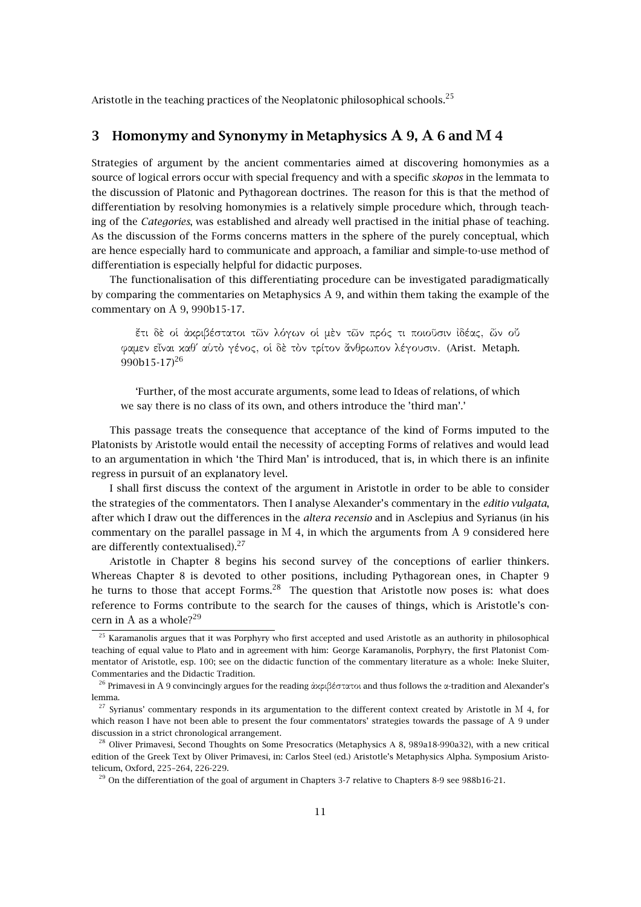Aristotle in the teaching practices of the Neoplatonic philosophical schools.[25]

## 3 Homonymy and Synonymy in Metaphysics Α 9, Α 6 and Μ 4

Strategies of argument by the ancient commentaries aimed at discovering homonymies as a source of logical errors occur with special frequency and with a specific *skopos* in the lemmata to the discussion of Platonic and Pythagorean doctrines. The reason for this is that the method of differentiation by resolving homonymies is a relatively simple procedure which, through teaching of the *Categories*, was established and already well practised in the initial phase of teaching. As the discussion of the Forms concerns matters in the sphere of the purely conceptual, which are hence especially hard to communicate and approach, a familiar and simple-to-use method of differentiation is especially helpful for didactic purposes.

The functionalisation of this differentiating procedure can be investigated paradigmatically by comparing the commentaries on Metaphysics Α 9, and within them taking the example of the commentary on Α 9, 990b15-17.

> ἔτι δὲ οἱ ἀκριβέστατοι τῶν λόγων οἱ μὲν τῶν πρός τι ποιοῦσιν ἰδέας, ὧν οὔ φαμεν εἶναι καθ' αὑτὸ γένος, οἱ δὲ τὸν τρίτον ἄνθρωπον λέγουσιν. (Arist. Metaph. 990b15-17)[26]
>
> 'Further, of the most accurate arguments, some lead to Ideas of relations, of which we say there is no class of its own, and others introduce the 'third man'.'

This passage treats the consequence that acceptance of the kind of Forms imputed to the Platonists by Aristotle would entail the necessity of accepting Forms of relatives and would lead to an argumentation in which 'the Third Man' is introduced, that is, in which there is an infinite regress in pursuit of an explanatory level.

I shall first discuss the context of the argument in Aristotle in order to be able to consider the strategies of the commentators. Then I analyse Alexander's commentary in the *editio vulgata*, after which I draw out the differences in the *altera recensio* and in Asclepius and Syrianus (in his commentary on the parallel passage in Μ 4, in which the arguments from Α 9 considered here are differently contextualised).[27]

Aristotle in Chapter 8 begins his second survey of the conceptions of earlier thinkers. Whereas Chapter 8 is devoted to other positions, including Pythagorean ones, in Chapter 9 he turns to those that accept Forms.[28] The question that Aristotle now poses is: what does reference to Forms contribute to the search for the causes of things, which is Aristotle's concern in Α as a whole?[29]

[25] Karamanolis argues that it was Porphyry who first accepted and used Aristotle as an authority in philosophical teaching of equal value to Plato and in agreement with him: George Karamanolis, Porphyry, the first Platonist Commentator of Aristotle, esp. 100; see on the didactic function of the commentary literature as a whole: Ineke Sluiter, Commentaries and the Didactic Tradition.

[26] Primavesi in Α 9 convincingly argues for the reading ἀκριβέστατοι and thus follows the α-tradition and Alexander's lemma.

[27] Syrianus' commentary responds in its argumentation to the different context created by Aristotle in Μ 4, for which reason I have not been able to present the four commentators' strategies towards the passage of Α 9 under discussion in a strict chronological arrangement.

[28] Oliver Primavesi, Second Thoughts on Some Presocratics (Metaphysics A 8, 989a18-990a32), with a new critical edition of the Greek Text by Oliver Primavesi, in: Carlos Steel (ed.) Aristotle's Metaphysics Alpha. Symposium Aristotelicum, Oxford, 225–264, 226-229.

[29] On the differentiation of the goal of argument in Chapters 3-7 relative to Chapters 8-9 see 988b16-21.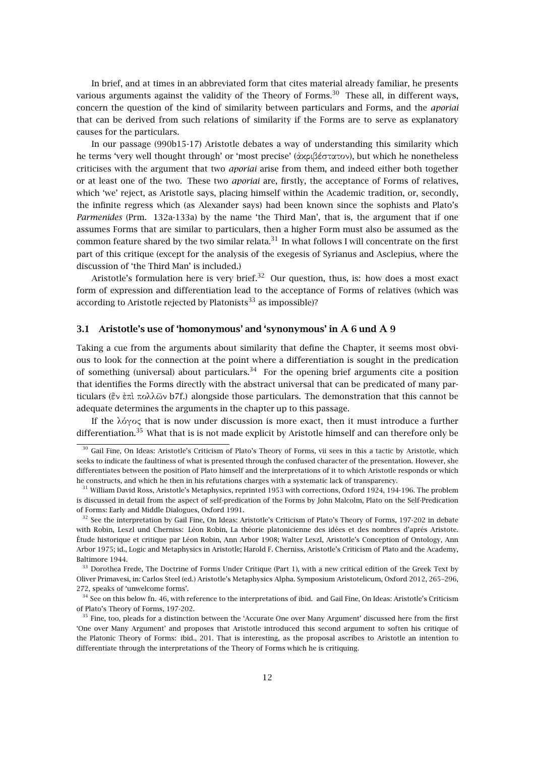In brief, and at times in an abbreviated form that cites material already familiar, he presents various arguments against the validity of the Theory of Forms.[30] These all, in different ways, concern the question of the kind of similarity between particulars and Forms, and the *aporiai* that can be derived from such relations of similarity if the Forms are to serve as explanatory causes for the particulars.

In our passage (990b15-17) Aristotle debates a way of understanding this similarity which he terms 'very well thought through' or 'most precise' (ἀκριβέστατον), but which he nonetheless criticises with the argument that two *aporiai* arise from them, and indeed either both together or at least one of the two. These two *aporiai* are, firstly, the acceptance of Forms of relatives, which 'we' reject, as Aristotle says, placing himself within the Academic tradition, or, secondly, the infinite regress which (as Alexander says) had been known since the sophists and Plato's *Parmenides* (Prm. 132a-133a) by the name 'the Third Man', that is, the argument that if one assumes Forms that are similar to particulars, then a higher Form must also be assumed as the common feature shared by the two similar relata.[31] In what follows I will concentrate on the first part of this critique (except for the analysis of the exegesis of Syrianus and Asclepius, where the discussion of 'the Third Man' is included.)

Aristotle's formulation here is very brief.[32] Our question, thus, is: how does a most exact form of expression and differentiation lead to the acceptance of Forms of relatives (which was according to Aristotle rejected by Platonists[33] as impossible)?

### 3.1 Aristotle's use of 'homonymous' and 'synonymous' in A 6 und A 9

Taking a cue from the arguments about similarity that define the Chapter, it seems most obvious to look for the connection at the point where a differentiation is sought in the predication of something (universal) about particulars.[34] For the opening brief arguments cite a position that identifies the Forms directly with the abstract universal that can be predicated of many particulars (ἓν ἐπὶ πολλῶν b7f.) alongside those particulars. The demonstration that this cannot be adequate determines the arguments in the chapter up to this passage.

If the λόγος that is now under discussion is more exact, then it must introduce a further differentiation.[35] What that is is not made explicit by Aristotle himself and can therefore only be

[30] Gail Fine, On Ideas: Aristotle's Criticism of Plato's Theory of Forms, vii sees in this a tactic by Aristotle, which seeks to indicate the faultiness of what is presented through the confused character of the presentation. However, she differentiates between the position of Plato himself and the interpretations of it to which Aristotle responds or which he constructs, and which he then in his refutations charges with a systematic lack of transparency.

[31] William David Ross, Aristotle's Metaphysics, reprinted 1953 with corrections, Oxford 1924, 194-196. The problem is discussed in detail from the aspect of self-predication of the Forms by John Malcolm, Plato on the Self-Predication of Forms: Early and Middle Dialogues, Oxford 1991.

[32] See the interpretation by Gail Fine, On Ideas: Aristotle's Criticism of Plato's Theory of Forms, 197-202 in debate with Robin, Leszl und Cherniss: Léon Robin, La théorie platonicienne des idées et des nombres d'aprés Aristote. Étude historique et critique par Léon Robin, Ann Arbor 1908; Walter Leszl, Aristotle's Conception of Ontology, Ann Arbor 1975; id., Logic and Metaphysics in Aristotle; Harold F. Cherniss, Aristotle's Criticism of Plato and the Academy, Baltimore 1944.

[33] Dorothea Frede, The Doctrine of Forms Under Critique (Part 1), with a new critical edition of the Greek Text by Oliver Primavesi, in: Carlos Steel (ed.) Aristotle's Metaphysics Alpha. Symposium Aristotelicum, Oxford 2012, 265–296, 272, speaks of 'unwelcome forms'.

[34] See on this below fn. 46, with reference to the interpretations of ibid. and Gail Fine, On Ideas: Aristotle's Criticism of Plato's Theory of Forms, 197-202.

[35] Fine, too, pleads for a distinction between the 'Accurate One over Many Argument' discussed here from the first 'One over Many Argument' and proposes that Aristotle introduced this second argument to soften his critique of the Platonic Theory of Forms: ibid., 201. That is interesting, as the proposal ascribes to Aristotle an intention to differentiate through the interpretations of the Theory of Forms which he is critiquing.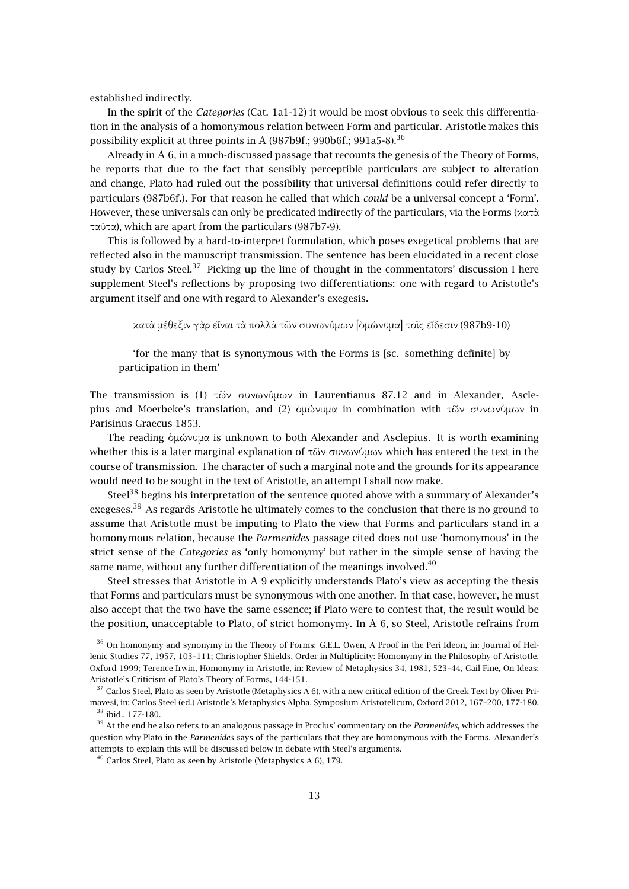established indirectly.

In the spirit of the *Categories* (Cat. 1a1-12) it would be most obvious to seek this differentiation in the analysis of a homonymous relation between Form and particular. Aristotle makes this possibility explicit at three points in A (987b9f.; 990b6f.; 991a5-8).[36]

Already in A 6, in a much-discussed passage that recounts the genesis of the Theory of Forms, he reports that due to the fact that sensibly perceptible particulars are subject to alteration and change, Plato had ruled out the possibility that universal definitions could refer directly to particulars (987b6f.). For that reason he called that which *could* be a universal concept a 'Form'. However, these universals can only be predicated indirectly of the particulars, via the Forms (κατὰ ταῦτα), which are apart from the particulars (987b7-9).

This is followed by a hard-to-interpret formulation, which poses exegetical problems that are reflected also in the manuscript transmission. The sentence has been elucidated in a recent close study by Carlos Steel.[37] Picking up the line of thought in the commentators' discussion I here supplement Steel's reflections by proposing two differentiations: one with regard to Aristotle's argument itself and one with regard to Alexander's exegesis.

> κατὰ μέθεξιν γὰρ εἶναι τὰ πολλὰ τῶν συνωνύμων [ὁμώνυμα] τοῖς εἴδεσιν (987b9-10)
>
> 'for the many that is synonymous with the Forms is [sc. something definite] by participation in them'

The transmission is (1) τῶν συνωνύμων in Laurentianus 87.12 and in Alexander, Asclepius and Moerbeke's translation, and (2) ὁμώνυμα in combination with τῶν συνωνύμων in Parisinus Graecus 1853.

The reading ὁμώνυμα is unknown to both Alexander and Asclepius. It is worth examining whether this is a later marginal explanation of τῶν συνωνύμων which has entered the text in the course of transmission. The character of such a marginal note and the grounds for its appearance would need to be sought in the text of Aristotle, an attempt I shall now make.

Steel[38] begins his interpretation of the sentence quoted above with a summary of Alexander's exegeses.[39] As regards Aristotle he ultimately comes to the conclusion that there is no ground to assume that Aristotle must be imputing to Plato the view that Forms and particulars stand in a homonymous relation, because the *Parmenides* passage cited does not use 'homonymous' in the strict sense of the *Categories* as 'only homonymy' but rather in the simple sense of having the same name, without any further differentiation of the meanings involved.[40]

Steel stresses that Aristotle in A 9 explicitly understands Plato's view as accepting the thesis that Forms and particulars must be synonymous with one another. In that case, however, he must also accept that the two have the same essence; if Plato were to contest that, the result would be the position, unacceptable to Plato, of strict homonymy. In A 6, so Steel, Aristotle refrains from

---

[36] On homonymy and synonymy in the Theory of Forms: G.E.L. Owen, A Proof in the Peri Ideon, in: Journal of Hellenic Studies 77, 1957, 103–111; Christopher Shields, Order in Multiplicity: Homonymy in the Philosophy of Aristotle, Oxford 1999; Terence Irwin, Homonymy in Aristotle, in: Review of Metaphysics 34, 1981, 523–44, Gail Fine, On Ideas: Aristotle's Criticism of Plato's Theory of Forms, 144-151.

[37] Carlos Steel, Plato as seen by Aristotle (Metaphysics A 6), with a new critical edition of the Greek Text by Oliver Primavesi, in: Carlos Steel (ed.) Aristotle's Metaphysics Alpha. Symposium Aristotelicum, Oxford 2012, 167–200, 177-180.

[38] ibid., 177-180.

[39] At the end he also refers to an analogous passage in Proclus' commentary on the *Parmenides*, which addresses the question why Plato in the *Parmenides* says of the particulars that they are homonymous with the Forms. Alexander's attempts to explain this will be discussed below in debate with Steel's arguments.

[40] Carlos Steel, Plato as seen by Aristotle (Metaphysics A 6), 179.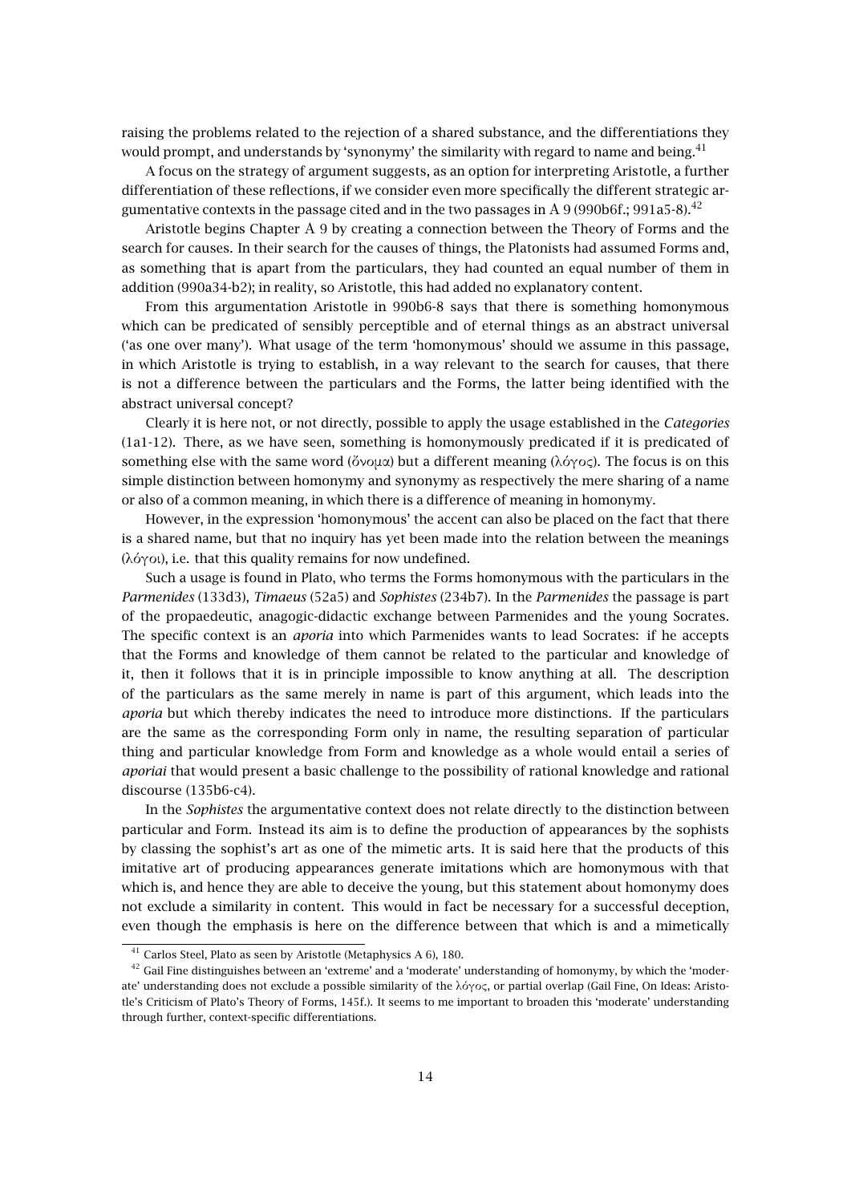raising the problems related to the rejection of a shared substance, and the differentiations they would prompt, and understands by 'synonymy' the similarity with regard to name and being.[41]

A focus on the strategy of argument suggests, as an option for interpreting Aristotle, a further differentiation of these reflections, if we consider even more specifically the different strategic argumentative contexts in the passage cited and in the two passages in A 9 (990b6f.; 991a5-8).[42]

Aristotle begins Chapter A 9 by creating a connection between the Theory of Forms and the search for causes. In their search for the causes of things, the Platonists had assumed Forms and, as something that is apart from the particulars, they had counted an equal number of them in addition (990a34-b2); in reality, so Aristotle, this had added no explanatory content.

From this argumentation Aristotle in 990b6-8 says that there is something homonymous which can be predicated of sensibly perceptible and of eternal things as an abstract universal ('as one over many'). What usage of the term 'homonymous' should we assume in this passage, in which Aristotle is trying to establish, in a way relevant to the search for causes, that there is not a difference between the particulars and the Forms, the latter being identified with the abstract universal concept?

Clearly it is here not, or not directly, possible to apply the usage established in the *Categories* (1a1-12). There, as we have seen, something is homonymously predicated if it is predicated of something else with the same word (ὄνομα) but a different meaning (λόγος). The focus is on this simple distinction between homonymy and synonymy as respectively the mere sharing of a name or also of a common meaning, in which there is a difference of meaning in homonymy.

However, in the expression 'homonymous' the accent can also be placed on the fact that there is a shared name, but that no inquiry has yet been made into the relation between the meanings (λόγοι), i.e. that this quality remains for now undefined.

Such a usage is found in Plato, who terms the Forms homonymous with the particulars in the *Parmenides* (133d3), *Timaeus* (52a5) and *Sophistes* (234b7). In the *Parmenides* the passage is part of the propaedeutic, anagogic-didactic exchange between Parmenides and the young Socrates. The specific context is an *aporia* into which Parmenides wants to lead Socrates: if he accepts that the Forms and knowledge of them cannot be related to the particular and knowledge of it, then it follows that it is in principle impossible to know anything at all. The description of the particulars as the same merely in name is part of this argument, which leads into the *aporia* but which thereby indicates the need to introduce more distinctions. If the particulars are the same as the corresponding Form only in name, the resulting separation of particular thing and particular knowledge from Form and knowledge as a whole would entail a series of *aporiai* that would present a basic challenge to the possibility of rational knowledge and rational discourse (135b6-c4).

In the *Sophistes* the argumentative context does not relate directly to the distinction between particular and Form. Instead its aim is to define the production of appearances by the sophists by classing the sophist's art as one of the mimetic arts. It is said here that the products of this imitative art of producing appearances generate imitations which are homonymous with that which is, and hence they are able to deceive the young, but this statement about homonymy does not exclude a similarity in content. This would in fact be necessary for a successful deception, even though the emphasis is here on the difference between that which is and a mimetically

[41] Carlos Steel, Plato as seen by Aristotle (Metaphysics A 6), 180.

[42] Gail Fine distinguishes between an 'extreme' and a 'moderate' understanding of homonymy, by which the 'moderate' understanding does not exclude a possible similarity of the λόγος, or partial overlap (Gail Fine, On Ideas: Aristotle's Criticism of Plato's Theory of Forms, 145f.). It seems to me important to broaden this 'moderate' understanding through further, context-specific differentiations.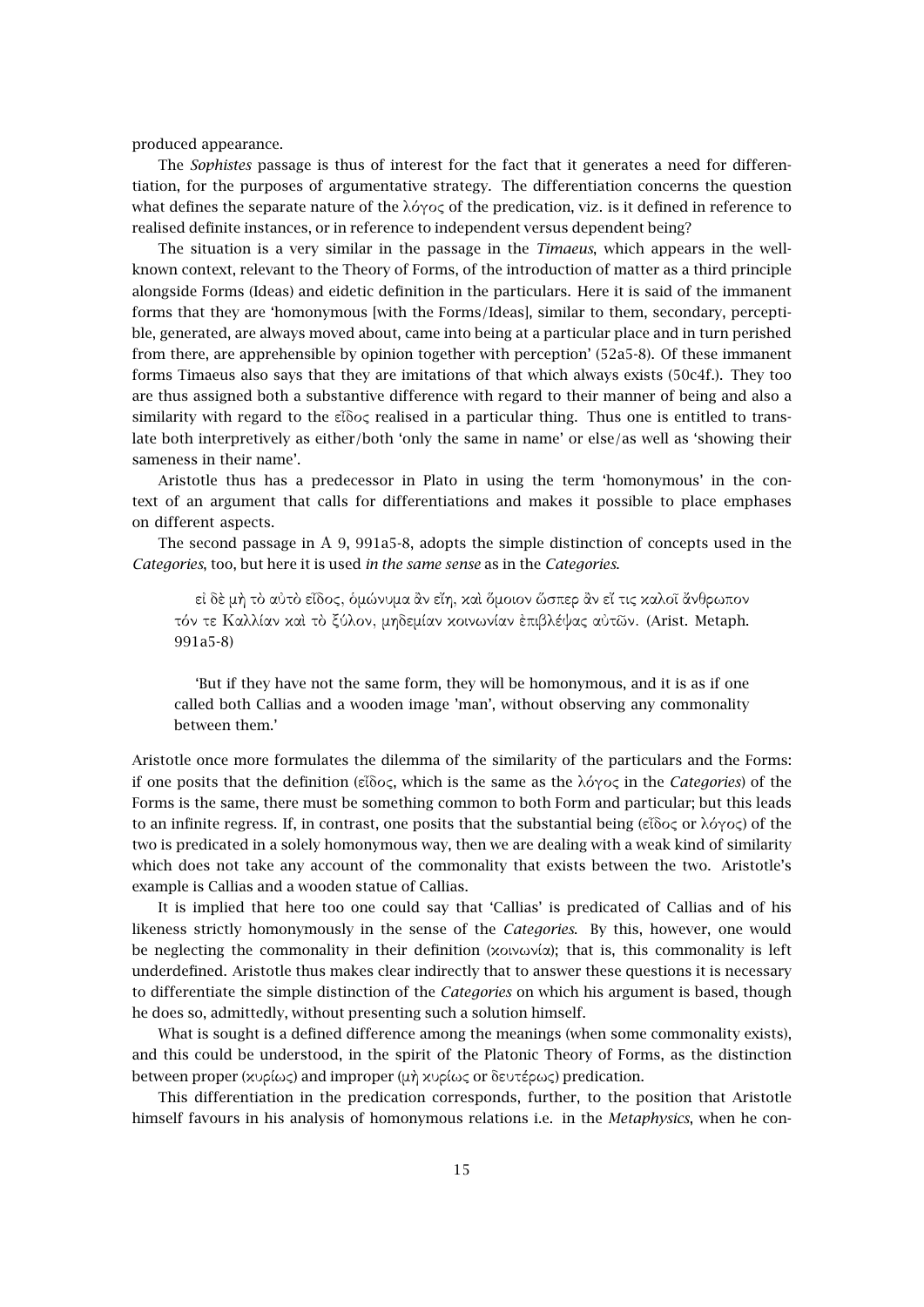produced appearance.

The *Sophistes* passage is thus of interest for the fact that it generates a need for differentiation, for the purposes of argumentative strategy. The differentiation concerns the question what defines the separate nature of the λόγος of the predication, viz. is it defined in reference to realised definite instances, or in reference to independent versus dependent being?

The situation is a very similar in the passage in the *Timaeus*, which appears in the well-known context, relevant to the Theory of Forms, of the introduction of matter as a third principle alongside Forms (Ideas) and eidetic definition in the particulars. Here it is said of the immanent forms that they are 'homonymous [with the Forms/Ideas], similar to them, secondary, perceptible, generated, are always moved about, came into being at a particular place and in turn perished from there, are apprehensible by opinion together with perception' (52a5-8). Of these immanent forms Timaeus also says that they are imitations of that which always exists (50c4f.). They too are thus assigned both a substantive difference with regard to their manner of being and also a similarity with regard to the εἶδος realised in a particular thing. Thus one is entitled to translate both interpretively as either/both 'only the same in name' or else/as well as 'showing their sameness in their name'.

Aristotle thus has a predecessor in Plato in using the term 'homonymous' in the context of an argument that calls for differentiations and makes it possible to place emphases on different aspects.

The second passage in A 9, 991a5-8, adopts the simple distinction of concepts used in the *Categories*, too, but here it is used *in the same sense* as in the *Categories*.

> εἰ δὲ μὴ τὸ αὐτὸ εἶδος, ὁμώνυμα ἂν εἴη, καὶ ὅμοιον ὥσπερ ἂν εἴ τις καλοῖ ἄνθρωπον τόν τε Καλλίαν καὶ τὸ ξύλον, μηδεμίαν κοινωνίαν ἐπιβλέψας αὐτῶν. (Arist. Metaph. 991a5-8)
>
> 'But if they have not the same form, they will be homonymous, and it is as if one called both Callias and a wooden image 'man', without observing any commonality between them.'

Aristotle once more formulates the dilemma of the similarity of the particulars and the Forms: if one posits that the definition (εἶδος, which is the same as the λόγος in the *Categories*) of the Forms is the same, there must be something common to both Form and particular; but this leads to an infinite regress. If, in contrast, one posits that the substantial being (εἶδος or λόγος) of the two is predicated in a solely homonymous way, then we are dealing with a weak kind of similarity which does not take any account of the commonality that exists between the two. Aristotle's example is Callias and a wooden statue of Callias.

It is implied that here too one could say that 'Callias' is predicated of Callias and of his likeness strictly homonymously in the sense of the *Categories*. By this, however, one would be neglecting the commonality in their definition (κοινωνία); that is, this commonality is left underdefined. Aristotle thus makes clear indirectly that to answer these questions it is necessary to differentiate the simple distinction of the *Categories* on which his argument is based, though he does so, admittedly, without presenting such a solution himself.

What is sought is a defined difference among the meanings (when some commonality exists), and this could be understood, in the spirit of the Platonic Theory of Forms, as the distinction between proper (κυρίως) and improper (μὴ κυρίως or δευτέρως) predication.

This differentiation in the predication corresponds, further, to the position that Aristotle himself favours in his analysis of homonymous relations i.e. in the *Metaphysics*, when he con-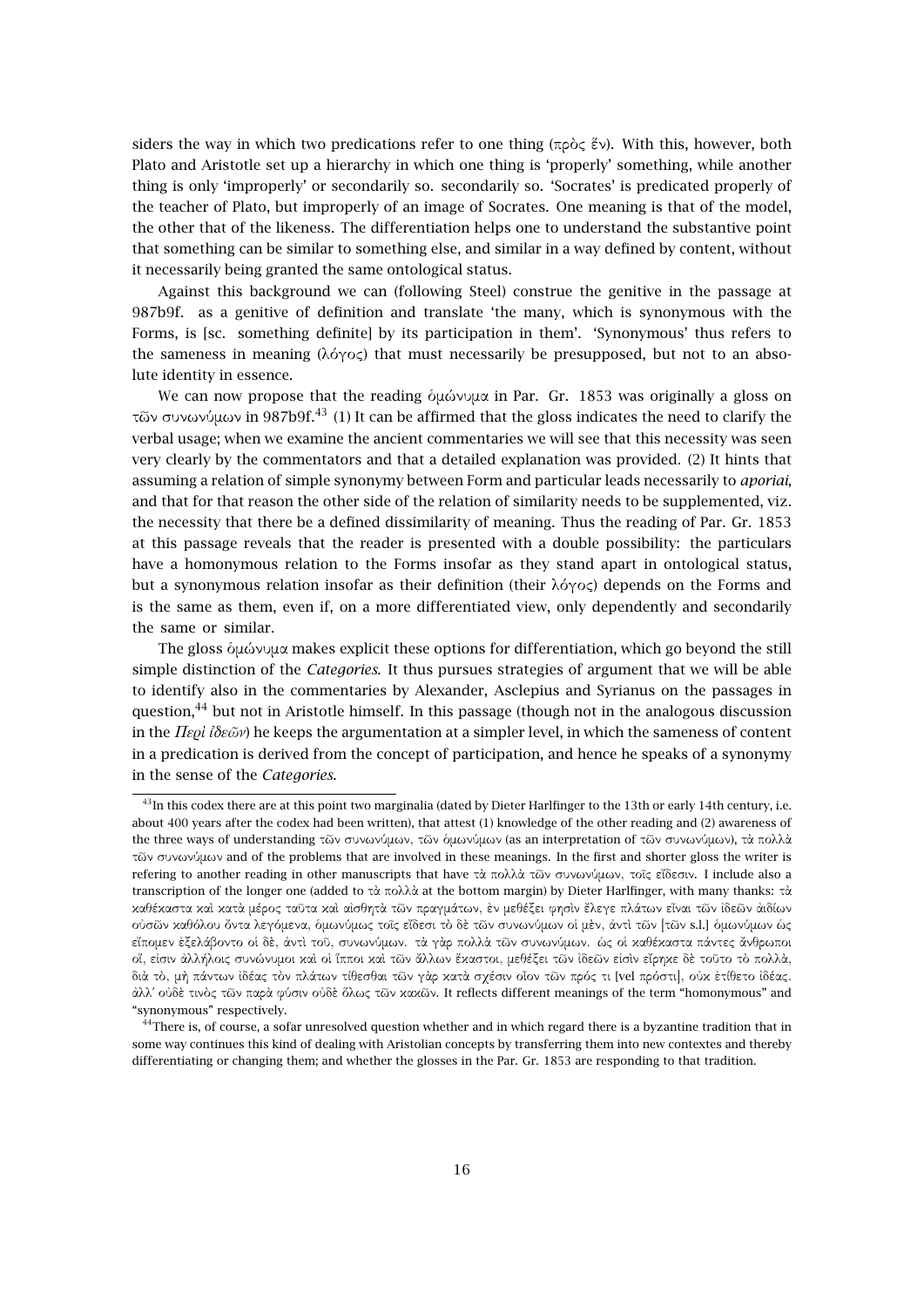siders the way in which two predications refer to one thing (πρὸς ἕν). With this, however, both Plato and Aristotle set up a hierarchy in which one thing is 'properly' something, while another thing is only 'improperly' or secondarily so. secondarily so. 'Socrates' is predicated properly of the teacher of Plato, but improperly of an image of Socrates. One meaning is that of the model, the other that of the likeness. The differentiation helps one to understand the substantive point that something can be similar to something else, and similar in a way defined by content, without it necessarily being granted the same ontological status.

Against this background we can (following Steel) construe the genitive in the passage at 987b9f. as a genitive of definition and translate 'the many, which is synonymous with the Forms, is [sc. something definite] by its participation in them'. 'Synonymous' thus refers to the sameness in meaning (λόγος) that must necessarily be presupposed, but not to an absolute identity in essence.

We can now propose that the reading ὁμώνυμα in Par. Gr. 1853 was originally a gloss on τῶν συνωνύμων in 987b9f.[43] (1) It can be affirmed that the gloss indicates the need to clarify the verbal usage; when we examine the ancient commentaries we will see that this necessity was seen very clearly by the commentators and that a detailed explanation was provided. (2) It hints that assuming a relation of simple synonymy between Form and particular leads necessarily to *aporiai*, and that for that reason the other side of the relation of similarity needs to be supplemented, viz. the necessity that there be a defined dissimilarity of meaning. Thus the reading of Par. Gr. 1853 at this passage reveals that the reader is presented with a double possibility: the particulars have a homonymous relation to the Forms insofar as they stand apart in ontological status, but a synonymous relation insofar as their definition (their λόγος) depends on the Forms and is the same as them, even if, on a more differentiated view, only dependently and secondarily the same or similar.

The gloss ὁμώνυμα makes explicit these options for differentiation, which go beyond the still simple distinction of the *Categories*. It thus pursues strategies of argument that we will be able to identify also in the commentaries by Alexander, Asclepius and Syrianus on the passages in question,[44] but not in Aristotle himself. In this passage (though not in the analogous discussion in the *Περὶ ἰδεῶν*) he keeps the argumentation at a simpler level, in which the sameness of content in a predication is derived from the concept of participation, and hence he speaks of a synonymy in the sense of the *Categories*.

---

[43] In this codex there are at this point two marginalia (dated by Dieter Harlfinger to the 13th or early 14th century, i.e. about 400 years after the codex had been written), that attest (1) knowledge of the other reading and (2) awareness of the three ways of understanding τῶν συνωνύμων, τῶν ὁμωνύμων (as an interpretation of τῶν συνωνύμων), τὰ πολλὰ τῶν συνωνύμων and of the problems that are involved in these meanings. In the first and shorter gloss the writer is refering to another reading in other manuscripts that have τὰ πολλὰ τῶν συνωνύμων, τοῖς εἴδεσιν. I include also a transcription of the longer one (added to τὰ πολλὰ at the bottom margin) by Dieter Harlfinger, with many thanks: τὰ καθέκαστα καὶ κατὰ μέρος ταῦτα καὶ αἰσθητὰ τῶν πραγμάτων, ἐν μεθέξει φησὶν ἔλεγε πλάτων εἶναι τῶν ἰδεῶν ἀιδίων οὐσῶν καθόλου ὄντα λεγόμενα, ὁμωνύμως τοῖς εἴδεσι τὸ δὲ τῶν συνωνύμων οἱ μὲν, ἀντὶ τῶν [τῶν s.l.] ὁμωνύμων ὡς εἴπομεν ἐξελάβοντο οἱ δὲ, ἀντὶ τοῦ, συνωνύμων. τὰ γὰρ πολλὰ τῶν συνωνύμων. ὡς οἱ καθέκαστα πάντες ἄνθρωποι οἵ, εἰσιν ἀλλήλοις συνώνυμοι καὶ οἱ ἵπποι καὶ τῶν ἄλλων ἕκαστοι, μεθέξει τῶν ἰδεῶν εἰσὶν εἴρηκε δὲ τοῦτο τὸ πολλὰ, διὰ τὸ, μὴ πάντων ἰδέας τὸν πλάτων τίθεσθαι τῶν γὰρ κατὰ σχέσιν οἷον τῶν πρός τι [vel πρόστι], οὐκ ἐτίθετο ἰδέας. ἀλλ' οὐδὲ τινὸς τῶν παρὰ φύσιν οὐδὲ ὅλως τῶν κακῶν. It reflects different meanings of the term "homonymous" and "synonymous" respectively.

[44] There is, of course, a sofar unresolved question whether and in which regard there is a byzantine tradition that in some way continues this kind of dealing with Aristolian concepts by transferring them into new contextes and thereby differentiating or changing them; and whether the glosses in the Par. Gr. 1853 are responding to that tradition.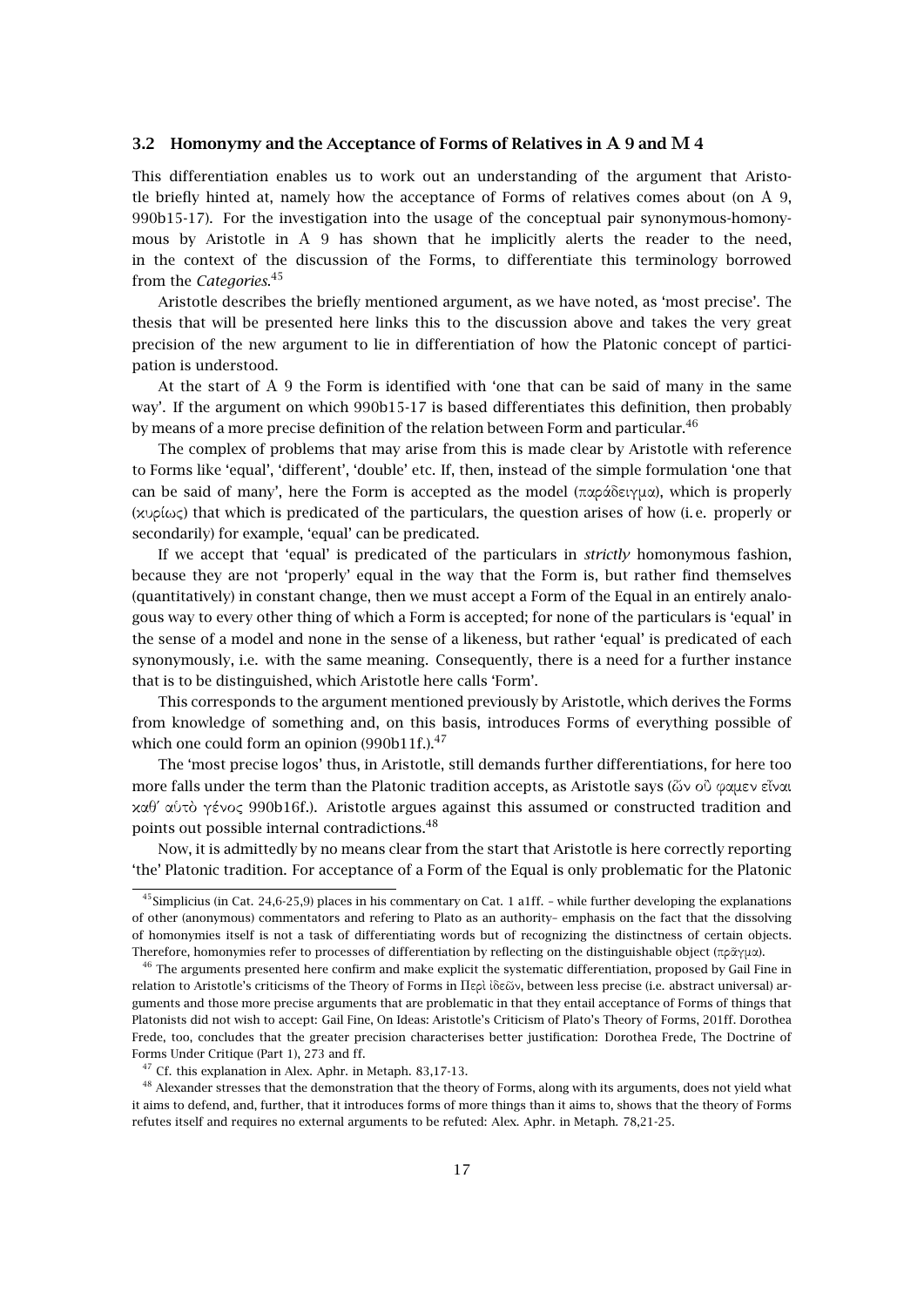### 3.2 Homonymy and the Acceptance of Forms of Relatives in A 9 and M 4

This differentiation enables us to work out an understanding of the argument that Aristotle briefly hinted at, namely how the acceptance of Forms of relatives comes about (on A 9, 990b15-17). For the investigation into the usage of the conceptual pair synonymous-homonymous by Aristotle in A 9 has shown that he implicitly alerts the reader to the need, in the context of the discussion of the Forms, to differentiate this terminology borrowed from the *Categories*.[45]

Aristotle describes the briefly mentioned argument, as we have noted, as 'most precise'. The thesis that will be presented here links this to the discussion above and takes the very great precision of the new argument to lie in differentiation of how the Platonic concept of participation is understood.

At the start of A 9 the Form is identified with 'one that can be said of many in the same way'. If the argument on which 990b15-17 is based differentiates this definition, then probably by means of a more precise definition of the relation between Form and particular.[46]

The complex of problems that may arise from this is made clear by Aristotle with reference to Forms like 'equal', 'different', 'double' etc. If, then, instead of the simple formulation 'one that can be said of many', here the Form is accepted as the model (παράδειγμα), which is properly (κυρίως) that which is predicated of the particulars, the question arises of how (i. e. properly or secondarily) for example, 'equal' can be predicated.

If we accept that 'equal' is predicated of the particulars in *strictly* homonymous fashion, because they are not 'properly' equal in the way that the Form is, but rather find themselves (quantitatively) in constant change, then we must accept a Form of the Equal in an entirely analogous way to every other thing of which a Form is accepted; for none of the particulars is 'equal' in the sense of a model and none in the sense of a likeness, but rather 'equal' is predicated of each synonymously, i.e. with the same meaning. Consequently, there is a need for a further instance that is to be distinguished, which Aristotle here calls 'Form'.

This corresponds to the argument mentioned previously by Aristotle, which derives the Forms from knowledge of something and, on this basis, introduces Forms of everything possible of which one could form an opinion (990b11f.).[47]

The 'most precise logos' thus, in Aristotle, still demands further differentiations, for here too more falls under the term than the Platonic tradition accepts, as Aristotle says (ὧν οὔ φαμεν εἶναι καθ' αὑτὸ γένος 990b16f.). Aristotle argues against this assumed or constructed tradition and points out possible internal contradictions.[48]

Now, it is admittedly by no means clear from the start that Aristotle is here correctly reporting 'the' Platonic tradition. For acceptance of a Form of the Equal is only problematic for the Platonic

---

[45] Simplicius (in Cat. 24,6-25,9) places in his commentary on Cat. 1 a1ff. – while further developing the explanations of other (anonymous) commentators and refering to Plato as an authority– emphasis on the fact that the dissolving of homonymies itself is not a task of differentiating words but of recognizing the distinctness of certain objects. Therefore, homonymies refer to processes of differentiation by reflecting on the distinguishable object (πρᾶγμα).

[46] The arguments presented here confirm and make explicit the systematic differentiation, proposed by Gail Fine in relation to Aristotle's criticisms of the Theory of Forms in Περὶ ἰδεῶν, between less precise (i.e. abstract universal) arguments and those more precise arguments that are problematic in that they entail acceptance of Forms of things that Platonists did not wish to accept: Gail Fine, On Ideas: Aristotle's Criticism of Plato's Theory of Forms, 201ff. Dorothea Frede, too, concludes that the greater precision characterises better justification: Dorothea Frede, The Doctrine of Forms Under Critique (Part 1), 273 and ff.

[47] Cf. this explanation in Alex. Aphr. in Metaph. 83,17-13.

[48] Alexander stresses that the demonstration that the theory of Forms, along with its arguments, does not yield what it aims to defend, and, further, that it introduces forms of more things than it aims to, shows that the theory of Forms refutes itself and requires no external arguments to be refuted: Alex. Aphr. in Metaph. 78,21-25.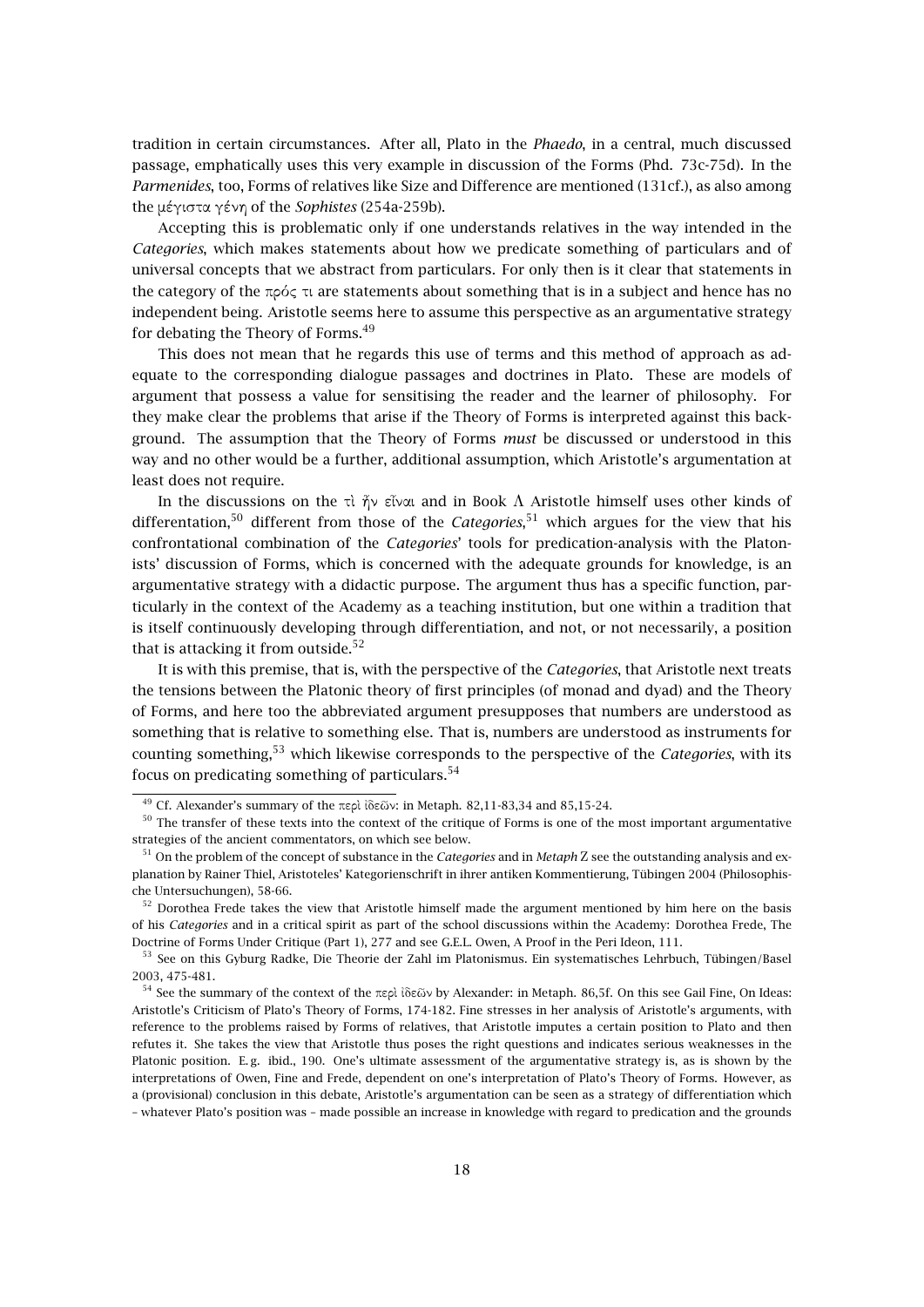tradition in certain circumstances. After all, Plato in the *Phaedo*, in a central, much discussed passage, emphatically uses this very example in discussion of the Forms (Phd. 73c-75d). In the *Parmenides*, too, Forms of relatives like Size and Difference are mentioned (131cf.), as also among the μέγιστα γένη of the *Sophistes* (254a-259b).

Accepting this is problematic only if one understands relatives in the way intended in the *Categories*, which makes statements about how we predicate something of particulars and of universal concepts that we abstract from particulars. For only then is it clear that statements in the category of the πρός τι are statements about something that is in a subject and hence has no independent being. Aristotle seems here to assume this perspective as an argumentative strategy for debating the Theory of Forms.[49]

This does not mean that he regards this use of terms and this method of approach as adequate to the corresponding dialogue passages and doctrines in Plato. These are models of argument that possess a value for sensitising the reader and the learner of philosophy. For they make clear the problems that arise if the Theory of Forms is interpreted against this background. The assumption that the Theory of Forms *must* be discussed or understood in this way and no other would be a further, additional assumption, which Aristotle's argumentation at least does not require.

In the discussions on the τὶ ἦν εἶναι and in Book Λ Aristotle himself uses other kinds of differentation,[50] different from those of the *Categories*,[51] which argues for the view that his confrontational combination of the *Categories*' tools for predication-analysis with the Platonists' discussion of Forms, which is concerned with the adequate grounds for knowledge, is an argumentative strategy with a didactic purpose. The argument thus has a specific function, particularly in the context of the Academy as a teaching institution, but one within a tradition that is itself continuously developing through differentiation, and not, or not necessarily, a position that is attacking it from outside.[52]

It is with this premise, that is, with the perspective of the *Categories*, that Aristotle next treats the tensions between the Platonic theory of first principles (of monad and dyad) and the Theory of Forms, and here too the abbreviated argument presupposes that numbers are understood as something that is relative to something else. That is, numbers are understood as instruments for counting something,[53] which likewise corresponds to the perspective of the *Categories*, with its focus on predicating something of particulars.[54]

---

[49] Cf. Alexander's summary of the περὶ ἰδεῶν: in Metaph. 82,11-83,34 and 85,15-24.

[50] The transfer of these texts into the context of the critique of Forms is one of the most important argumentative strategies of the ancient commentators, on which see below.

[51] On the problem of the concept of substance in the *Categories* and in *Metaph* Z see the outstanding analysis and explanation by Rainer Thiel, Aristoteles' Kategorienschrift in ihrer antiken Kommentierung, Tübingen 2004 (Philosophische Untersuchungen), 58-66.

[52] Dorothea Frede takes the view that Aristotle himself made the argument mentioned by him here on the basis of his *Categories* and in a critical spirit as part of the school discussions within the Academy: Dorothea Frede, The Doctrine of Forms Under Critique (Part 1), 277 and see G.E.L. Owen, A Proof in the Peri Ideon, 111.

[53] See on this Gyburg Radke, Die Theorie der Zahl im Platonismus. Ein systematisches Lehrbuch, Tübingen/Basel 2003, 475-481.

[54] See the summary of the context of the περὶ ἰδεῶν by Alexander: in Metaph. 86,5f. On this see Gail Fine, On Ideas: Aristotle's Criticism of Plato's Theory of Forms, 174-182. Fine stresses in her analysis of Aristotle's arguments, with reference to the problems raised by Forms of relatives, that Aristotle imputes a certain position to Plato and then refutes it. She takes the view that Aristotle thus poses the right questions and indicates serious weaknesses in the Platonic position. E. g. ibid., 190. One's ultimate assessment of the argumentative strategy is, as is shown by the interpretations of Owen, Fine and Frede, dependent on one's interpretation of Plato's Theory of Forms. However, as a (provisional) conclusion in this debate, Aristotle's argumentation can be seen as a strategy of differentiation which – whatever Plato's position was – made possible an increase in knowledge with regard to predication and the grounds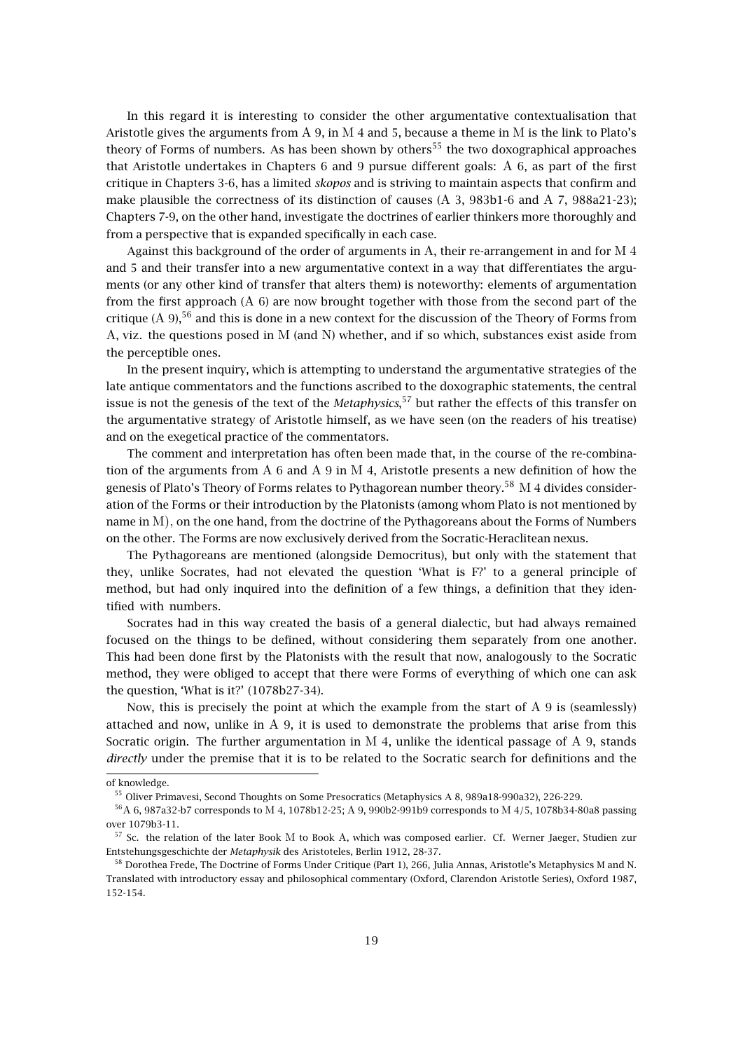In this regard it is interesting to consider the other argumentative contextualisation that Aristotle gives the arguments from A 9, in M 4 and 5, because a theme in M is the link to Plato's theory of Forms of numbers. As has been shown by others[55] the two doxographical approaches that Aristotle undertakes in Chapters 6 and 9 pursue different goals: A 6, as part of the first critique in Chapters 3-6, has a limited *skopos* and is striving to maintain aspects that confirm and make plausible the correctness of its distinction of causes (A 3, 983b1-6 and A 7, 988a21-23); Chapters 7-9, on the other hand, investigate the doctrines of earlier thinkers more thoroughly and from a perspective that is expanded specifically in each case.

Against this background of the order of arguments in A, their re-arrangement in and for M 4 and 5 and their transfer into a new argumentative context in a way that differentiates the arguments (or any other kind of transfer that alters them) is noteworthy: elements of argumentation from the first approach (A 6) are now brought together with those from the second part of the critique (A 9),[56] and this is done in a new context for the discussion of the Theory of Forms from A, viz. the questions posed in M (and N) whether, and if so which, substances exist aside from the perceptible ones.

In the present inquiry, which is attempting to understand the argumentative strategies of the late antique commentators and the functions ascribed to the doxographic statements, the central issue is not the genesis of the text of the *Metaphysics*,[57] but rather the effects of this transfer on the argumentative strategy of Aristotle himself, as we have seen (on the readers of his treatise) and on the exegetical practice of the commentators.

The comment and interpretation has often been made that, in the course of the re-combination of the arguments from A 6 and A 9 in M 4, Aristotle presents a new definition of how the genesis of Plato's Theory of Forms relates to Pythagorean number theory.[58] M 4 divides consideration of the Forms or their introduction by the Platonists (among whom Plato is not mentioned by name in M), on the one hand, from the doctrine of the Pythagoreans about the Forms of Numbers on the other. The Forms are now exclusively derived from the Socratic-Heraclitean nexus.

The Pythagoreans are mentioned (alongside Democritus), but only with the statement that they, unlike Socrates, had not elevated the question 'What is F?' to a general principle of method, but had only inquired into the definition of a few things, a definition that they identified with numbers.

Socrates had in this way created the basis of a general dialectic, but had always remained focused on the things to be defined, without considering them separately from one another. This had been done first by the Platonists with the result that now, analogously to the Socratic method, they were obliged to accept that there were Forms of everything of which one can ask the question, 'What is it?' (1078b27-34).

Now, this is precisely the point at which the example from the start of A 9 is (seamlessly) attached and now, unlike in A 9, it is used to demonstrate the problems that arise from this Socratic origin. The further argumentation in M 4, unlike the identical passage of A 9, stands *directly* under the premise that it is to be related to the Socratic search for definitions and the

---

of knowledge.

[55] Oliver Primavesi, Second Thoughts on Some Presocratics (Metaphysics A 8, 989a18-990a32), 226-229.

[56] A 6, 987a32-b7 corresponds to M 4, 1078b12-25; A 9, 990b2-991b9 corresponds to M 4/5, 1078b34-80a8 passing over 1079b3-11.

[57] Sc. the relation of the later Book M to Book A, which was composed earlier. Cf. Werner Jaeger, Studien zur Entstehungsgeschichte der *Metaphysik* des Aristoteles, Berlin 1912, 28-37.

[58] Dorothea Frede, The Doctrine of Forms Under Critique (Part 1), 266, Julia Annas, Aristotle's Metaphysics M and N. Translated with introductory essay and philosophical commentary (Oxford, Clarendon Aristotle Series), Oxford 1987, 152-154.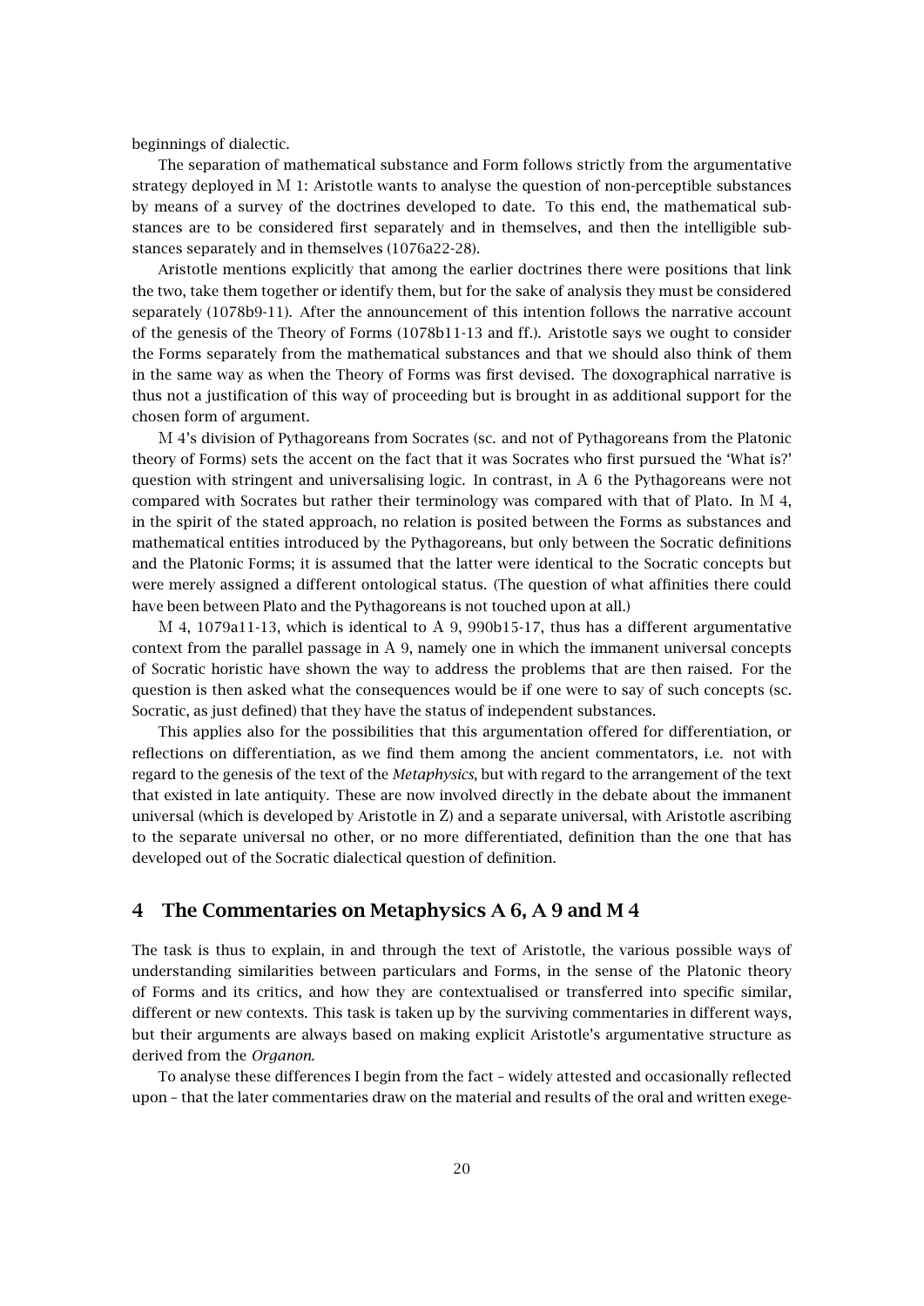beginnings of dialectic.

The separation of mathematical substance and Form follows strictly from the argumentative strategy deployed in M 1: Aristotle wants to analyse the question of non-perceptible substances by means of a survey of the doctrines developed to date. To this end, the mathematical substances are to be considered first separately and in themselves, and then the intelligible substances separately and in themselves (1076a22-28).

Aristotle mentions explicitly that among the earlier doctrines there were positions that link the two, take them together or identify them, but for the sake of analysis they must be considered separately (1078b9-11). After the announcement of this intention follows the narrative account of the genesis of the Theory of Forms (1078b11-13 and ff.). Aristotle says we ought to consider the Forms separately from the mathematical substances and that we should also think of them in the same way as when the Theory of Forms was first devised. The doxographical narrative is thus not a justification of this way of proceeding but is brought in as additional support for the chosen form of argument.

M 4's division of Pythagoreans from Socrates (sc. and not of Pythagoreans from the Platonic theory of Forms) sets the accent on the fact that it was Socrates who first pursued the 'What is?' question with stringent and universalising logic. In contrast, in A 6 the Pythagoreans were not compared with Socrates but rather their terminology was compared with that of Plato. In M 4, in the spirit of the stated approach, no relation is posited between the Forms as substances and mathematical entities introduced by the Pythagoreans, but only between the Socratic definitions and the Platonic Forms; it is assumed that the latter were identical to the Socratic concepts but were merely assigned a different ontological status. (The question of what affinities there could have been between Plato and the Pythagoreans is not touched upon at all.)

M 4, 1079a11-13, which is identical to A 9, 990b15-17, thus has a different argumentative context from the parallel passage in A 9, namely one in which the immanent universal concepts of Socratic horistic have shown the way to address the problems that are then raised. For the question is then asked what the consequences would be if one were to say of such concepts (sc. Socratic, as just defined) that they have the status of independent substances.

This applies also for the possibilities that this argumentation offered for differentiation, or reflections on differentiation, as we find them among the ancient commentators, i.e. not with regard to the genesis of the text of the *Metaphysics*, but with regard to the arrangement of the text that existed in late antiquity. These are now involved directly in the debate about the immanent universal (which is developed by Aristotle in Z) and a separate universal, with Aristotle ascribing to the separate universal no other, or no more differentiated, definition than the one that has developed out of the Socratic dialectical question of definition.

## 4 The Commentaries on Metaphysics A 6, A 9 and M 4

The task is thus to explain, in and through the text of Aristotle, the various possible ways of understanding similarities between particulars and Forms, in the sense of the Platonic theory of Forms and its critics, and how they are contextualised or transferred into specific similar, different or new contexts. This task is taken up by the surviving commentaries in different ways, but their arguments are always based on making explicit Aristotle's argumentative structure as derived from the *Organon*.

To analyse these differences I begin from the fact – widely attested and occasionally reflected upon – that the later commentaries draw on the material and results of the oral and written exege-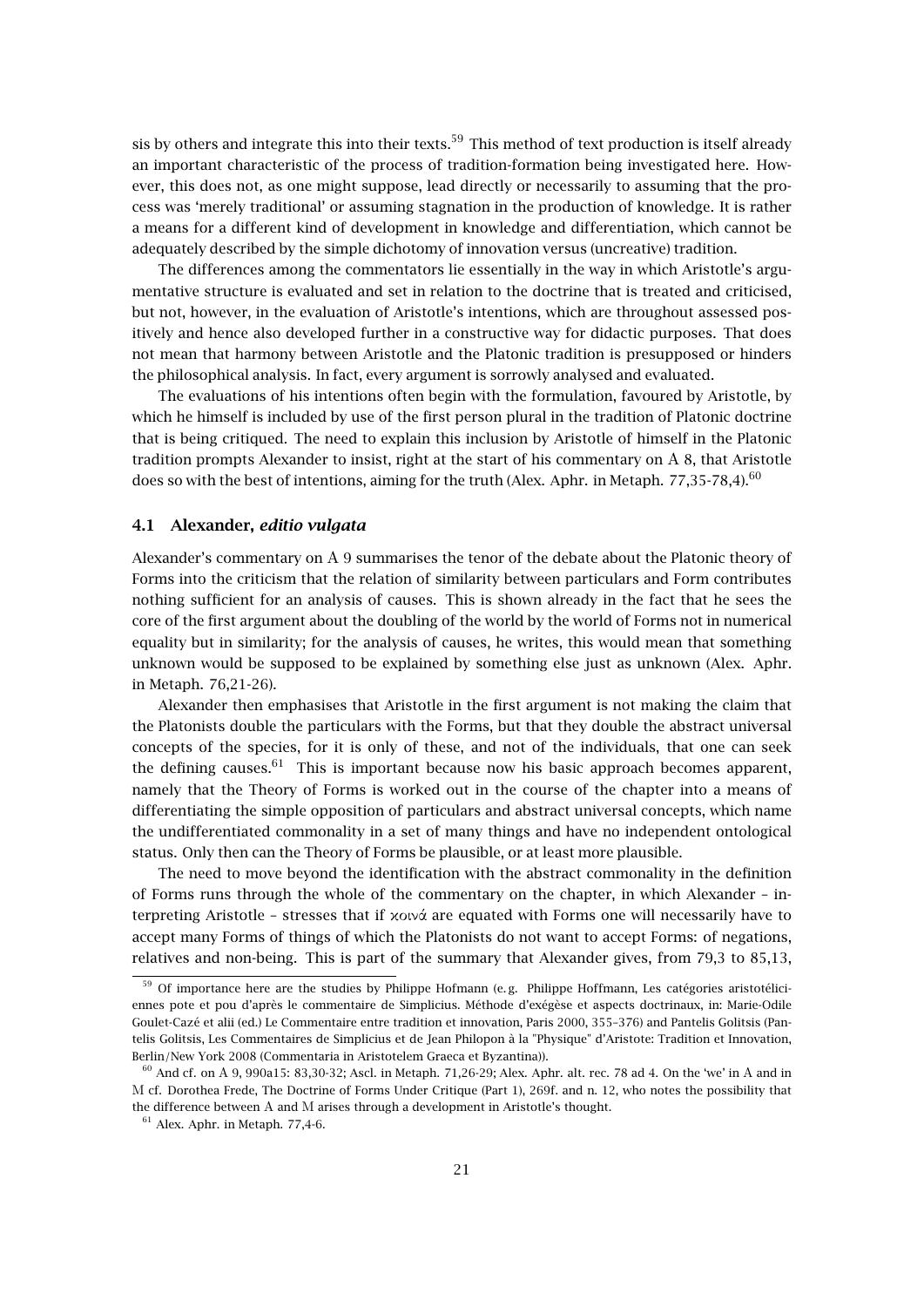sis by others and integrate this into their texts.[59] This method of text production is itself already an important characteristic of the process of tradition-formation being investigated here. However, this does not, as one might suppose, lead directly or necessarily to assuming that the process was 'merely traditional' or assuming stagnation in the production of knowledge. It is rather a means for a different kind of development in knowledge and differentiation, which cannot be adequately described by the simple dichotomy of innovation versus (uncreative) tradition.

The differences among the commentators lie essentially in the way in which Aristotle's argumentative structure is evaluated and set in relation to the doctrine that is treated and criticised, but not, however, in the evaluation of Aristotle's intentions, which are throughout assessed positively and hence also developed further in a constructive way for didactic purposes. That does not mean that harmony between Aristotle and the Platonic tradition is presupposed or hinders the philosophical analysis. In fact, every argument is sorrowly analysed and evaluated.

The evaluations of his intentions often begin with the formulation, favoured by Aristotle, by which he himself is included by use of the first person plural in the tradition of Platonic doctrine that is being critiqued. The need to explain this inclusion by Aristotle of himself in the Platonic tradition prompts Alexander to insist, right at the start of his commentary on A 8, that Aristotle does so with the best of intentions, aiming for the truth (Alex. Aphr. in Metaph. 77,35-78,4).[60]

## 4.1 Alexander, *editio vulgata*

Alexander's commentary on A 9 summarises the tenor of the debate about the Platonic theory of Forms into the criticism that the relation of similarity between particulars and Form contributes nothing sufficient for an analysis of causes. This is shown already in the fact that he sees the core of the first argument about the doubling of the world by the world of Forms not in numerical equality but in similarity; for the analysis of causes, he writes, this would mean that something unknown would be supposed to be explained by something else just as unknown (Alex. Aphr. in Metaph. 76,21-26).

Alexander then emphasises that Aristotle in the first argument is not making the claim that the Platonists double the particulars with the Forms, but that they double the abstract universal concepts of the species, for it is only of these, and not of the individuals, that one can seek the defining causes.[61] This is important because now his basic approach becomes apparent, namely that the Theory of Forms is worked out in the course of the chapter into a means of differentiating the simple opposition of particulars and abstract universal concepts, which name the undifferentiated commonality in a set of many things and have no independent ontological status. Only then can the Theory of Forms be plausible, or at least more plausible.

The need to move beyond the identification with the abstract commonality in the definition of Forms runs through the whole of the commentary on the chapter, in which Alexander – interpreting Aristotle – stresses that if κοινά are equated with Forms one will necessarily have to accept many Forms of things of which the Platonists do not want to accept Forms: of negations, relatives and non-being. This is part of the summary that Alexander gives, from 79,3 to 85,13,

---

[59] Of importance here are the studies by Philippe Hofmann (e.g. Philippe Hoffmann, Les catégories aristotéliciennes pote et pou d'après le commentaire de Simplicius. Méthode d'exégèse et aspects doctrinaux, in: Marie-Odile Goulet-Cazé et alii (ed.) Le Commentaire entre tradition et innovation, Paris 2000, 355–376) and Pantelis Golitsis (Pantelis Golitsis, Les Commentaires de Simplicius et de Jean Philopon à la "Physique" d'Aristote: Tradition et Innovation, Berlin/New York 2008 (Commentaria in Aristotelem Graeca et Byzantina)).

[60] And cf. on A 9, 990a15: 83,30-32; Ascl. in Metaph. 71,26-29; Alex. Aphr. alt. rec. 78 ad 4. On the 'we' in A and in M cf. Dorothea Frede, The Doctrine of Forms Under Critique (Part 1), 269f. and n. 12, who notes the possibility that the difference between A and M arises through a development in Aristotle's thought.

[61] Alex. Aphr. in Metaph. 77,4-6.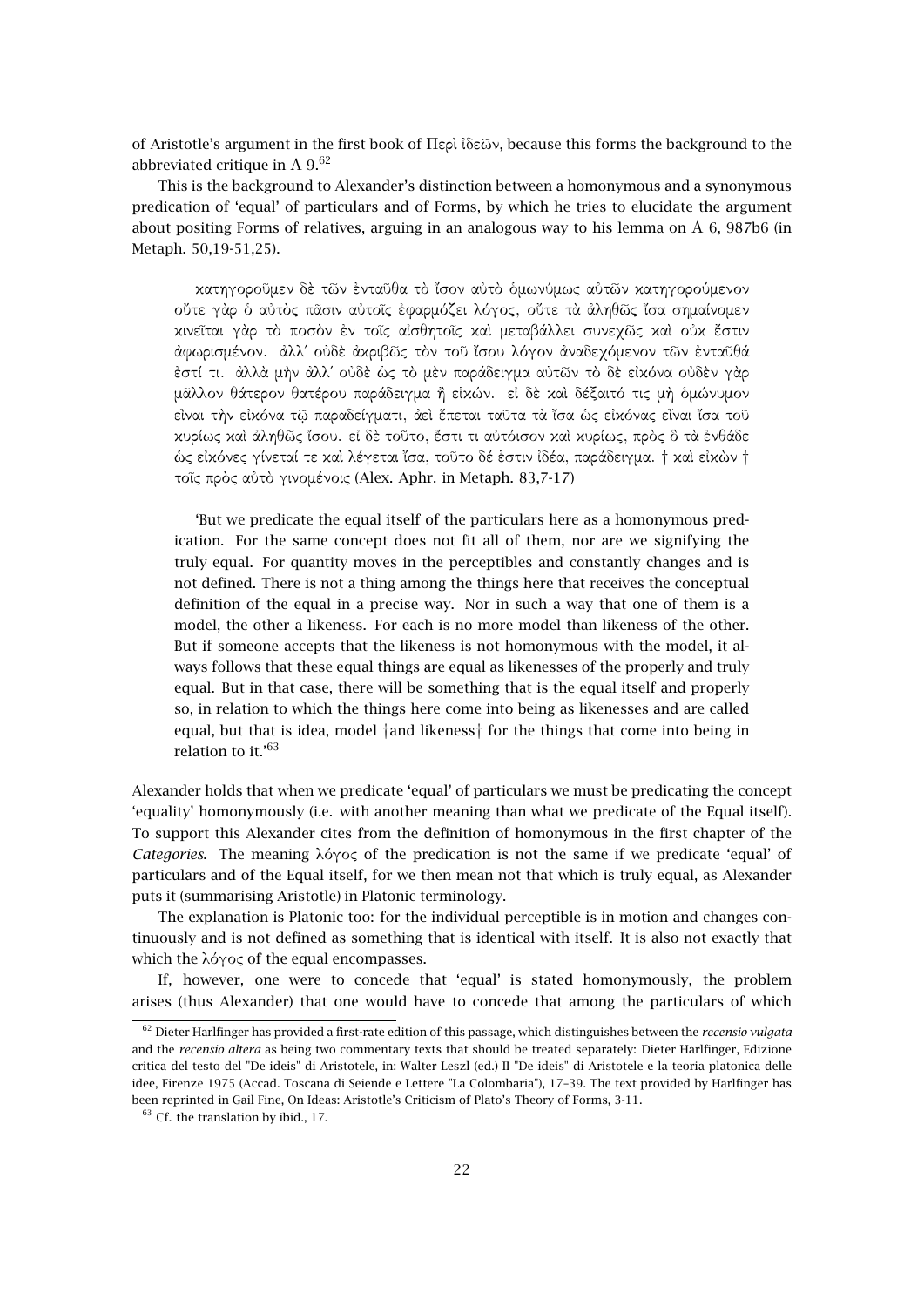of Aristotle's argument in the first book of Περὶ ἰδεῶν, because this forms the background to the abbreviated critique in A 9.[62]

This is the background to Alexander's distinction between a homonymous and a synonymous predication of 'equal' of particulars and of Forms, by which he tries to elucidate the argument about positing Forms of relatives, arguing in an analogous way to his lemma on A 6, 987b6 (in Metaph. 50,19-51,25).

> κατηγοροῦμεν δὲ τῶν ἐνταῦθα τὸ ἴσον αὐτὸ ὁμωνύμως αὐτῶν κατηγορούμενον οὔτε γὰρ ὁ αὐτὸς πᾶσιν αὐτοῖς ἐφαρμόζει λόγος, οὔτε τὰ ἀληθῶς ἴσα σημαίνομεν κινεῖται γὰρ τὸ ποσὸν ἐν τοῖς αἰσθητοῖς καὶ μεταβάλλει συνεχῶς καὶ οὐκ ἔστιν ἀφωρισμένον. ἀλλ' οὐδὲ ἀκριβῶς τὸν τοῦ ἴσου λόγον ἀναδεχόμενον τῶν ἐνταῦθά ἐστί τι. ἀλλὰ μὴν ἀλλ' οὐδὲ ὡς τὸ μὲν παράδειγμα αὐτῶν τὸ δὲ εἰκόνα οὐδὲν γὰρ μᾶλλον θάτερον θατέρου παράδειγμα ἢ εἰκών. εἰ δὲ καὶ δέξαιτό τις μὴ ὁμώνυμον εἶναι τὴν εἰκόνα τῷ παραδείγματι, ἀεὶ ἕπεται ταῦτα τὰ ἴσα ὡς εἰκόνας εἶναι ἴσα τοῦ κυρίως καὶ ἀληθῶς ἴσου. εἰ δὲ τοῦτο, ἔστι τι αὐτόισον καὶ κυρίως, πρὸς ὃ τὰ ἐνθάδε ὡς εἰκόνες γίνεταί τε καὶ λέγεται ἴσα, τοῦτο δέ ἐστιν ἰδέα, παράδειγμα. † καὶ εἰκὼν † τοῖς πρὸς αὐτὸ γινομένοις (Alex. Aphr. in Metaph. 83,7-17)
>
> 'But we predicate the equal itself of the particulars here as a homonymous predication. For the same concept does not fit all of them, nor are we signifying the truly equal. For quantity moves in the perceptibles and constantly changes and is not defined. There is not a thing among the things here that receives the conceptual definition of the equal in a precise way. Nor in such a way that one of them is a model, the other a likeness. For each is no more model than likeness of the other. But if someone accepts that the likeness is not homonymous with the model, it always follows that these equal things are equal as likenesses of the properly and truly equal. But in that case, there will be something that is the equal itself and properly so, in relation to which the things here come into being as likenesses and are called equal, but that is idea, model †and likeness† for the things that come into being in relation to it.'[63]

Alexander holds that when we predicate 'equal' of particulars we must be predicating the concept 'equality' homonymously (i.e. with another meaning than what we predicate of the Equal itself). To support this Alexander cites from the definition of homonymous in the first chapter of the *Categories*. The meaning λόγος of the predication is not the same if we predicate 'equal' of particulars and of the Equal itself, for we then mean not that which is truly equal, as Alexander puts it (summarising Aristotle) in Platonic terminology.

The explanation is Platonic too: for the individual perceptible is in motion and changes continuously and is not defined as something that is identical with itself. It is also not exactly that which the λόγος of the equal encompasses.

If, however, one were to concede that 'equal' is stated homonymously, the problem arises (thus Alexander) that one would have to concede that among the particulars of which

---

[62] Dieter Harlfinger has provided a first-rate edition of this passage, which distinguishes between the *recensio vulgata* and the *recensio altera* as being two commentary texts that should be treated separately: Dieter Harlfinger, Edizione critica del testo del "De ideis" di Aristotele, in: Walter Leszl (ed.) Il "De ideis" di Aristotele e la teoria platonica delle idee, Firenze 1975 (Accad. Toscana di Seiende e Lettere "La Colombaria"), 17–39. The text provided by Harlfinger has been reprinted in Gail Fine, On Ideas: Aristotle's Criticism of Plato's Theory of Forms, 3-11.

[63] Cf. the translation by ibid., 17.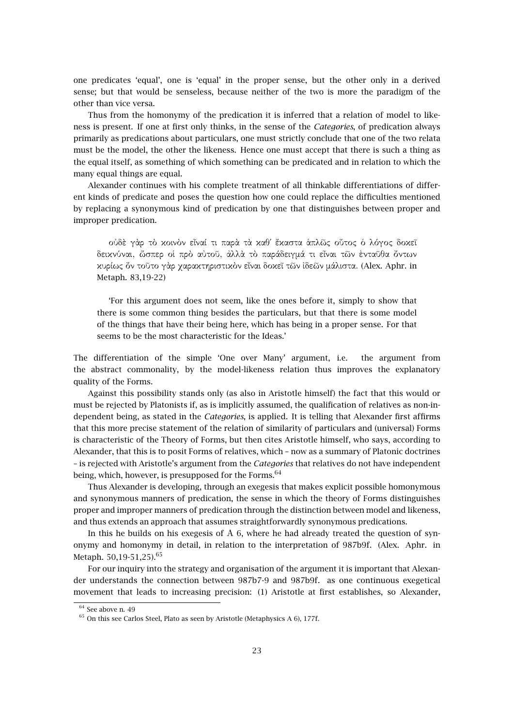one predicates 'equal', one is 'equal' in the proper sense, but the other only in a derived sense; but that would be senseless, because neither of the two is more the paradigm of the other than vice versa.

Thus from the homonymy of the predication it is inferred that a relation of model to likeness is present. If one at first only thinks, in the sense of the *Categories*, of predication always primarily as predications about particulars, one must strictly conclude that one of the two relata must be the model, the other the likeness. Hence one must accept that there is such a thing as the equal itself, as something of which something can be predicated and in relation to which the many equal things are equal.

Alexander continues with his complete treatment of all thinkable differentiations of different kinds of predicate and poses the question how one could replace the difficulties mentioned by replacing a synonymous kind of predication by one that distinguishes between proper and improper predication.

> οὐδὲ γὰρ τὸ κοινὸν εἶναί τι παρὰ τὰ καθ' ἕκαστα ἁπλῶς οὗτος ὁ λόγος δοκεῖ δεικνύναι, ὥσπερ οἱ πρὸ αὐτοῦ, ἀλλὰ τὸ παράδειγμά τι εἶναι τῶν ἐνταῦθα ὄντων κυρίως ὂν τοῦτο γὰρ χαρακτηριστικὸν εἶναι δοκεῖ τῶν ἰδεῶν μάλιστα. (Alex. Aphr. in Metaph. 83,19-22)
>
> 'For this argument does not seem, like the ones before it, simply to show that there is some common thing besides the particulars, but that there is some model of the things that have their being here, which has being in a proper sense. For that seems to be the most characteristic for the Ideas.'

The differentiation of the simple 'One over Many' argument, i.e. the argument from the abstract commonality, by the model-likeness relation thus improves the explanatory quality of the Forms.

Against this possibility stands only (as also in Aristotle himself) the fact that this would or must be rejected by Platonists if, as is implicitly assumed, the qualification of relatives as non-independent being, as stated in the *Categories*, is applied. It is telling that Alexander first affirms that this more precise statement of the relation of similarity of particulars and (universal) Forms is characteristic of the Theory of Forms, but then cites Aristotle himself, who says, according to Alexander, that this is to posit Forms of relatives, which – now as a summary of Platonic doctrines – is rejected with Aristotle's argument from the *Categories* that relatives do not have independent being, which, however, is presupposed for the Forms.[64]

Thus Alexander is developing, through an exegesis that makes explicit possible homonymous and synonymous manners of predication, the sense in which the theory of Forms distinguishes proper and improper manners of predication through the distinction between model and likeness, and thus extends an approach that assumes straightforwardly synonymous predications.

In this he builds on his exegesis of A 6, where he had already treated the question of synonymy and homonymy in detail, in relation to the interpretation of 987b9f. (Alex. Aphr. in Metaph. 50,19-51,25).[65]

For our inquiry into the strategy and organisation of the argument it is important that Alexander understands the connection between 987b7-9 and 987b9f. as one continuous exegetical movement that leads to increasing precision: (1) Aristotle at first establishes, so Alexander,

[64] See above n. 49

[65] On this see Carlos Steel, Plato as seen by Aristotle (Metaphysics A 6), 177f.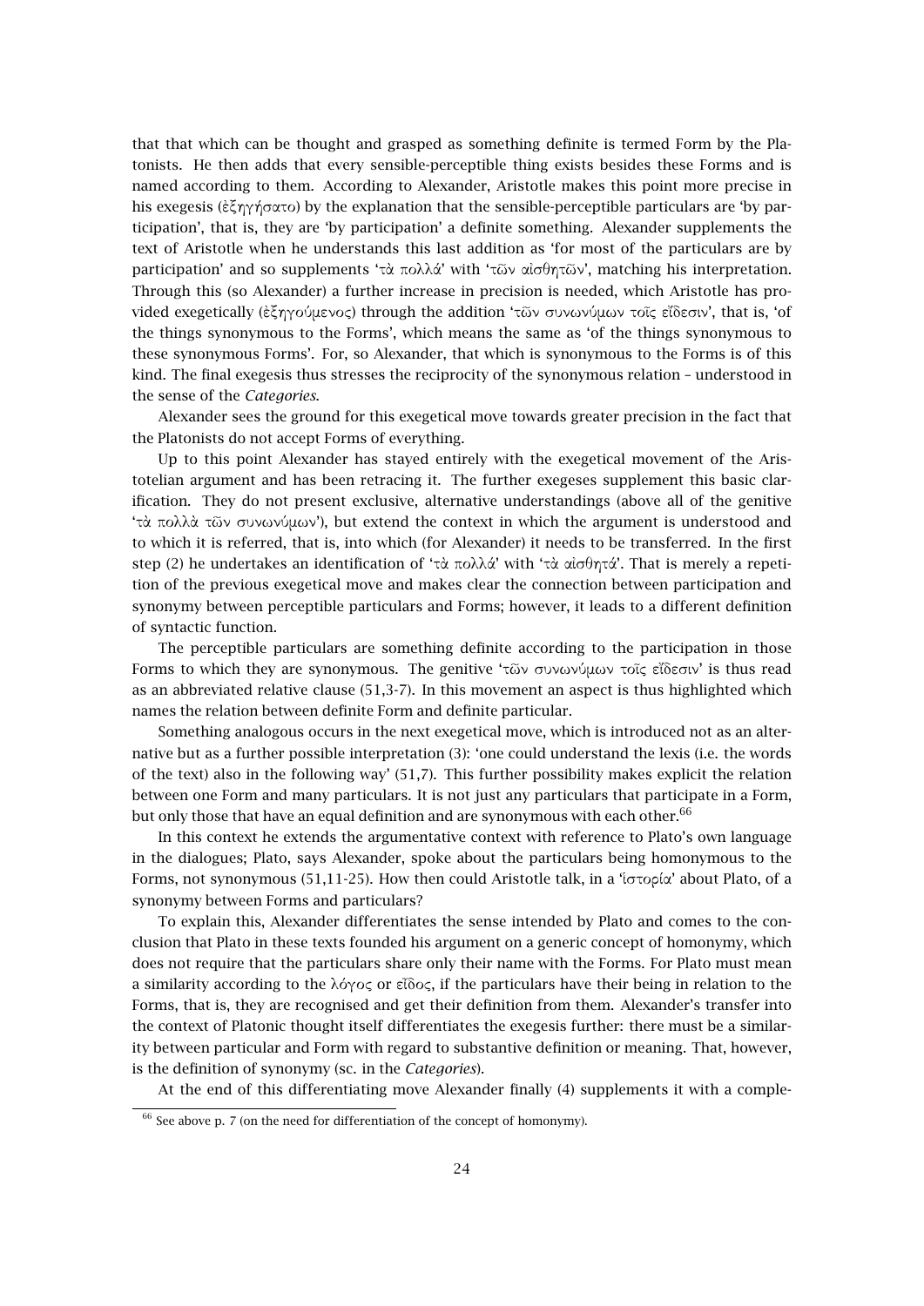that that which can be thought and grasped as something definite is termed Form by the Platonists. He then adds that every sensible-perceptible thing exists besides these Forms and is named according to them. According to Alexander, Aristotle makes this point more precise in his exegesis (ἐξηγήσατο) by the explanation that the sensible-perceptible particulars are 'by participation', that is, they are 'by participation' a definite something. Alexander supplements the text of Aristotle when he understands this last addition as 'for most of the particulars are by participation' and so supplements 'τὰ πολλά' with 'τῶν αἰσθητῶν', matching his interpretation. Through this (so Alexander) a further increase in precision is needed, which Aristotle has provided exegetically (ἐξηγούμενος) through the addition 'τῶν συνωνύμων τοῖς εἴδεσιν', that is, 'of the things synonymous to the Forms', which means the same as 'of the things synonymous to these synonymous Forms'. For, so Alexander, that which is synonymous to the Forms is of this kind. The final exegesis thus stresses the reciprocity of the synonymous relation – understood in the sense of the *Categories*.

Alexander sees the ground for this exegetical move towards greater precision in the fact that the Platonists do not accept Forms of everything.

Up to this point Alexander has stayed entirely with the exegetical movement of the Aristotelian argument and has been retracing it. The further exegeses supplement this basic clarification. They do not present exclusive, alternative understandings (above all of the genitive 'τὰ πολλὰ τῶν συνωνύμων'), but extend the context in which the argument is understood and to which it is referred, that is, into which (for Alexander) it needs to be transferred. In the first step (2) he undertakes an identification of 'τὰ πολλά' with 'τὰ αἰσθητά'. That is merely a repetition of the previous exegetical move and makes clear the connection between participation and synonymy between perceptible particulars and Forms; however, it leads to a different definition of syntactic function.

The perceptible particulars are something definite according to the participation in those Forms to which they are synonymous. The genitive 'τῶν συνωνύμων τοῖς εἴδεσιν' is thus read as an abbreviated relative clause (51,3-7). In this movement an aspect is thus highlighted which names the relation between definite Form and definite particular.

Something analogous occurs in the next exegetical move, which is introduced not as an alternative but as a further possible interpretation (3): 'one could understand the lexis (i.e. the words of the text) also in the following way' (51,7). This further possibility makes explicit the relation between one Form and many particulars. It is not just any particulars that participate in a Form, but only those that have an equal definition and are synonymous with each other.[66]

In this context he extends the argumentative context with reference to Plato's own language in the dialogues; Plato, says Alexander, spoke about the particulars being homonymous to the Forms, not synonymous (51,11-25). How then could Aristotle talk, in a 'ἱστορία' about Plato, of a synonymy between Forms and particulars?

To explain this, Alexander differentiates the sense intended by Plato and comes to the conclusion that Plato in these texts founded his argument on a generic concept of homonymy, which does not require that the particulars share only their name with the Forms. For Plato must mean a similarity according to the λόγος or εἶδος, if the particulars have their being in relation to the Forms, that is, they are recognised and get their definition from them. Alexander's transfer into the context of Platonic thought itself differentiates the exegesis further: there must be a similarity between particular and Form with regard to substantive definition or meaning. That, however, is the definition of synonymy (sc. in the *Categories*).

At the end of this differentiating move Alexander finally (4) supplements it with a comple-

[66] See above p. 7 (on the need for differentiation of the concept of homonymy).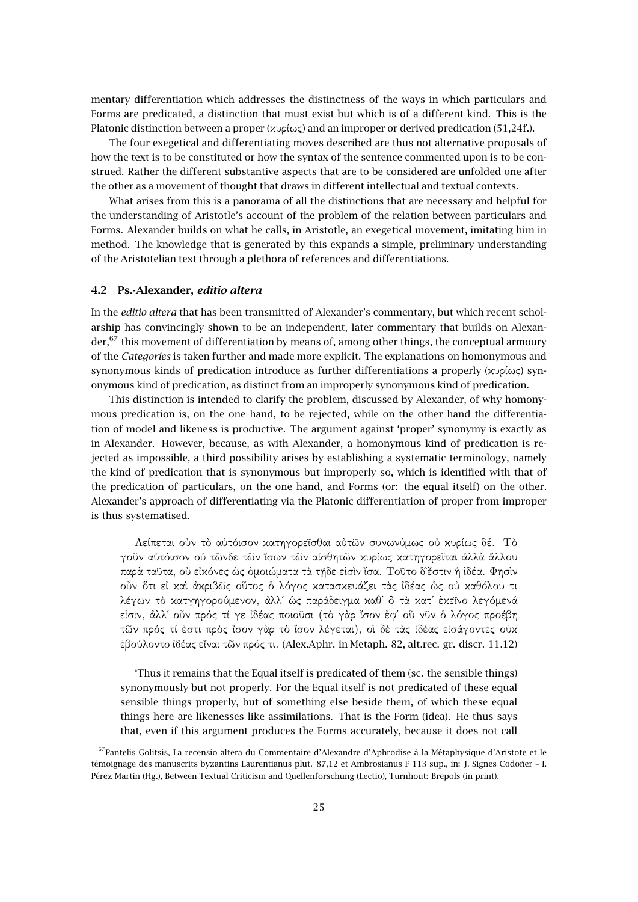mentary differentiation which addresses the distinctness of the ways in which particulars and Forms are predicated, a distinction that must exist but which is of a different kind. This is the Platonic distinction between a proper (κυρίως) and an improper or derived predication (51,24f.).

The four exegetical and differentiating moves described are thus not alternative proposals of how the text is to be constituted or how the syntax of the sentence commented upon is to be construed. Rather the different substantive aspects that are to be considered are unfolded one after the other as a movement of thought that draws in different intellectual and textual contexts.

What arises from this is a panorama of all the distinctions that are necessary and helpful for the understanding of Aristotle's account of the problem of the relation between particulars and Forms. Alexander builds on what he calls, in Aristotle, an exegetical movement, imitating him in method. The knowledge that is generated by this expands a simple, preliminary understanding of the Aristotelian text through a plethora of references and differentiations.

### 4.2 Ps.-Alexander, *editio altera*

In the *editio altera* that has been transmitted of Alexander's commentary, but which recent scholarship has convincingly shown to be an independent, later commentary that builds on Alexander,[67] this movement of differentiation by means of, among other things, the conceptual armoury of the *Categories* is taken further and made more explicit. The explanations on homonymous and synonymous kinds of predication introduce as further differentiations a properly (κυρίως) synonymous kind of predication, as distinct from an improperly synonymous kind of predication.

This distinction is intended to clarify the problem, discussed by Alexander, of why homonymous predication is, on the one hand, to be rejected, while on the other hand the differentiation of model and likeness is productive. The argument against 'proper' synonymy is exactly as in Alexander. However, because, as with Alexander, a homonymous kind of predication is rejected as impossible, a third possibility arises by establishing a systematic terminology, namely the kind of predication that is synonymous but improperly so, which is identified with that of the predication of particulars, on the one hand, and Forms (or: the equal itself) on the other. Alexander's approach of differentiating via the Platonic differentiation of proper from improper is thus systematised.

> Λείπεται οὖν τὸ αὐτόισον κατηγορεῖσθαι αὐτῶν συνωνύμως οὐ κυρίως δέ. Τὸ γοῦν αὐτόισον οὐ τῶνδε τῶν ἴσων τῶν αἰσθητῶν κυρίως κατηγορεῖται ἀλλὰ ἄλλου παρὰ ταῦτα, οὗ εἰκόνες ὡς ὁμοιώματα τὰ τῇδε εἰσὶν ἴσα. Τοῦτο δ'ἔστιν ἡ ἰδέα. Φησὶν οὖν ὅτι εἰ καὶ ἀκριβῶς οὗτος ὁ λόγος κατασκευάζει τὰς ἰδέας ὡς οὐ καθόλου τι λέγων τὸ κατηγορούμενον, ἀλλ' ὡς παράδειγμα καθ' ὃ τὰ κατ' ἐκεῖνο λεγόμενά εἰσιν, ἀλλ' οὖν πρός τί γε ἰδέας ποιοῦσι (τὸ γὰρ ἴσον ἐφ' οὗ νῦν ὁ λόγος προέβη τῶν πρός τί ἐστι πρὸς ἴσον γὰρ τὸ ἴσον λέγεται), οἱ δὲ τὰς ἰδέας εἰσάγοντες οὐκ ἐβούλοντο ἰδέας εἶναι τῶν πρός τι. (Alex.Aphr. in Metaph. 82, alt.rec. gr. discr. 11.12)

> 'Thus it remains that the Equal itself is predicated of them (sc. the sensible things) synonymously but not properly. For the Equal itself is not predicated of these equal sensible things properly, but of something else beside them, of which these equal things here are likenesses like assimilations. That is the Form (idea). He thus says that, even if this argument produces the Forms accurately, because it does not call

[67] Pantelis Golitsis, La recensio altera du Commentaire d'Alexandre d'Aphrodise à la Métaphysique d'Aristote et le témoignage des manuscrits byzantins Laurentianus plut. 87,12 et Ambrosianus F 113 sup., in: J. Signes Codoñer – I. Pérez Martin (Hg.), Between Textual Criticism and Quellenforschung (Lectio), Turnhout: Brepols (in print).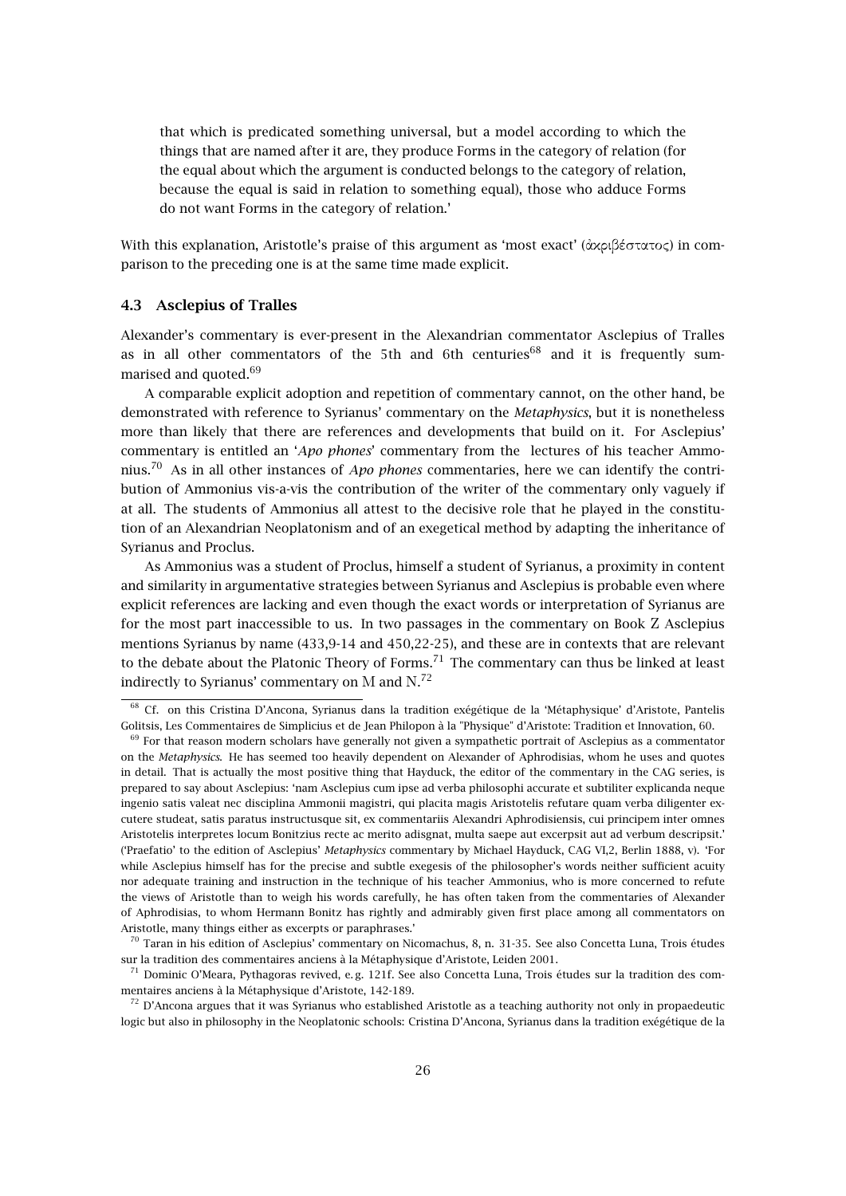> that which is predicated something universal, but a model according to which the things that are named after it are, they produce Forms in the category of relation (for the equal about which the argument is conducted belongs to the category of relation, because the equal is said in relation to something equal), those who adduce Forms do not want Forms in the category of relation.'

With this explanation, Aristotle's praise of this argument as 'most exact' (ἀκριβέστατος) in comparison to the preceding one is at the same time made explicit.

### 4.3 Asclepius of Tralles

Alexander's commentary is ever-present in the Alexandrian commentator Asclepius of Tralles as in all other commentators of the 5th and 6th centuries[68] and it is frequently summarised and quoted.[69]

A comparable explicit adoption and repetition of commentary cannot, on the other hand, be demonstrated with reference to Syrianus' commentary on the *Metaphysics*, but it is nonetheless more than likely that there are references and developments that build on it. For Asclepius' commentary is entitled an '*Apo phones*' commentary from the lectures of his teacher Ammonius.[70] As in all other instances of *Apo phones* commentaries, here we can identify the contribution of Ammonius vis-a-vis the contribution of the writer of the commentary only vaguely if at all. The students of Ammonius all attest to the decisive role that he played in the constitution of an Alexandrian Neoplatonism and of an exegetical method by adapting the inheritance of Syrianus and Proclus.

As Ammonius was a student of Proclus, himself a student of Syrianus, a proximity in content and similarity in argumentative strategies between Syrianus and Asclepius is probable even where explicit references are lacking and even though the exact words or interpretation of Syrianus are for the most part inaccessible to us. In two passages in the commentary on Book Z Asclepius mentions Syrianus by name (433,9-14 and 450,22-25), and these are in contexts that are relevant to the debate about the Platonic Theory of Forms.[71] The commentary can thus be linked at least indirectly to Syrianus' commentary on M and N.[72]

---

[68] Cf. on this Cristina D'Ancona, Syrianus dans la tradition exégétique de la 'Métaphysique' d'Aristote, Pantelis Golitsis, Les Commentaires de Simplicius et de Jean Philopon à la "Physique" d'Aristote: Tradition et Innovation, 60.

[69] For that reason modern scholars have generally not given a sympathetic portrait of Asclepius as a commentator on the *Metaphysics*. He has seemed too heavily dependent on Alexander of Aphrodisias, whom he uses and quotes in detail. That is actually the most positive thing that Hayduck, the editor of the commentary in the CAG series, is prepared to say about Asclepius: 'nam Asclepius cum ipse ad verba philosophi accurate et subtiliter explicanda neque ingenio satis valeat nec disciplina Ammonii magistri, qui placita magis Aristotelis refutare quam verba diligenter excutere studeat, satis paratus instructusque sit, ex commentariis Alexandri Aphrodisiensis, cui principem inter omnes Aristotelis interpretes locum Bonitzius recte ac merito adisgnat, multa saepe aut excerpsit aut ad verbum descripsit.' ('Praefatio' to the edition of Asclepius' *Metaphysics* commentary by Michael Hayduck, CAG VI,2, Berlin 1888, v). 'For while Asclepius himself has for the precise and subtle exegesis of the philosopher's words neither sufficient acuity nor adequate training and instruction in the technique of his teacher Ammonius, who is more concerned to refute the views of Aristotle than to weigh his words carefully, he has often taken from the commentaries of Alexander of Aphrodisias, to whom Hermann Bonitz has rightly and admirably given first place among all commentators on Aristotle, many things either as excerpts or paraphrases.'

[70] Taran in his edition of Asclepius' commentary on Nicomachus, 8, n. 31-35. See also Concetta Luna, Trois études sur la tradition des commentaires anciens à la Métaphysique d'Aristote, Leiden 2001.

[71] Dominic O'Meara, Pythagoras revived, e. g. 121f. See also Concetta Luna, Trois études sur la tradition des commentaires anciens à la Métaphysique d'Aristote, 142-189.

[72] D'Ancona argues that it was Syrianus who established Aristotle as a teaching authority not only in propaedeutic logic but also in philosophy in the Neoplatonic schools: Cristina D'Ancona, Syrianus dans la tradition exégétique de la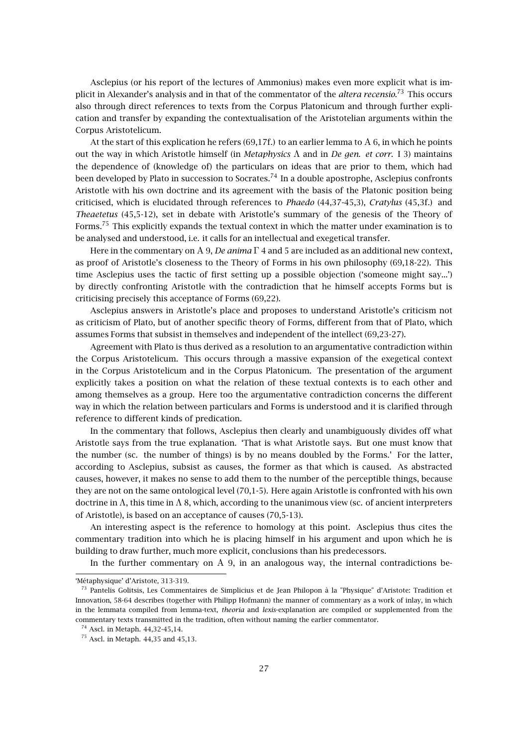Asclepius (or his report of the lectures of Ammonius) makes even more explicit what is implicit in Alexander's analysis and in that of the commentator of the *altera recensio*.[73] This occurs also through direct references to texts from the Corpus Platonicum and through further explication and transfer by expanding the contextualisation of the Aristotelian arguments within the Corpus Aristotelicum.

At the start of this explication he refers (69,17f.) to an earlier lemma to A 6, in which he points out the way in which Aristotle himself (in *Metaphysics* Λ and in *De gen. et corr.* I 3) maintains the dependence of (knowledge of) the particulars on ideas that are prior to them, which had been developed by Plato in succession to Socrates.[74] In a double apostrophe, Asclepius confronts Aristotle with his own doctrine and its agreement with the basis of the Platonic position being criticised, which is elucidated through references to *Phaedo* (44,37-45,3), *Cratylus* (45,3f.) and *Theaetetus* (45,5-12), set in debate with Aristotle's summary of the genesis of the Theory of Forms.[75] This explicitly expands the textual context in which the matter under examination is to be analysed and understood, i.e. it calls for an intellectual and exegetical transfer.

Here in the commentary on A 9, *De anima* Γ 4 and 5 are included as an additional new context, as proof of Aristotle's closeness to the Theory of Forms in his own philosophy (69,18-22). This time Asclepius uses the tactic of first setting up a possible objection ('someone might say...') by directly confronting Aristotle with the contradiction that he himself accepts Forms but is criticising precisely this acceptance of Forms (69,22).

Asclepius answers in Aristotle's place and proposes to understand Aristotle's criticism not as criticism of Plato, but of another specific theory of Forms, different from that of Plato, which assumes Forms that subsist in themselves and independent of the intellect (69,23-27).

Agreement with Plato is thus derived as a resolution to an argumentative contradiction within the Corpus Aristotelicum. This occurs through a massive expansion of the exegetical context in the Corpus Aristotelicum and in the Corpus Platonicum. The presentation of the argument explicitly takes a position on what the relation of these textual contexts is to each other and among themselves as a group. Here too the argumentative contradiction concerns the different way in which the relation between particulars and Forms is understood and it is clarified through reference to different kinds of predication.

In the commentary that follows, Asclepius then clearly and unambiguously divides off what Aristotle says from the true explanation. 'That is what Aristotle says. But one must know that the number (sc. the number of things) is by no means doubled by the Forms.' For the latter, according to Asclepius, subsist as causes, the former as that which is caused. As abstracted causes, however, it makes no sense to add them to the number of the perceptible things, because they are not on the same ontological level (70,1-5). Here again Aristotle is confronted with his own doctrine in Λ, this time in Λ 8, which, according to the unanimous view (sc. of ancient interpreters of Aristotle), is based on an acceptance of causes (70,5-13).

An interesting aspect is the reference to homology at this point. Asclepius thus cites the commentary tradition into which he is placing himself in his argument and upon which he is building to draw further, much more explicit, conclusions than his predecessors.

In the further commentary on A 9, in an analogous way, the internal contradictions be-

---

'Métaphysique' d'Aristote, 313-319.

[73] Pantelis Golitsis, Les Commentaires de Simplicius et de Jean Philopon à la "Physique" d'Aristote: Tradition et Innovation, 58-64 describes (together with Philipp Hofmann) the manner of commentary as a work of inlay, in which in the lemmata compiled from lemma-text, *theoria* and *lexis*-explanation are compiled or supplemented from the commentary texts transmitted in the tradition, often without naming the earlier commentator.

[74] Ascl. in Metaph. 44,32-45,14.

[75] Ascl. in Metaph. 44,35 and 45,13.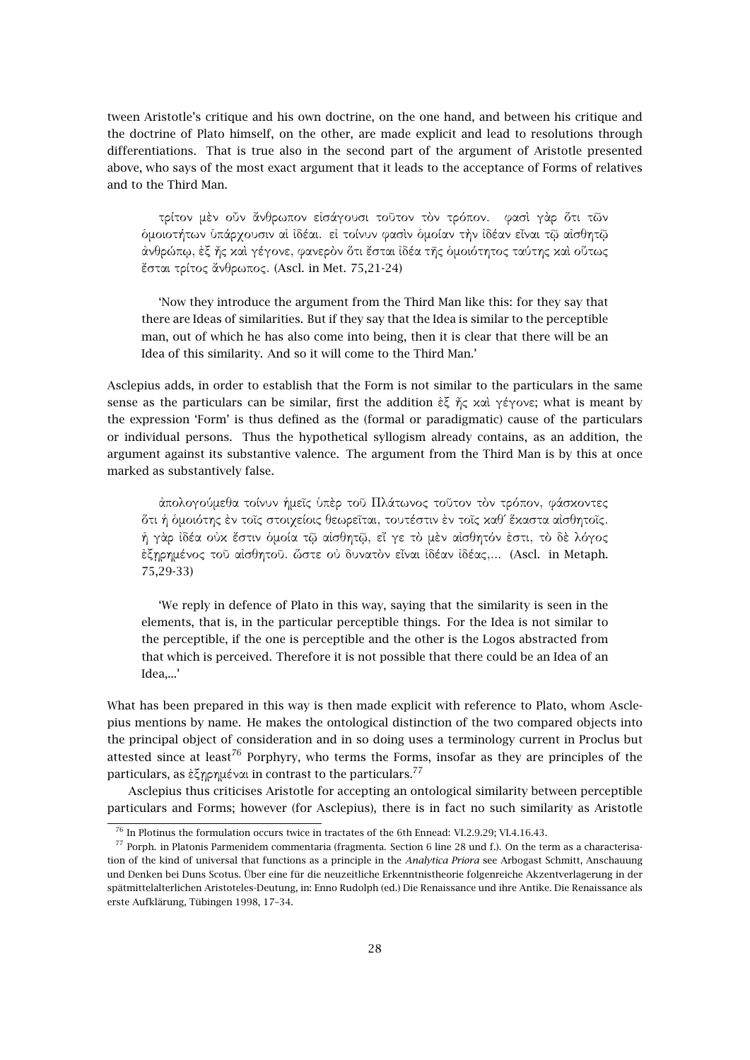tween Aristotle's critique and his own doctrine, on the one hand, and between his critique and the doctrine of Plato himself, on the other, are made explicit and lead to resolutions through differentiations. That is true also in the second part of the argument of Aristotle presented above, who says of the most exact argument that it leads to the acceptance of Forms of relatives and to the Third Man.

> τρίτον μὲν οὖν ἄνθρωπον εἰσάγουσι τοῦτον τὸν τρόπον. φασὶ γὰρ ὅτι τῶν ὁμοιοτήτων ὑπάρχουσιν αἱ ἰδέαι. εἰ τοίνυν φασὶν ὁμοίαν τὴν ἰδέαν εἶναι τῷ αἰσθητῷ ἀνθρώπῳ, ἐξ ἧς καὶ γέγονε, φανερὸν ὅτι ἔσται ἰδέα τῆς ὁμοιότητος ταύτης καὶ οὕτως ἔσται τρίτος ἄνθρωπος. (Ascl. in Met. 75,21-24)
>
> 'Now they introduce the argument from the Third Man like this: for they say that there are Ideas of similarities. But if they say that the Idea is similar to the perceptible man, out of which he has also come into being, then it is clear that there will be an Idea of this similarity. And so it will come to the Third Man.'

Asclepius adds, in order to establish that the Form is not similar to the particulars in the same sense as the particulars can be similar, first the addition ἐξ ἧς καὶ γέγονε; what is meant by the expression 'Form' is thus defined as the (formal or paradigmatic) cause of the particulars or individual persons. Thus the hypothetical syllogism already contains, as an addition, the argument against its substantive valence. The argument from the Third Man is by this at once marked as substantively false.

> ἀπολογούμεθα τοίνυν ἡμεῖς ὑπὲρ τοῦ Πλάτωνος τοῦτον τὸν τρόπον, φάσκοντες ὅτι ἡ ὁμοιότης ἐν τοῖς στοιχείοις θεωρεῖται, τουτέστιν ἐν τοῖς καθ᾽ ἕκαστα αἰσθητοῖς. ἡ γὰρ ἰδέα οὐκ ἔστιν ὁμοία τῷ αἰσθητῷ, εἴ γε τὸ μὲν αἰσθητόν ἐστι, τὸ δὲ λόγος ἐξῃρημένος τοῦ αἰσθητοῦ. ὥστε οὐ δυνατὸν εἶναι ἰδέαν ἰδέας,... (Ascl. in Metaph. 75,29-33)
>
> 'We reply in defence of Plato in this way, saying that the similarity is seen in the elements, that is, in the particular perceptible things. For the Idea is not similar to the perceptible, if the one is perceptible and the other is the Logos abstracted from that which is perceived. Therefore it is not possible that there could be an Idea of an Idea,...'

What has been prepared in this way is then made explicit with reference to Plato, whom Asclepius mentions by name. He makes the ontological distinction of the two compared objects into the principal object of consideration and in so doing uses a terminology current in Proclus but attested since at least[76] Porphyry, who terms the Forms, insofar as they are principles of the particulars, as ἐξῃρημέναι in contrast to the particulars.[77]

Asclepius thus criticises Aristotle for accepting an ontological similarity between perceptible particulars and Forms; however (for Asclepius), there is in fact no such similarity as Aristotle

[76] In Plotinus the formulation occurs twice in tractates of the 6th Ennead: VI.2.9.29; VI.4.16.43.

[77] Porph. in Platonis Parmenidem commentaria (fragmenta. Section 6 line 28 und f.). On the term as a characterisation of the kind of universal that functions as a principle in the *Analytica Priora* see Arbogast Schmitt, Anschauung und Denken bei Duns Scotus. Über eine für die neuzeitliche Erkenntnistheorie folgenreiche Akzentverlagerung in der spätmittelalterlichen Aristoteles-Deutung, in: Enno Rudolph (ed.) Die Renaissance und ihre Antike. Die Renaissance als erste Aufklärung, Tübingen 1998, 17–34.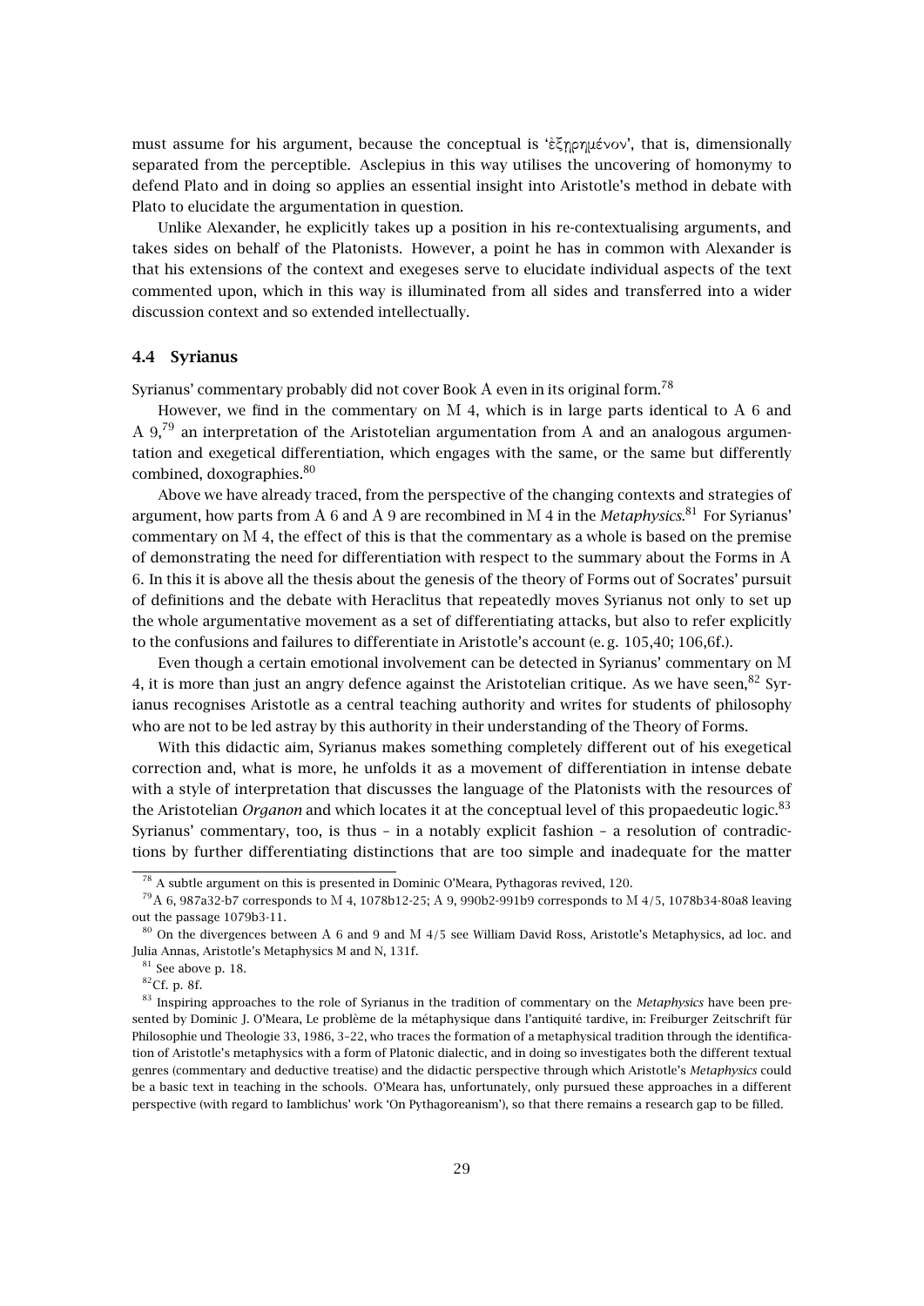must assume for his argument, because the conceptual is 'ἐξῃρημένον', that is, dimensionally separated from the perceptible. Asclepius in this way utilises the uncovering of homonymy to defend Plato and in doing so applies an essential insight into Aristotle's method in debate with Plato to elucidate the argumentation in question.

Unlike Alexander, he explicitly takes up a position in his re-contextualising arguments, and takes sides on behalf of the Platonists. However, a point he has in common with Alexander is that his extensions of the context and exegeses serve to elucidate individual aspects of the text commented upon, which in this way is illuminated from all sides and transferred into a wider discussion context and so extended intellectually.

### 4.4 Syrianus

Syrianus' commentary probably did not cover Book A even in its original form.[78]

However, we find in the commentary on M 4, which is in large parts identical to A 6 and A 9,[79] an interpretation of the Aristotelian argumentation from A and an analogous argumentation and exegetical differentiation, which engages with the same, or the same but differently combined, doxographies.[80]

Above we have already traced, from the perspective of the changing contexts and strategies of argument, how parts from A 6 and A 9 are recombined in M 4 in the *Metaphysics*.[81] For Syrianus' commentary on M 4, the effect of this is that the commentary as a whole is based on the premise of demonstrating the need for differentiation with respect to the summary about the Forms in A 6. In this it is above all the thesis about the genesis of the theory of Forms out of Socrates' pursuit of definitions and the debate with Heraclitus that repeatedly moves Syrianus not only to set up the whole argumentative movement as a set of differentiating attacks, but also to refer explicitly to the confusions and failures to differentiate in Aristotle's account (e. g. 105,40; 106,6f.).

Even though a certain emotional involvement can be detected in Syrianus' commentary on M 4, it is more than just an angry defence against the Aristotelian critique. As we have seen,[82] Syrianus recognises Aristotle as a central teaching authority and writes for students of philosophy who are not to be led astray by this authority in their understanding of the Theory of Forms.

With this didactic aim, Syrianus makes something completely different out of his exegetical correction and, what is more, he unfolds it as a movement of differentiation in intense debate with a style of interpretation that discusses the language of the Platonists with the resources of the Aristotelian *Organon* and which locates it at the conceptual level of this propaedeutic logic.[83] Syrianus' commentary, too, is thus – in a notably explicit fashion – a resolution of contradictions by further differentiating distinctions that are too simple and inadequate for the matter

---

[78] A subtle argument on this is presented in Dominic O'Meara, Pythagoras revived, 120.

[79] A 6, 987a32-b7 corresponds to M 4, 1078b12-25; A 9, 990b2-991b9 corresponds to M 4/5, 1078b34-80a8 leaving out the passage 1079b3-11.

[80] On the divergences between A 6 and 9 and M 4/5 see William David Ross, Aristotle's Metaphysics, ad loc. and Julia Annas, Aristotle's Metaphysics M and N, 131f.

[81] See above p. 18.

[82] Cf. p. 8f.

[83] Inspiring approaches to the role of Syrianus in the tradition of commentary on the *Metaphysics* have been presented by Dominic J. O'Meara, Le problème de la métaphysique dans l'antiquité tardive, in: Freiburger Zeitschrift für Philosophie und Theologie 33, 1986, 3–22, who traces the formation of a metaphysical tradition through the identification of Aristotle's metaphysics with a form of Platonic dialectic, and in doing so investigates both the different textual genres (commentary and deductive treatise) and the didactic perspective through which Aristotle's *Metaphysics* could be a basic text in teaching in the schools. O'Meara has, unfortunately, only pursued these approaches in a different perspective (with regard to Iamblichus' work 'On Pythagoreanism'), so that there remains a research gap to be filled.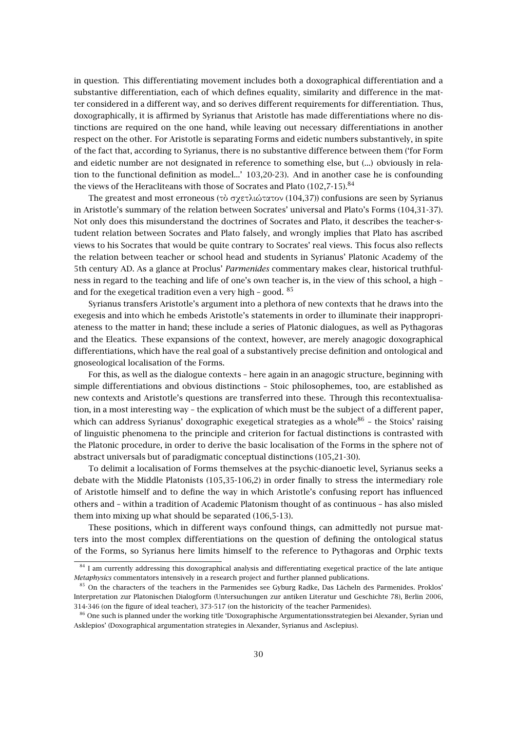in question. This differentiating movement includes both a doxographical differentiation and a substantive differentiation, each of which defines equality, similarity and difference in the matter considered in a different way, and so derives different requirements for differentiation. Thus, doxographically, it is affirmed by Syrianus that Aristotle has made differentiations where no distinctions are required on the one hand, while leaving out necessary differentiations in another respect on the other. For Aristotle is separating Forms and eidetic numbers substantively, in spite of the fact that, according to Syrianus, there is no substantive difference between them ('for Form and eidetic number are not designated in reference to something else, but (...) obviously in relation to the functional definition as model...' 103,20-23). And in another case he is confounding the views of the Heracliteans with those of Socrates and Plato (102,7-15).[84]

The greatest and most erroneous (τὸ σχετλιώτατον (104,37)) confusions are seen by Syrianus in Aristotle's summary of the relation between Socrates' universal and Plato's Forms (104,31-37). Not only does this misunderstand the doctrines of Socrates and Plato, it describes the teacher-student relation between Socrates and Plato falsely, and wrongly implies that Plato has ascribed views to his Socrates that would be quite contrary to Socrates' real views. This focus also reflects the relation between teacher or school head and students in Syrianus' Platonic Academy of the 5th century AD. As a glance at Proclus' *Parmenides* commentary makes clear, historical truthfulness in regard to the teaching and life of one's own teacher is, in the view of this school, a high – and for the exegetical tradition even a very high – good. [85]

Syrianus transfers Aristotle's argument into a plethora of new contexts that he draws into the exegesis and into which he embeds Aristotle's statements in order to illuminate their inappropriateness to the matter in hand; these include a series of Platonic dialogues, as well as Pythagoras and the Eleatics. These expansions of the context, however, are merely anagogic doxographical differentiations, which have the real goal of a substantively precise definition and ontological and gnoseological localisation of the Forms.

For this, as well as the dialogue contexts – here again in an anagogic structure, beginning with simple differentiations and obvious distinctions – Stoic philosophemes, too, are established as new contexts and Aristotle's questions are transferred into these. Through this recontextualisation, in a most interesting way – the explication of which must be the subject of a different paper, which can address Syrianus' doxographic exegetical strategies as a whole[86] – the Stoics' raising of linguistic phenomena to the principle and criterion for factual distinctions is contrasted with the Platonic procedure, in order to derive the basic localisation of the Forms in the sphere not of abstract universals but of paradigmatic conceptual distinctions (105,21-30).

To delimit a localisation of Forms themselves at the psychic-dianoetic level, Syrianus seeks a debate with the Middle Platonists (105,35-106,2) in order finally to stress the intermediary role of Aristotle himself and to define the way in which Aristotle's confusing report has influenced others and – within a tradition of Academic Platonism thought of as continuous – has also misled them into mixing up what should be separated (106,5-13).

These positions, which in different ways confound things, can admittedly not pursue matters into the most complex differentiations on the question of defining the ontological status of the Forms, so Syrianus here limits himself to the reference to Pythagoras and Orphic texts

[84] I am currently addressing this doxographical analysis and differentiating exegetical practice of the late antique *Metaphysics* commentators intensively in a research project and further planned publications.

[85] On the characters of the teachers in the Parmenides see Gyburg Radke, Das Lächeln des Parmenides. Proklos' Interpretation zur Platonischen Dialogform (Untersuchungen zur antiken Literatur und Geschichte 78), Berlin 2006, 314-346 (on the figure of ideal teacher), 373-517 (on the historicity of the teacher Parmenides).

[86] One such is planned under the working title 'Doxographische Argumentationsstrategien bei Alexander, Syrian und Asklepios' (Doxographical argumentation strategies in Alexander, Syrianus and Asclepius).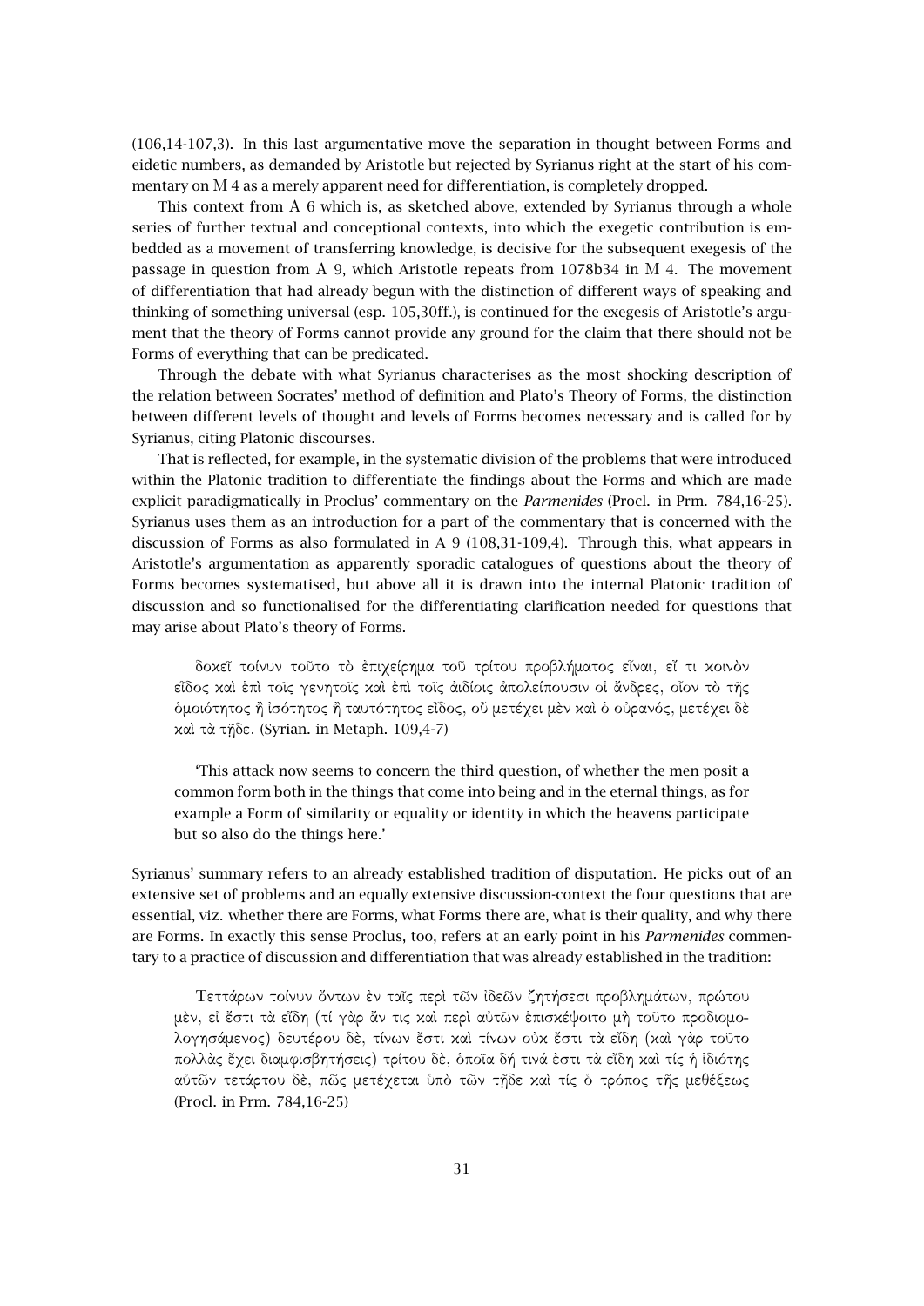(106,14-107,3). In this last argumentative move the separation in thought between Forms and eidetic numbers, as demanded by Aristotle but rejected by Syrianus right at the start of his commentary on M 4 as a merely apparent need for differentiation, is completely dropped.

This context from A 6 which is, as sketched above, extended by Syrianus through a whole series of further textual and conceptional contexts, into which the exegetic contribution is embedded as a movement of transferring knowledge, is decisive for the subsequent exegesis of the passage in question from A 9, which Aristotle repeats from 1078b34 in M 4. The movement of differentiation that had already begun with the distinction of different ways of speaking and thinking of something universal (esp. 105,30ff.), is continued for the exegesis of Aristotle's argument that the theory of Forms cannot provide any ground for the claim that there should not be Forms of everything that can be predicated.

Through the debate with what Syrianus characterises as the most shocking description of the relation between Socrates' method of definition and Plato's Theory of Forms, the distinction between different levels of thought and levels of Forms becomes necessary and is called for by Syrianus, citing Platonic discourses.

That is reflected, for example, in the systematic division of the problems that were introduced within the Platonic tradition to differentiate the findings about the Forms and which are made explicit paradigmatically in Proclus' commentary on the *Parmenides* (Procl. in Prm. 784,16-25). Syrianus uses them as an introduction for a part of the commentary that is concerned with the discussion of Forms as also formulated in A 9 (108,31-109,4). Through this, what appears in Aristotle's argumentation as apparently sporadic catalogues of questions about the theory of Forms becomes systematised, but above all it is drawn into the internal Platonic tradition of discussion and so functionalised for the differentiating clarification needed for questions that may arise about Plato's theory of Forms.

> δοκεῖ τοίνυν τοῦτο τὸ ἐπιχείρημα τοῦ τρίτου προβλήματος εἶναι, εἴ τι κοινὸν εἶδος καὶ ἐπὶ τοῖς γενητοῖς καὶ ἐπὶ τοῖς ἀιδίοις ἀπολείπουσιν οἱ ἄνδρες, οἷον τὸ τῆς ὁμοιότητος ἢ ἰσότητος ἢ ταυτότητος εἶδος, οὗ μετέχει μὲν καὶ ὁ οὐρανός, μετέχει δὲ καὶ τὰ τῇδε. (Syrian. in Metaph. 109,4-7)
>
> 'This attack now seems to concern the third question, of whether the men posit a common form both in the things that come into being and in the eternal things, as for example a Form of similarity or equality or identity in which the heavens participate but so also do the things here.'

Syrianus' summary refers to an already established tradition of disputation. He picks out of an extensive set of problems and an equally extensive discussion-context the four questions that are essential, viz. whether there are Forms, what Forms there are, what is their quality, and why there are Forms. In exactly this sense Proclus, too, refers at an early point in his *Parmenides* commentary to a practice of discussion and differentiation that was already established in the tradition:

> Τεττάρων τοίνυν ὄντων ἐν ταῖς περὶ τῶν ἰδεῶν ζητήσεσι προβλημάτων, πρώτου μὲν, εἰ ἔστι τὰ εἴδη (τί γὰρ ἄν τις καὶ περὶ αὐτῶν ἐπισκέψοιτο μὴ τοῦτο προδιομολογησάμενος) δευτέρου δὲ, τίνων ἔστι καὶ τίνων οὐκ ἔστι τὰ εἴδη (καὶ γὰρ τοῦτο πολλὰς ἔχει διαμφισβητήσεις) τρίτου δὲ, ὁποῖα δή τινά ἐστι τὰ εἴδη καὶ τίς ἡ ἰδιότης αὐτῶν τετάρτου δὲ, πῶς μετέχεται ὑπὸ τῶν τῇδε καὶ τίς ὁ τρόπος τῆς μεθέξεως (Procl. in Prm. 784,16-25)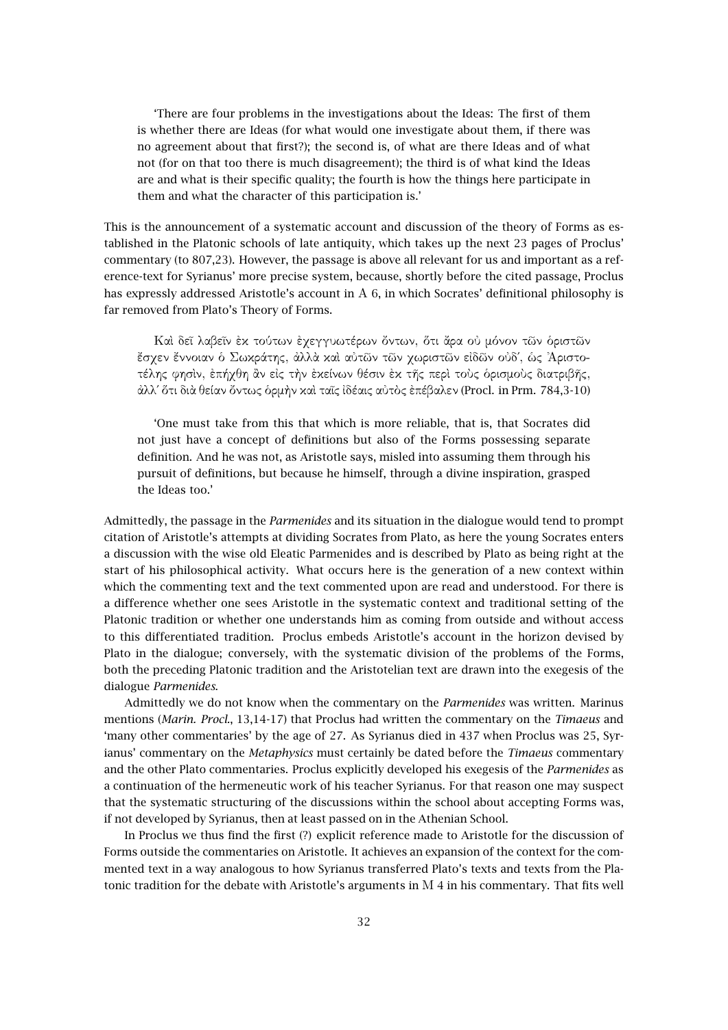> 'There are four problems in the investigations about the Ideas: The first of them is whether there are Ideas (for what would one investigate about them, if there was no agreement about that first?); the second is, of what are there Ideas and of what not (for on that too there is much disagreement); the third is of what kind the Ideas are and what is their specific quality; the fourth is how the things here participate in them and what the character of this participation is.'

This is the announcement of a systematic account and discussion of the theory of Forms as established in the Platonic schools of late antiquity, which takes up the next 23 pages of Proclus' commentary (to 807,23). However, the passage is above all relevant for us and important as a reference-text for Syrianus' more precise system, because, shortly before the cited passage, Proclus has expressly addressed Aristotle's account in A 6, in which Socrates' definitional philosophy is far removed from Plato's Theory of Forms.

> Καὶ δεῖ λαβεῖν ἐκ τούτων ἐχεγγυωτέρων ὄντων, ὅτι ἄρα οὐ μόνον τῶν ὁριστῶν ἔσχεν ἔννοιαν ὁ Σωκράτης, ἀλλὰ καὶ αὐτῶν τῶν χωριστῶν εἰδῶν οὐδ', ὡς Ἀριστοτέλης φησὶν, ἐπήχθη ἂν εἰς τὴν ἐκείνων θέσιν ἐκ τῆς περὶ τοὺς ὁρισμοὺς διατριβῆς, ἀλλ' ὅτι διὰ θείαν ὄντως ὁρμὴν καὶ ταῖς ἰδέαις αὐτὸς ἐπέβαλεν (Procl. in Prm. 784,3-10)
>
> 'One must take from this that which is more reliable, that is, that Socrates did not just have a concept of definitions but also of the Forms possessing separate definition. And he was not, as Aristotle says, misled into assuming them through his pursuit of definitions, but because he himself, through a divine inspiration, grasped the Ideas too.'

Admittedly, the passage in the *Parmenides* and its situation in the dialogue would tend to prompt citation of Aristotle's attempts at dividing Socrates from Plato, as here the young Socrates enters a discussion with the wise old Eleatic Parmenides and is described by Plato as being right at the start of his philosophical activity. What occurs here is the generation of a new context within which the commenting text and the text commented upon are read and understood. For there is a difference whether one sees Aristotle in the systematic context and traditional setting of the Platonic tradition or whether one understands him as coming from outside and without access to this differentiated tradition. Proclus embeds Aristotle's account in the horizon devised by Plato in the dialogue; conversely, with the systematic division of the problems of the Forms, both the preceding Platonic tradition and the Aristotelian text are drawn into the exegesis of the dialogue *Parmenides*.

Admittedly we do not know when the commentary on the *Parmenides* was written. Marinus mentions (*Marin. Procl.*, 13,14-17) that Proclus had written the commentary on the *Timaeus* and 'many other commentaries' by the age of 27. As Syrianus died in 437 when Proclus was 25, Syrianus' commentary on the *Metaphysics* must certainly be dated before the *Timaeus* commentary and the other Plato commentaries. Proclus explicitly developed his exegesis of the *Parmenides* as a continuation of the hermeneutic work of his teacher Syrianus. For that reason one may suspect that the systematic structuring of the discussions within the school about accepting Forms was, if not developed by Syrianus, then at least passed on in the Athenian School.

In Proclus we thus find the first (?) explicit reference made to Aristotle for the discussion of Forms outside the commentaries on Aristotle. It achieves an expansion of the context for the commented text in a way analogous to how Syrianus transferred Plato's texts and texts from the Platonic tradition for the debate with Aristotle's arguments in M 4 in his commentary. That fits well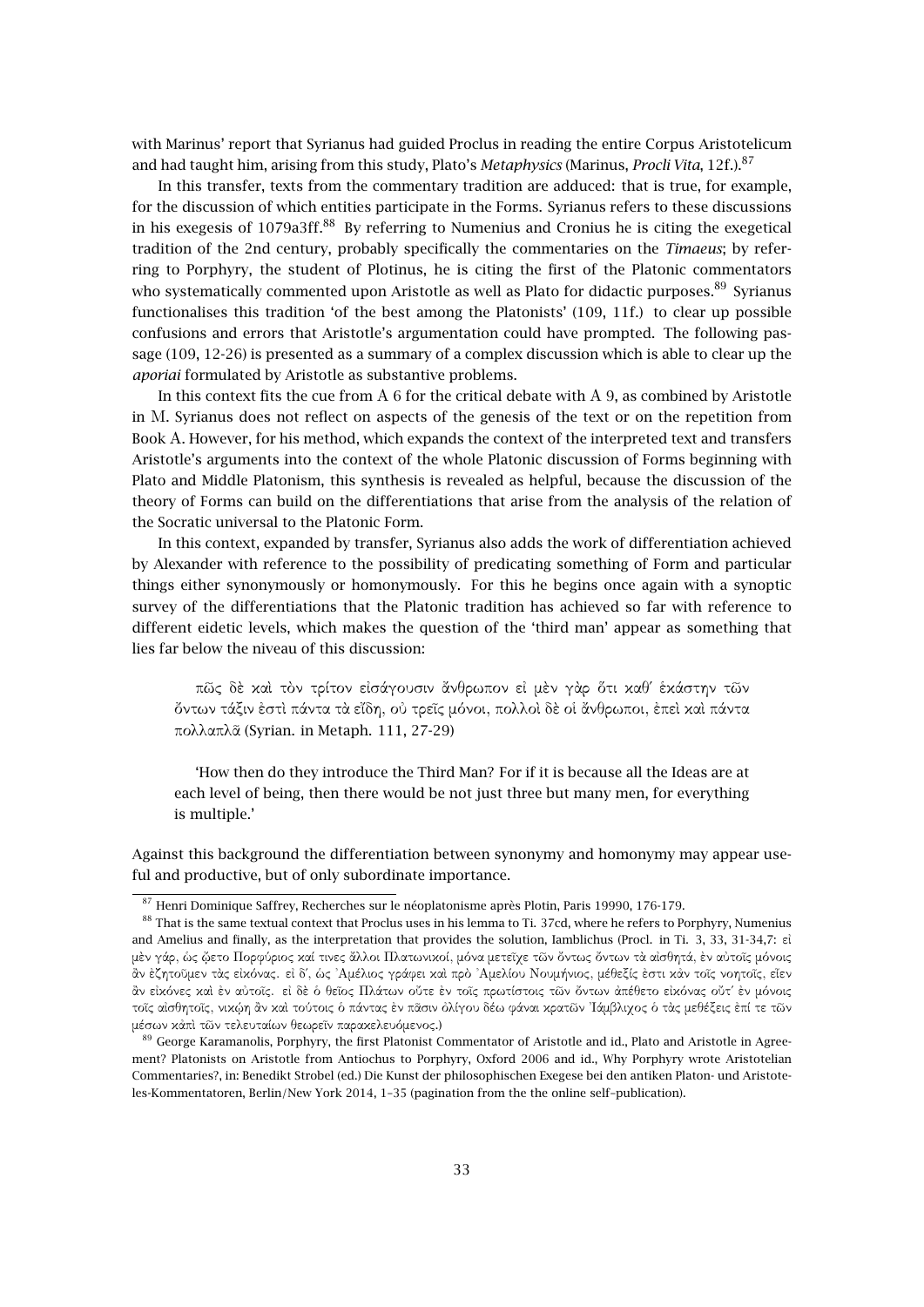with Marinus' report that Syrianus had guided Proclus in reading the entire Corpus Aristotelicum and had taught him, arising from this study, Plato's *Metaphysics* (Marinus, *Procli Vita*, 12f.).[87]

In this transfer, texts from the commentary tradition are adduced: that is true, for example, for the discussion of which entities participate in the Forms. Syrianus refers to these discussions in his exegesis of 1079a3ff.[88] By referring to Numenius and Cronius he is citing the exegetical tradition of the 2nd century, probably specifically the commentaries on the *Timaeus*; by referring to Porphyry, the student of Plotinus, he is citing the first of the Platonic commentators who systematically commented upon Aristotle as well as Plato for didactic purposes.[89] Syrianus functionalises this tradition 'of the best among the Platonists' (109, 11f.) to clear up possible confusions and errors that Aristotle's argumentation could have prompted. The following passage (109, 12-26) is presented as a summary of a complex discussion which is able to clear up the *aporiai* formulated by Aristotle as substantive problems.

In this context fits the cue from A 6 for the critical debate with A 9, as combined by Aristotle in M. Syrianus does not reflect on aspects of the genesis of the text or on the repetition from Book A. However, for his method, which expands the context of the interpreted text and transfers Aristotle's arguments into the context of the whole Platonic discussion of Forms beginning with Plato and Middle Platonism, this synthesis is revealed as helpful, because the discussion of the theory of Forms can build on the differentiations that arise from the analysis of the relation of the Socratic universal to the Platonic Form.

In this context, expanded by transfer, Syrianus also adds the work of differentiation achieved by Alexander with reference to the possibility of predicating something of Form and particular things either synonymously or homonymously. For this he begins once again with a synoptic survey of the differentiations that the Platonic tradition has achieved so far with reference to different eidetic levels, which makes the question of the 'third man' appear as something that lies far below the niveau of this discussion:

> πῶς δὲ καὶ τὸν τρίτον εἰσάγουσιν ἄνθρωπον εἰ μὲν γὰρ ὅτι καθ᾽ ἑκάστην τῶν ὄντων τάξιν ἐστὶ πάντα τὰ εἴδη, οὐ τρεῖς μόνοι, πολλοὶ δὲ οἱ ἄνθρωποι, ἐπεὶ καὶ πάντα πολλαπλᾶ (Syrian. in Metaph. 111, 27-29)
>
> 'How then do they introduce the Third Man? For if it is because all the Ideas are at each level of being, then there would be not just three but many men, for everything is multiple.'

Against this background the differentiation between synonymy and homonymy may appear useful and productive, but of only subordinate importance.

---

[87] Henri Dominique Saffrey, Recherches sur le néoplatonisme après Plotin, Paris 19990, 176-179.

[88] That is the same textual context that Proclus uses in his lemma to Ti. 37cd, where he refers to Porphyry, Numenius and Amelius and finally, as the interpretation that provides the solution, Iamblichus (Procl. in Ti. 3, 33, 31-34,7: εἰ μὲν γάρ, ὡς ᾤετο Πορφύριος καί τινες ἄλλοι Πλατωνικοί, μόνα μετεῖχε τῶν ὄντως ὄντων τὰ αἰσθητά, ἐν αὐτοῖς μόνοις ἂν ἐζητοῦμεν τὰς εἰκόνας. εἰ δ᾽, ὡς Ἀμέλιος γράφει καὶ πρὸ Ἀμελίου Νουμήνιος, μέθεξίς ἐστι κἀν τοῖς νοητοῖς, εἶεν ἂν εἰκόνες καὶ ἐν αὐτοῖς. εἰ δὲ ὁ θεῖος Πλάτων οὔτε ἐν τοῖς πρωτίστοις τῶν ὄντων ἀπέθετο εἰκόνας οὔτ᾽ ἐν μόνοις τοῖς αἰσθητοῖς, νικῴη ἂν καὶ τούτοις ὁ πάντας ἐν πᾶσιν ὀλίγου δέω φάναι κρατῶν Ἰάμβλιχος ὁ τὰς μεθέξεις ἐπί τε τῶν μέσων κἀπὶ τῶν τελευταίων θεωρεῖν παρακελευόμενος.)

[89] George Karamanolis, Porphyry, the first Platonist Commentator of Aristotle and id., Plato and Aristotle in Agreement? Platonists on Aristotle from Antiochus to Porphyry, Oxford 2006 and id., Why Porphyry wrote Aristotelian Commentaries?, in: Benedikt Strobel (ed.) Die Kunst der philosophischen Exegese bei den antiken Platon- und Aristoteles-Kommentatoren, Berlin/New York 2014, 1–35 (pagination from the the online self–publication).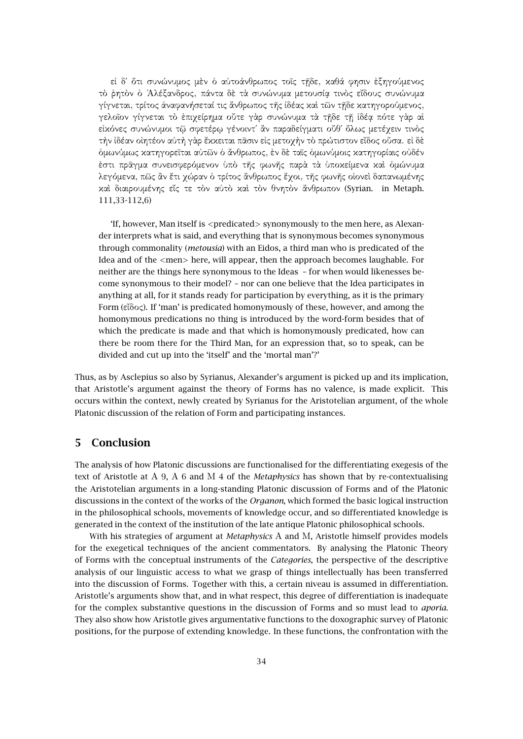εἰ δ᾽ ὅτι συνώνυμος μὲν ὁ αὐτοάνθρωπος τοῖς τῇδε, καθά φησιν ἐξηγούμενος τὸ ῥητὸν ὁ Ἀλέξανδρος, πάντα δὲ τὰ συνώνυμα μετουσίᾳ τινὸς εἴδους συνώνυμα γίγνεται, τρίτος ἀναφανήσεταί τις ἄνθρωπος τῆς ἰδέας καὶ τῶν τῇδε κατηγορούμενος, γελοῖον γίγνεται τὸ ἐπιχείρημα· οὔτε γὰρ συνώνυμα τὰ τῇδε τῇ ἰδέᾳ· πότε γὰρ αἱ εἰκόνες συνώνυμοι τῷ σφετέρῳ γένοιντ᾽ ἂν παραδείγματι· οὔθ᾽ ὅλως μετέχειν τινὸς τὴν ἰδέαν οἰητέον· αὐτὴ γὰρ ἔκκειται πᾶσιν εἰς μετοχὴν τὸ πρώτιστον εἶδος οὖσα. εἰ δὲ ὁμωνύμως κατηγορεῖται αὐτῶν ὁ ἄνθρωπος, ἐν δὲ ταῖς ὁμωνύμοις κατηγορίαις οὐδέν ἐστι πρᾶγμα συνεισφερόμενον ὑπὸ τῆς φωνῆς παρὰ τὰ ὑποκείμενα καὶ ὁμώνυμα λεγόμενα, πῶς ἂν ἔτι χώραν ὁ τρίτος ἄνθρωπος ἔχοι, τῆς φωνῆς οἱονεὶ δαπανωμένης καὶ διαιρουμένης εἴς τε τὸν αὐτὸ καὶ τὸν θνητὸν ἄνθρωπον (Syrian. in Metaph. 111,33-112,6)

'If, however, Man itself is <predicated> synonymously to the men here, as Alexander interprets what is said, and everything that is synonymous becomes synonymous through commonality (*metousia*) with an Eidos, a third man who is predicated of the Idea and of the <men> here, will appear, then the approach becomes laughable. For neither are the things here synonymous to the Ideas – for when would likenesses become synonymous to their model? – nor can one believe that the Idea participates in anything at all, for it stands ready for participation by everything, as it is the primary Form (εἶδος). If 'man' is predicated homonymously of these, however, and among the homonymous predications no thing is introduced by the word-form besides that of which the predicate is made and that which is homonymously predicated, how can there be room there for the Third Man, for an expression that, so to speak, can be divided and cut up into the 'itself' and the 'mortal man'?'

Thus, as by Asclepius so also by Syrianus, Alexander's argument is picked up and its implication, that Aristotle's argument against the theory of Forms has no valence, is made explicit. This occurs within the context, newly created by Syrianus for the Aristotelian argument, of the whole Platonic discussion of the relation of Form and participating instances.

## 5 Conclusion

The analysis of how Platonic discussions are functionalised for the differentiating exegesis of the text of Aristotle at Α 9, Α 6 and Μ 4 of the *Metaphysics* has shown that by re-contextualising the Aristotelian arguments in a long-standing Platonic discussion of Forms and of the Platonic discussions in the context of the works of the *Organon*, which formed the basic logical instruction in the philosophical schools, movements of knowledge occur, and so differentiated knowledge is generated in the context of the institution of the late antique Platonic philosophical schools.

With his strategies of argument at *Metaphysics* Α and Μ, Aristotle himself provides models for the exegetical techniques of the ancient commentators. By analysing the Platonic Theory of Forms with the conceptual instruments of the *Categories*, the perspective of the descriptive analysis of our linguistic access to what we grasp of things intellectually has been transferred into the discussion of Forms. Together with this, a certain niveau is assumed in differentiation. Aristotle's arguments show that, and in what respect, this degree of differentiation is inadequate for the complex substantive questions in the discussion of Forms and so must lead to *aporia*. They also show how Aristotle gives argumentative functions to the doxographic survey of Platonic positions, for the purpose of extending knowledge. In these functions, the confrontation with the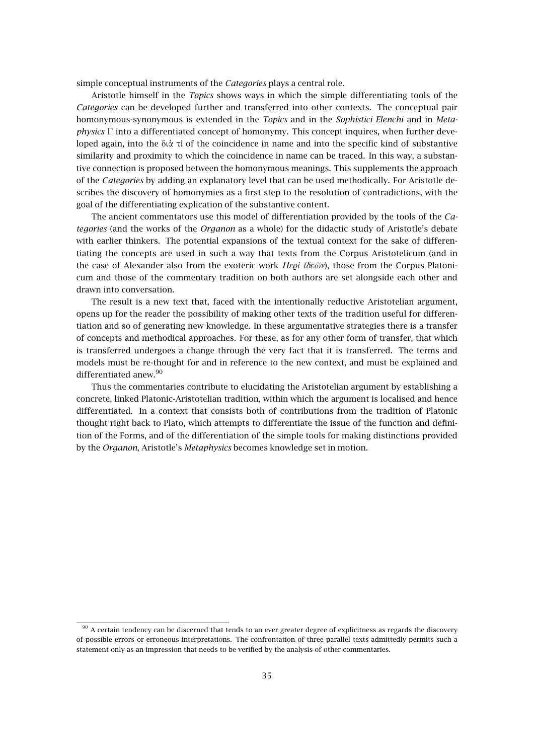simple conceptual instruments of the *Categories* plays a central role.

Aristotle himself in the *Topics* shows ways in which the simple differentiating tools of the *Categories* can be developed further and transferred into other contexts. The conceptual pair homonymous-synonymous is extended in the *Topics* and in the *Sophistici Elenchi* and in *Metaphysics* Γ into a differentiated concept of homonymy. This concept inquires, when further developed again, into the διὰ τί of the coincidence in name and into the specific kind of substantive similarity and proximity to which the coincidence in name can be traced. In this way, a substantive connection is proposed between the homonymous meanings. This supplements the approach of the *Categories* by adding an explanatory level that can be used methodically. For Aristotle describes the discovery of homonymies as a first step to the resolution of contradictions, with the goal of the differentiating explication of the substantive content.

The ancient commentators use this model of differentiation provided by the tools of the *Categories* (and the works of the *Organon* as a whole) for the didactic study of Aristotle's debate with earlier thinkers. The potential expansions of the textual context for the sake of differentiating the concepts are used in such a way that texts from the Corpus Aristotelicum (and in the case of Alexander also from the exoteric work *Περὶ ἰδεῶν*), those from the Corpus Platonicum and those of the commentary tradition on both authors are set alongside each other and drawn into conversation.

The result is a new text that, faced with the intentionally reductive Aristotelian argument, opens up for the reader the possibility of making other texts of the tradition useful for differentiation and so of generating new knowledge. In these argumentative strategies there is a transfer of concepts and methodical approaches. For these, as for any other form of transfer, that which is transferred undergoes a change through the very fact that it is transferred. The terms and models must be re-thought for and in reference to the new context, and must be explained and differentiated anew.[90]

Thus the commentaries contribute to elucidating the Aristotelian argument by establishing a concrete, linked Platonic-Aristotelian tradition, within which the argument is localised and hence differentiated. In a context that consists both of contributions from the tradition of Platonic thought right back to Plato, which attempts to differentiate the issue of the function and definition of the Forms, and of the differentiation of the simple tools for making distinctions provided by the *Organon*, Aristotle's *Metaphysics* becomes knowledge set in motion.

---

[90] A certain tendency can be discerned that tends to an ever greater degree of explicitness as regards the discovery of possible errors or erroneous interpretations. The confrontation of three parallel texts admittedly permits such a statement only as an impression that needs to be verified by the analysis of other commentaries.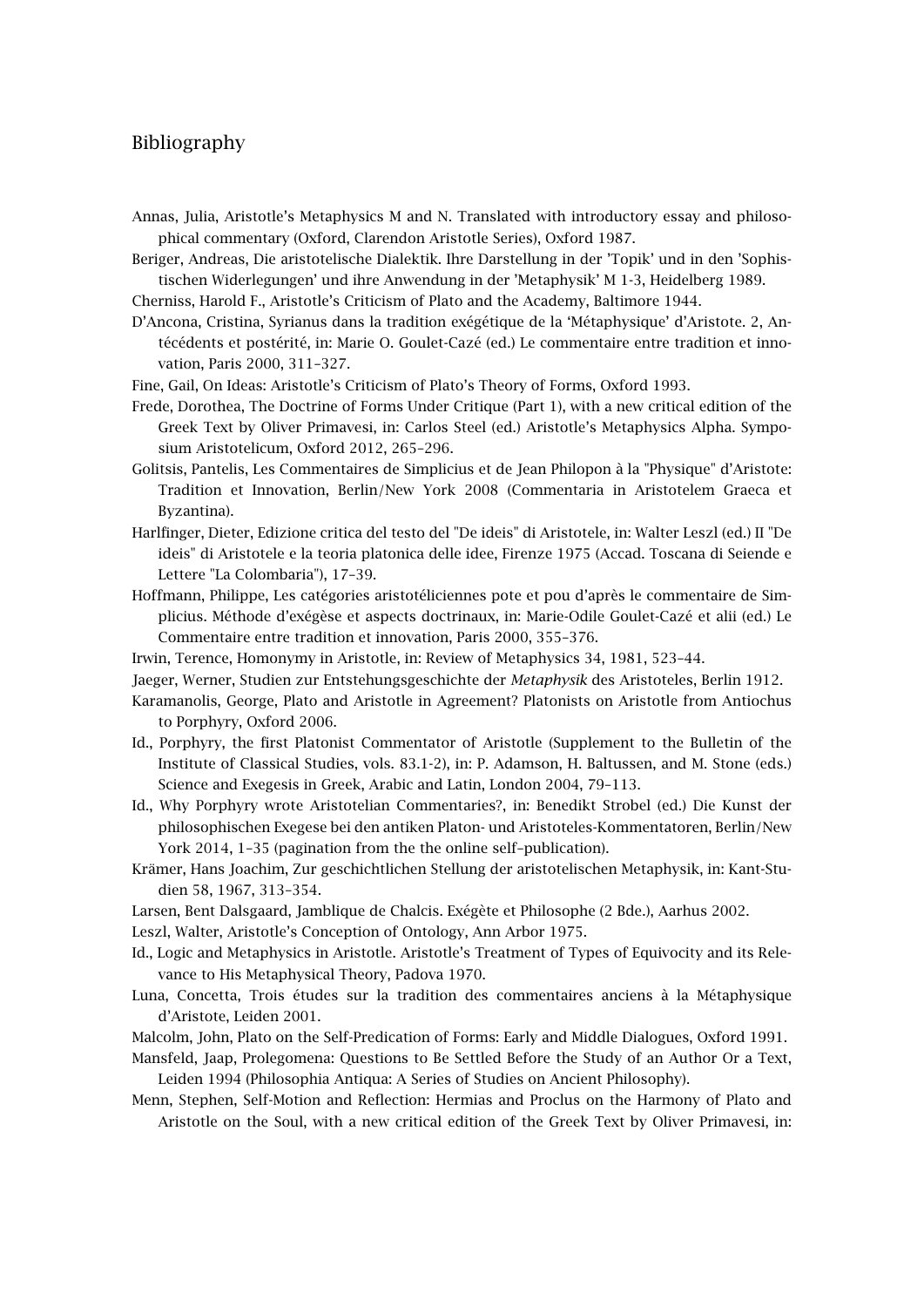# Bibliography

Annas, Julia, Aristotle's Metaphysics M and N. Translated with introductory essay and philosophical commentary (Oxford, Clarendon Aristotle Series), Oxford 1987.

Beriger, Andreas, Die aristotelische Dialektik. Ihre Darstellung in der 'Topik' und in den 'Sophistischen Widerlegungen' und ihre Anwendung in der 'Metaphysik' M 1-3, Heidelberg 1989.

Cherniss, Harold F., Aristotle's Criticism of Plato and the Academy, Baltimore 1944.

D'Ancona, Cristina, Syrianus dans la tradition exégétique de la 'Métaphysique' d'Aristote. 2, Antécédents et postérité, in: Marie O. Goulet-Cazé (ed.) Le commentaire entre tradition et innovation, Paris 2000, 311–327.

Fine, Gail, On Ideas: Aristotle's Criticism of Plato's Theory of Forms, Oxford 1993.

Frede, Dorothea, The Doctrine of Forms Under Critique (Part 1), with a new critical edition of the Greek Text by Oliver Primavesi, in: Carlos Steel (ed.) Aristotle's Metaphysics Alpha. Symposium Aristotelicum, Oxford 2012, 265–296.

Golitsis, Pantelis, Les Commentaires de Simplicius et de Jean Philopon à la "Physique" d'Aristote: Tradition et Innovation, Berlin/New York 2008 (Commentaria in Aristotelem Graeca et Byzantina).

Harlfinger, Dieter, Edizione critica del testo del "De ideis" di Aristotele, in: Walter Leszl (ed.) II "De ideis" di Aristotele e la teoria platonica delle idee, Firenze 1975 (Accad. Toscana di Seiende e Lettere "La Colombaria"), 17–39.

Hoffmann, Philippe, Les catégories aristotéliciennes pote et pou d'après le commentaire de Simplicius. Méthode d'exégèse et aspects doctrinaux, in: Marie-Odile Goulet-Cazé et alii (ed.) Le Commentaire entre tradition et innovation, Paris 2000, 355–376.

Irwin, Terence, Homonymy in Aristotle, in: Review of Metaphysics 34, 1981, 523–44.

Jaeger, Werner, Studien zur Entstehungsgeschichte der *Metaphysik* des Aristoteles, Berlin 1912.

Karamanolis, George, Plato and Aristotle in Agreement? Platonists on Aristotle from Antiochus to Porphyry, Oxford 2006.

Id., Porphyry, the first Platonist Commentator of Aristotle (Supplement to the Bulletin of the Institute of Classical Studies, vols. 83.1-2), in: P. Adamson, H. Baltussen, and M. Stone (eds.) Science and Exegesis in Greek, Arabic and Latin, London 2004, 79–113.

Id., Why Porphyry wrote Aristotelian Commentaries?, in: Benedikt Strobel (ed.) Die Kunst der philosophischen Exegese bei den antiken Platon- und Aristoteles-Kommentatoren, Berlin/New York 2014, 1–35 (pagination from the the online self–publication).

Krämer, Hans Joachim, Zur geschichtlichen Stellung der aristotelischen Metaphysik, in: Kant-Studien 58, 1967, 313–354.

Larsen, Bent Dalsgaard, Jamblique de Chalcis. Exégète et Philosophe (2 Bde.), Aarhus 2002.

Leszl, Walter, Aristotle's Conception of Ontology, Ann Arbor 1975.

Id., Logic and Metaphysics in Aristotle. Aristotle's Treatment of Types of Equivocity and its Relevance to His Metaphysical Theory, Padova 1970.

Luna, Concetta, Trois études sur la tradition des commentaires anciens à la Métaphysique d'Aristote, Leiden 2001.

Malcolm, John, Plato on the Self-Predication of Forms: Early and Middle Dialogues, Oxford 1991.

Mansfeld, Jaap, Prolegomena: Questions to Be Settled Before the Study of an Author Or a Text, Leiden 1994 (Philosophia Antiqua: A Series of Studies on Ancient Philosophy).

Menn, Stephen, Self-Motion and Reflection: Hermias and Proclus on the Harmony of Plato and Aristotle on the Soul, with a new critical edition of the Greek Text by Oliver Primavesi, in: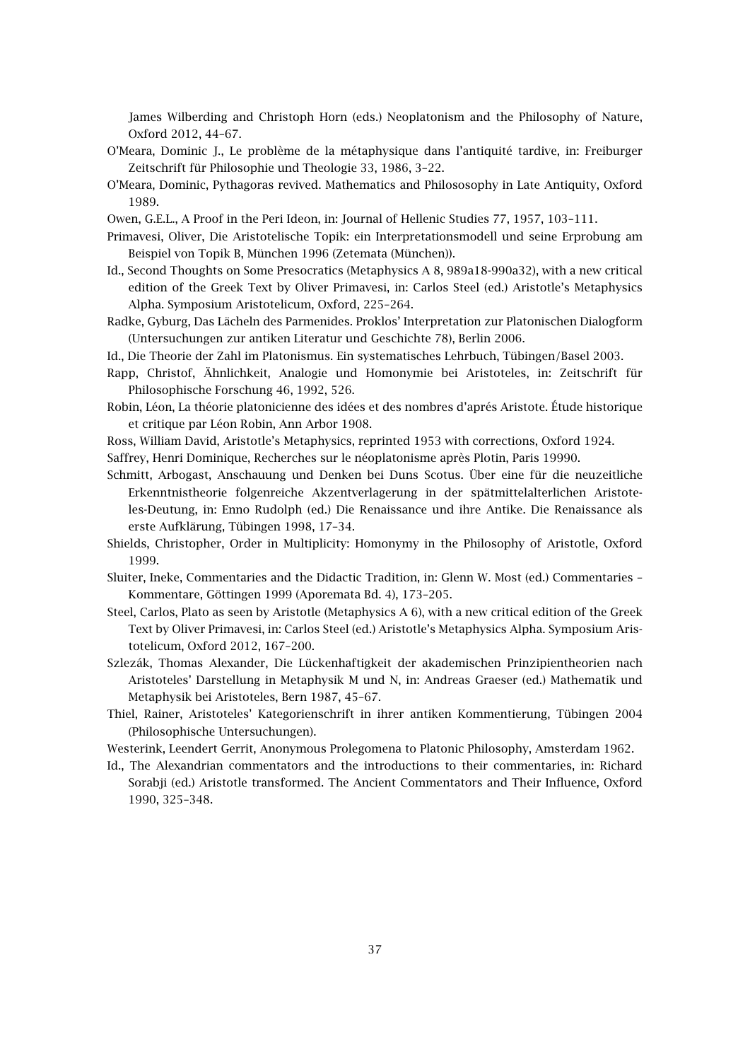James Wilberding and Christoph Horn (eds.) Neoplatonism and the Philosophy of Nature, Oxford 2012, 44–67.

O'Meara, Dominic J., Le problème de la métaphysique dans l'antiquité tardive, in: Freiburger Zeitschrift für Philosophie und Theologie 33, 1986, 3–22.

O'Meara, Dominic, Pythagoras revived. Mathematics and Philososophy in Late Antiquity, Oxford 1989.

Owen, G.E.L., A Proof in the Peri Ideon, in: Journal of Hellenic Studies 77, 1957, 103–111.

Primavesi, Oliver, Die Aristotelische Topik: ein Interpretationsmodell und seine Erprobung am Beispiel von Topik B, München 1996 (Zetemata (München)).

Id., Second Thoughts on Some Presocratics (Metaphysics A 8, 989a18-990a32), with a new critical edition of the Greek Text by Oliver Primavesi, in: Carlos Steel (ed.) Aristotle's Metaphysics Alpha. Symposium Aristotelicum, Oxford, 225–264.

Radke, Gyburg, Das Lächeln des Parmenides. Proklos' Interpretation zur Platonischen Dialogform (Untersuchungen zur antiken Literatur und Geschichte 78), Berlin 2006.

Id., Die Theorie der Zahl im Platonismus. Ein systematisches Lehrbuch, Tübingen/Basel 2003.

Rapp, Christof, Ähnlichkeit, Analogie und Homonymie bei Aristoteles, in: Zeitschrift für Philosophische Forschung 46, 1992, 526.

Robin, Léon, La théorie platonicienne des idées et des nombres d'aprés Aristote. Étude historique et critique par Léon Robin, Ann Arbor 1908.

Ross, William David, Aristotle's Metaphysics, reprinted 1953 with corrections, Oxford 1924.

Saffrey, Henri Dominique, Recherches sur le néoplatonisme après Plotin, Paris 19990.

Schmitt, Arbogast, Anschauung und Denken bei Duns Scotus. Über eine für die neuzeitliche Erkenntnistheorie folgenreiche Akzentverlagerung in der spätmittelalterlichen Aristoteles-Deutung, in: Enno Rudolph (ed.) Die Renaissance und ihre Antike. Die Renaissance als erste Aufklärung, Tübingen 1998, 17–34.

Shields, Christopher, Order in Multiplicity: Homonymy in the Philosophy of Aristotle, Oxford 1999.

Sluiter, Ineke, Commentaries and the Didactic Tradition, in: Glenn W. Most (ed.) Commentaries – Kommentare, Göttingen 1999 (Aporemata Bd. 4), 173–205.

Steel, Carlos, Plato as seen by Aristotle (Metaphysics A 6), with a new critical edition of the Greek Text by Oliver Primavesi, in: Carlos Steel (ed.) Aristotle's Metaphysics Alpha. Symposium Aristotelicum, Oxford 2012, 167–200.

Szlezák, Thomas Alexander, Die Lückenhaftigkeit der akademischen Prinzipientheorien nach Aristoteles' Darstellung in Metaphysik M und N, in: Andreas Graeser (ed.) Mathematik und Metaphysik bei Aristoteles, Bern 1987, 45–67.

Thiel, Rainer, Aristoteles' Kategorienschrift in ihrer antiken Kommentierung, Tübingen 2004 (Philosophische Untersuchungen).

Westerink, Leendert Gerrit, Anonymous Prolegomena to Platonic Philosophy, Amsterdam 1962.

Id., The Alexandrian commentators and the introductions to their commentaries, in: Richard Sorabji (ed.) Aristotle transformed. The Ancient Commentators and Their Influence, Oxford 1990, 325–348.